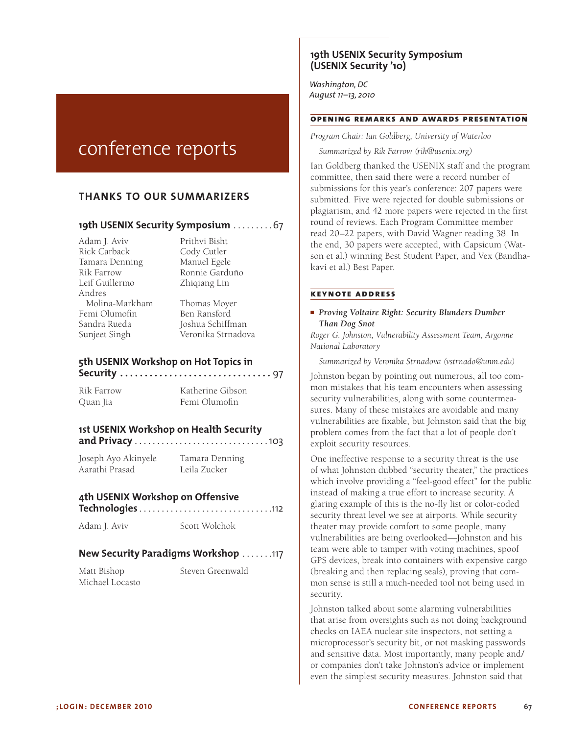# conference reports

## THANKS TO OUR SUMMARIZERS

**19th USENIX Security Symposium** . . . . . . . . . 67

Adam J. Aviv
Rick Carback
Tamara Denning
Rik Farrow
Leif Guillermo
Andres Molina-Markham
Femi Olumofin
Sandra Rueda
Sunjeet Singh
Prithvi Bisht
Cody Cutler
Manuel Egele
Ronnie Garduño
Zhiqiang Lin
Thomas Moyer
Ben Ransford
Joshua Schiffman
Veronika Strnadova

**5th USENIX Workshop on Hot Topics in Security** . . . . . . . . . . . . . . . . . . . . . . . . . . . . . . . 97

Rik Farrow
Quan Jia
Katherine Gibson
Femi Olumofin

**1st USENIX Workshop on Health Security and Privacy** . . . . . . . . . . . . . . . . . . . . . . . . . . . . . 103

Joseph Ayo Akinyele
Aarathi Prasad
Tamara Denning
Leila Zucker

**4th USENIX Workshop on Offensive Technologies** . . . . . . . . . . . . . . . . . . . . . . . . . . . . . 112

Adam J. Aviv
Scott Wolchok

**New Security Paradigms Workshop** . . . . . . . 117

Matt Bishop
Michael Locasto
Steven Greenwald

## 19th USENIX Security Symposium (USENIX Security '10)

*Washington, DC*
*August 11–13, 2010*

### OPENING REMARKS AND AWARDS PRESENTATION

*Program Chair: Ian Goldberg, University of Waterloo*

*Summarized by Rik Farrow (rik@usenix.org)*

Ian Goldberg thanked the USENIX staff and the program committee, then said there were a record number of submissions for this year's conference: 207 papers were submitted. Five were rejected for double submissions or plagiarism, and 42 more papers were rejected in the first round of reviews. Each Program Committee member read 20–22 papers, with David Wagner reading 38. In the end, 30 papers were accepted, with Capsicum (Watson et al.) winning Best Student Paper, and Vex (Bandhakavi et al.) Best Paper.

### KEYNOTE ADDRESS

- *Proving Voltaire Right: Security Blunders Dumber Than Dog Snot*

*Roger G. Johnston, Vulnerability Assessment Team, Argonne National Laboratory*

*Summarized by Veronika Strnadova (vstrnado@unm.edu)*

Johnston began by pointing out numerous, all too common mistakes that his team encounters when assessing security vulnerabilities, along with some countermeasures. Many of these mistakes are avoidable and many vulnerabilities are fixable, but Johnston said that the big problem comes from the fact that a lot of people don't exploit security resources.

One ineffective response to a security threat is the use of what Johnston dubbed "security theater," the practices which involve providing a "feel-good effect" for the public instead of making a true effort to increase security. A glaring example of this is the no-fly list or color-coded security threat level we see at airports. While security theater may provide comfort to some people, many vulnerabilities are being overlooked—Johnston and his team were able to tamper with voting machines, spoof GPS devices, break into containers with expensive cargo (breaking and then replacing seals), proving that common sense is still a much-needed tool not being used in security.

Johnston talked about some alarming vulnerabilities that arise from oversights such as not doing background checks on IAEA nuclear site inspectors, not setting a microprocessor's security bit, or not masking passwords and sensitive data. Most importantly, many people and/or companies don't take Johnston's advice or implement even the simplest security measures. Johnston said that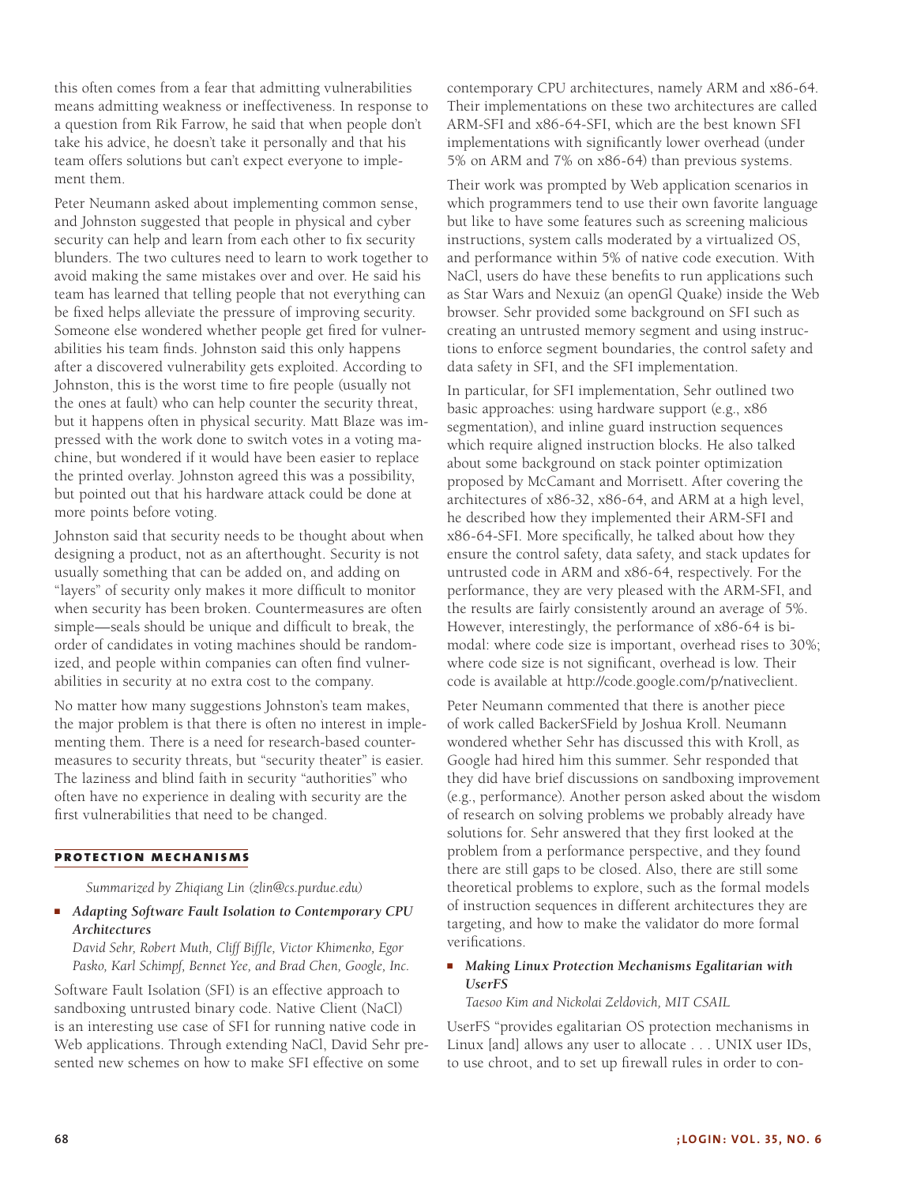this often comes from a fear that admitting vulnerabilities means admitting weakness or ineffectiveness. In response to a question from Rik Farrow, he said that when people don't take his advice, he doesn't take it personally and that his team offers solutions but can't expect everyone to implement them.

Peter Neumann asked about implementing common sense, and Johnston suggested that people in physical and cyber security can help and learn from each other to fix security blunders. The two cultures need to learn to work together to avoid making the same mistakes over and over. He said his team has learned that telling people that not everything can be fixed helps alleviate the pressure of improving security. Someone else wondered whether people get fired for vulnerabilities his team finds. Johnston said this only happens after a discovered vulnerability gets exploited. According to Johnston, this is the worst time to fire people (usually not the ones at fault) who can help counter the security threat, but it happens often in physical security. Matt Blaze was impressed with the work done to switch votes in a voting machine, but wondered if it would have been easier to replace the printed overlay. Johnston agreed this was a possibility, but pointed out that his hardware attack could be done at more points before voting.

Johnston said that security needs to be thought about when designing a product, not as an afterthought. Security is not usually something that can be added on, and adding on "layers" of security only makes it more difficult to monitor when security has been broken. Countermeasures are often simple—seals should be unique and difficult to break, the order of candidates in voting machines should be randomized, and people within companies can often find vulnerabilities in security at no extra cost to the company.

No matter how many suggestions Johnston's team makes, the major problem is that there is often no interest in implementing them. There is a need for research-based countermeasures to security threats, but "security theater" is easier. The laziness and blind faith in security "authorities" who often have no experience in dealing with security are the first vulnerabilities that need to be changed.

## PROTECTION MECHANISMS

*Summarized by Zhiqiang Lin (zlin@cs.purdue.edu)*

- ***Adapting Software Fault Isolation to Contemporary CPU Architectures***
  *David Sehr, Robert Muth, Cliff Biffle, Victor Khimenko, Egor Pasko, Karl Schimpf, Bennet Yee, and Brad Chen, Google, Inc.*

Software Fault Isolation (SFI) is an effective approach to sandboxing untrusted binary code. Native Client (NaCl) is an interesting use case of SFI for running native code in Web applications. Through extending NaCl, David Sehr presented new schemes on how to make SFI effective on some contemporary CPU architectures, namely ARM and x86-64. Their implementations on these two architectures are called ARM-SFI and x86-64-SFI, which are the best known SFI implementations with significantly lower overhead (under 5% on ARM and 7% on x86-64) than previous systems.

Their work was prompted by Web application scenarios in which programmers tend to use their own favorite language but like to have some features such as screening malicious instructions, system calls moderated by a virtualized OS, and performance within 5% of native code execution. With NaCl, users do have these benefits to run applications such as Star Wars and Nexuiz (an openGl Quake) inside the Web browser. Sehr provided some background on SFI such as creating an untrusted memory segment and using instructions to enforce segment boundaries, the control safety and data safety in SFI, and the SFI implementation.

In particular, for SFI implementation, Sehr outlined two basic approaches: using hardware support (e.g., x86 segmentation), and inline guard instruction sequences which require aligned instruction blocks. He also talked about some background on stack pointer optimization proposed by McCamant and Morrisett. After covering the architectures of x86-32, x86-64, and ARM at a high level, he described how they implemented their ARM-SFI and x86-64-SFI. More specifically, he talked about how they ensure the control safety, data safety, and stack updates for untrusted code in ARM and x86-64, respectively. For the performance, they are very pleased with the ARM-SFI, and the results are fairly consistently around an average of 5%. However, interestingly, the performance of x86-64 is bimodal: where code size is important, overhead rises to 30%; where code size is not significant, overhead is low. Their code is available at http://code.google.com/p/nativeclient.

Peter Neumann commented that there is another piece of work called BackerSField by Joshua Kroll. Neumann wondered whether Sehr has discussed this with Kroll, as Google had hired him this summer. Sehr responded that they did have brief discussions on sandboxing improvement (e.g., performance). Another person asked about the wisdom of research on solving problems we probably already have solutions for. Sehr answered that they first looked at the problem from a performance perspective, and they found there are still gaps to be closed. Also, there are still some theoretical problems to explore, such as the formal models of instruction sequences in different architectures they are targeting, and how to make the validator do more formal verifications.

- ***Making Linux Protection Mechanisms Egalitarian with UserFS***
  *Taesoo Kim and Nickolai Zeldovich, MIT CSAIL*

UserFS "provides egalitarian OS protection mechanisms in Linux [and] allows any user to allocate . . . UNIX user IDs, to use chroot, and to set up firewall rules in order to con-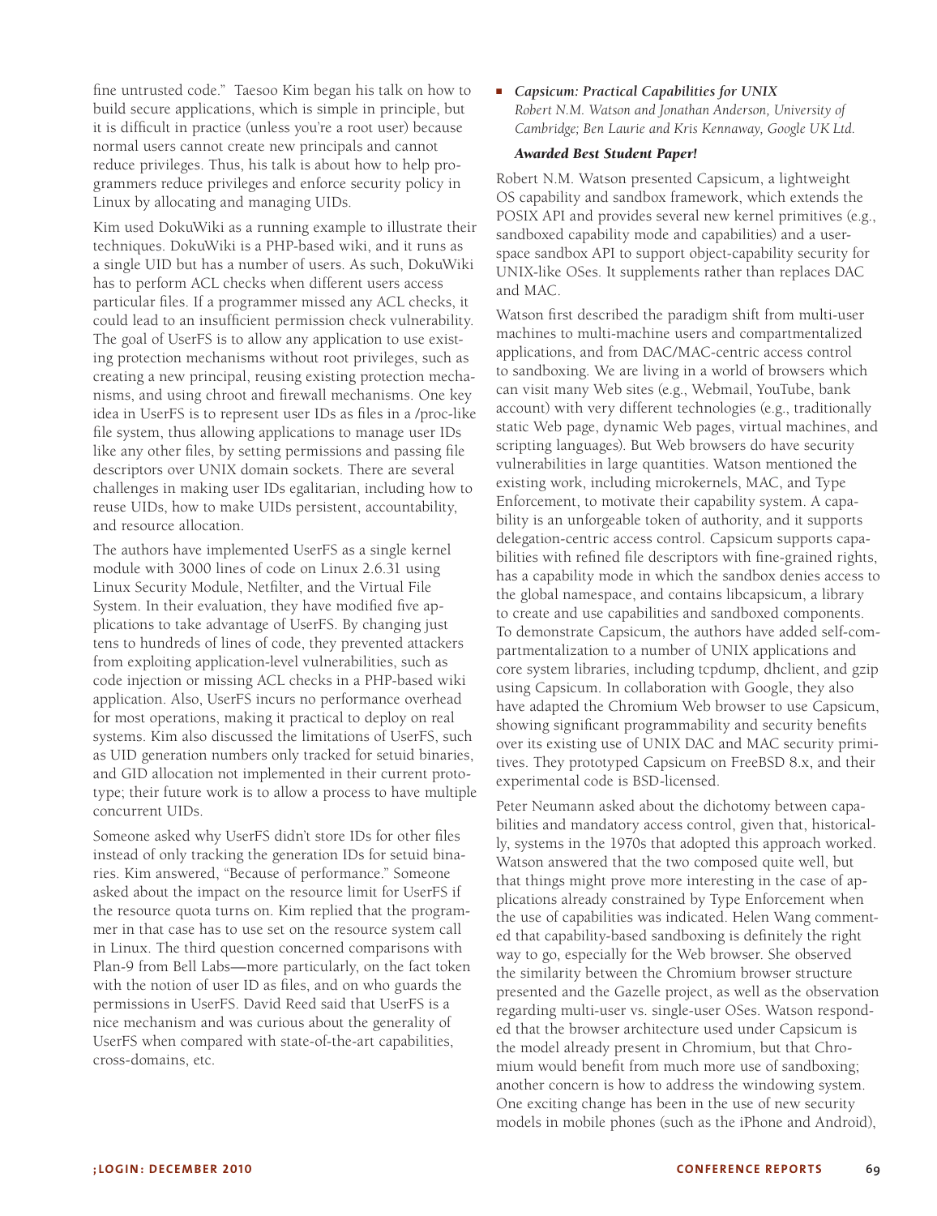fine untrusted code." Taesoo Kim began his talk on how to build secure applications, which is simple in principle, but it is difficult in practice (unless you're a root user) because normal users cannot create new principals and cannot reduce privileges. Thus, his talk is about how to help programmers reduce privileges and enforce security policy in Linux by allocating and managing UIDs.

Kim used DokuWiki as a running example to illustrate their techniques. DokuWiki is a PHP-based wiki, and it runs as a single UID but has a number of users. As such, DokuWiki has to perform ACL checks when different users access particular files. If a programmer missed any ACL checks, it could lead to an insufficient permission check vulnerability. The goal of UserFS is to allow any application to use existing protection mechanisms without root privileges, such as creating a new principal, reusing existing protection mechanisms, and using chroot and firewall mechanisms. One key idea in UserFS is to represent user IDs as files in a /proc-like file system, thus allowing applications to manage user IDs like any other files, by setting permissions and passing file descriptors over UNIX domain sockets. There are several challenges in making user IDs egalitarian, including how to reuse UIDs, how to make UIDs persistent, accountability, and resource allocation.

The authors have implemented UserFS as a single kernel module with 3000 lines of code on Linux 2.6.31 using Linux Security Module, Netfilter, and the Virtual File System. In their evaluation, they have modified five applications to take advantage of UserFS. By changing just tens to hundreds of lines of code, they prevented attackers from exploiting application-level vulnerabilities, such as code injection or missing ACL checks in a PHP-based wiki application. Also, UserFS incurs no performance overhead for most operations, making it practical to deploy on real systems. Kim also discussed the limitations of UserFS, such as UID generation numbers only tracked for setuid binaries, and GID allocation not implemented in their current prototype; their future work is to allow a process to have multiple concurrent UIDs.

Someone asked why UserFS didn't store IDs for other files instead of only tracking the generation IDs for setuid binaries. Kim answered, "Because of performance." Someone asked about the impact on the resource limit for UserFS if the resource quota turns on. Kim replied that the programmer in that case has to use set on the resource system call in Linux. The third question concerned comparisons with Plan-9 from Bell Labs—more particularly, on the fact token with the notion of user ID as files, and on who guards the permissions in UserFS. David Reed said that UserFS is a nice mechanism and was curious about the generality of UserFS when compared with state-of-the-art capabilities, cross-domains, etc.

- ***Capsicum: Practical Capabilities for UNIX***
  *Robert N.M. Watson and Jonathan Anderson, University of Cambridge; Ben Laurie and Kris Kennaway, Google UK Ltd.*

  ***Awarded Best Student Paper!***

Robert N.M. Watson presented Capsicum, a lightweight OS capability and sandbox framework, which extends the POSIX API and provides several new kernel primitives (e.g., sandboxed capability mode and capabilities) and a userspace sandbox API to support object-capability security for UNIX-like OSes. It supplements rather than replaces DAC and MAC.

Watson first described the paradigm shift from multi-user machines to multi-machine users and compartmentalized applications, and from DAC/MAC-centric access control to sandboxing. We are living in a world of browsers which can visit many Web sites (e.g., Webmail, YouTube, bank account) with very different technologies (e.g., traditionally static Web page, dynamic Web pages, virtual machines, and scripting languages). But Web browsers do have security vulnerabilities in large quantities. Watson mentioned the existing work, including microkernels, MAC, and Type Enforcement, to motivate their capability system. A capability is an unforgeable token of authority, and it supports delegation-centric access control. Capsicum supports capabilities with refined file descriptors with fine-grained rights, has a capability mode in which the sandbox denies access to the global namespace, and contains libcapsicum, a library to create and use capabilities and sandboxed components. To demonstrate Capsicum, the authors have added self-compartmentalization to a number of UNIX applications and core system libraries, including tcpdump, dhclient, and gzip using Capsicum. In collaboration with Google, they also have adapted the Chromium Web browser to use Capsicum, showing significant programmability and security benefits over its existing use of UNIX DAC and MAC security primitives. They prototyped Capsicum on FreeBSD 8.x, and their experimental code is BSD-licensed.

Peter Neumann asked about the dichotomy between capabilities and mandatory access control, given that, historically, systems in the 1970s that adopted this approach worked. Watson answered that the two composed quite well, but that things might prove more interesting in the case of applications already constrained by Type Enforcement when the use of capabilities was indicated. Helen Wang commented that capability-based sandboxing is definitely the right way to go, especially for the Web browser. She observed the similarity between the Chromium browser structure presented and the Gazelle project, as well as the observation regarding multi-user vs. single-user OSes. Watson responded that the browser architecture used under Capsicum is the model already present in Chromium, but that Chromium would benefit from much more use of sandboxing; another concern is how to address the windowing system. One exciting change has been in the use of new security models in mobile phones (such as the iPhone and Android),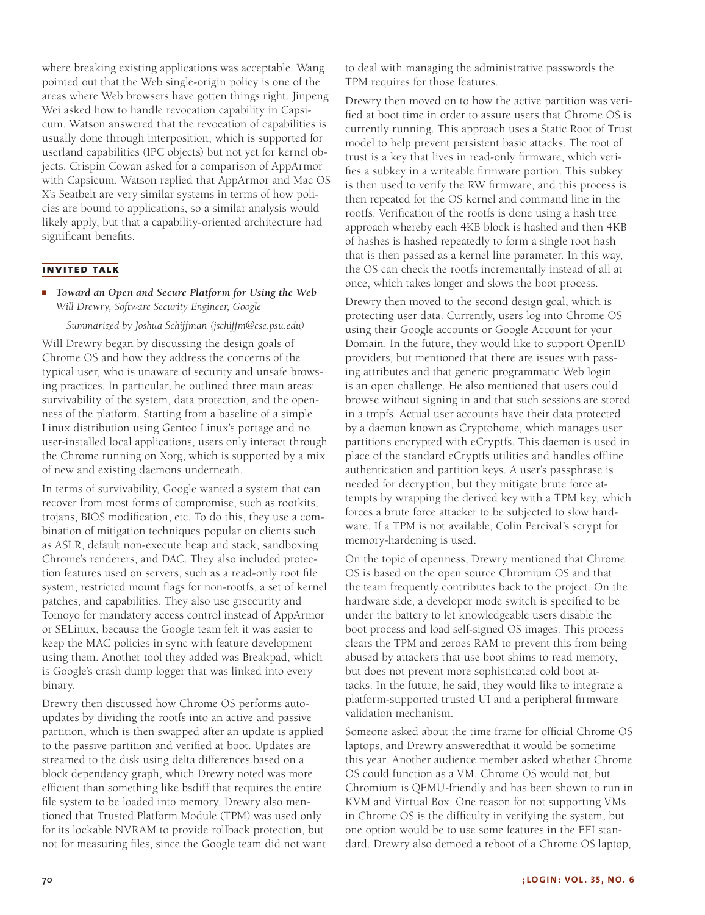where breaking existing applications was acceptable. Wang pointed out that the Web single-origin policy is one of the areas where Web browsers have gotten things right. Jinpeng Wei asked how to handle revocation capability in Capsicum. Watson answered that the revocation of capabilities is usually done through interposition, which is supported for userland capabilities (IPC objects) but not yet for kernel objects. Crispin Cowan asked for a comparison of AppArmor with Capsicum. Watson replied that AppArmor and Mac OS X's Seatbelt are very similar systems in terms of how policies are bound to applications, so a similar analysis would likely apply, but that a capability-oriented architecture had significant benefits.

## INVITED TALK

- ***Toward an Open and Secure Platform for Using the Web***
  *Will Drewry, Software Security Engineer, Google*

  *Summarized by Joshua Schiffman (jschiffm@cse.psu.edu)*

Will Drewry began by discussing the design goals of Chrome OS and how they address the concerns of the typical user, who is unaware of security and unsafe browsing practices. In particular, he outlined three main areas: survivability of the system, data protection, and the openness of the platform. Starting from a baseline of a simple Linux distribution using Gentoo Linux's portage and no user-installed local applications, users only interact through the Chrome running on Xorg, which is supported by a mix of new and existing daemons underneath.

In terms of survivability, Google wanted a system that can recover from most forms of compromise, such as rootkits, trojans, BIOS modification, etc. To do this, they use a combination of mitigation techniques popular on clients such as ASLR, default non-execute heap and stack, sandboxing Chrome's renderers, and DAC. They also included protection features used on servers, such as a read-only root file system, restricted mount flags for non-rootfs, a set of kernel patches, and capabilities. They also use grsecurity and Tomoyo for mandatory access control instead of AppArmor or SELinux, because the Google team felt it was easier to keep the MAC policies in sync with feature development using them. Another tool they added was Breakpad, which is Google's crash dump logger that was linked into every binary.

Drewry then discussed how Chrome OS performs auto-updates by dividing the rootfs into an active and passive partition, which is then swapped after an update is applied to the passive partition and verified at boot. Updates are streamed to the disk using delta differences based on a block dependency graph, which Drewry noted was more efficient than something like bsdiff that requires the entire file system to be loaded into memory. Drewry also mentioned that Trusted Platform Module (TPM) was used only for its lockable NVRAM to provide rollback protection, but not for measuring files, since the Google team did not want to deal with managing the administrative passwords the TPM requires for those features.

Drewry then moved on to how the active partition was verified at boot time in order to assure users that Chrome OS is currently running. This approach uses a Static Root of Trust model to help prevent persistent basic attacks. The root of trust is a key that lives in read-only firmware, which verifies a subkey in a writeable firmware portion. This subkey is then used to verify the RW firmware, and this process is then repeated for the OS kernel and command line in the rootfs. Verification of the rootfs is done using a hash tree approach whereby each 4KB block is hashed and then 4KB of hashes is hashed repeatedly to form a single root hash that is then passed as a kernel line parameter. In this way, the OS can check the rootfs incrementally instead of all at once, which takes longer and slows the boot process.

Drewry then moved to the second design goal, which is protecting user data. Currently, users log into Chrome OS using their Google accounts or Google Account for your Domain. In the future, they would like to support OpenID providers, but mentioned that there are issues with passing attributes and that generic programmatic Web login is an open challenge. He also mentioned that users could browse without signing in and that such sessions are stored in a tmpfs. Actual user accounts have their data protected by a daemon known as Cryptohome, which manages user partitions encrypted with eCryptfs. This daemon is used in place of the standard eCryptfs utilities and handles offline authentication and partition keys. A user's passphrase is needed for decryption, but they mitigate brute force attempts by wrapping the derived key with a TPM key, which forces a brute force attacker to be subjected to slow hardware. If a TPM is not available, Colin Percival's scrypt for memory-hardening is used.

On the topic of openness, Drewry mentioned that Chrome OS is based on the open source Chromium OS and that the team frequently contributes back to the project. On the hardware side, a developer mode switch is specified to be under the battery to let knowledgeable users disable the boot process and load self-signed OS images. This process clears the TPM and zeroes RAM to prevent this from being abused by attackers that use boot shims to read memory, but does not prevent more sophisticated cold boot attacks. In the future, he said, they would like to integrate a platform-supported trusted UI and a peripheral firmware validation mechanism.

Someone asked about the time frame for official Chrome OS laptops, and Drewry answeredthat it would be sometime this year. Another audience member asked whether Chrome OS could function as a VM. Chrome OS would not, but Chromium is QEMU-friendly and has been shown to run in KVM and Virtual Box. One reason for not supporting VMs in Chrome OS is the difficulty in verifying the system, but one option would be to use some features in the EFI standard. Drewry also demoed a reboot of a Chrome OS laptop,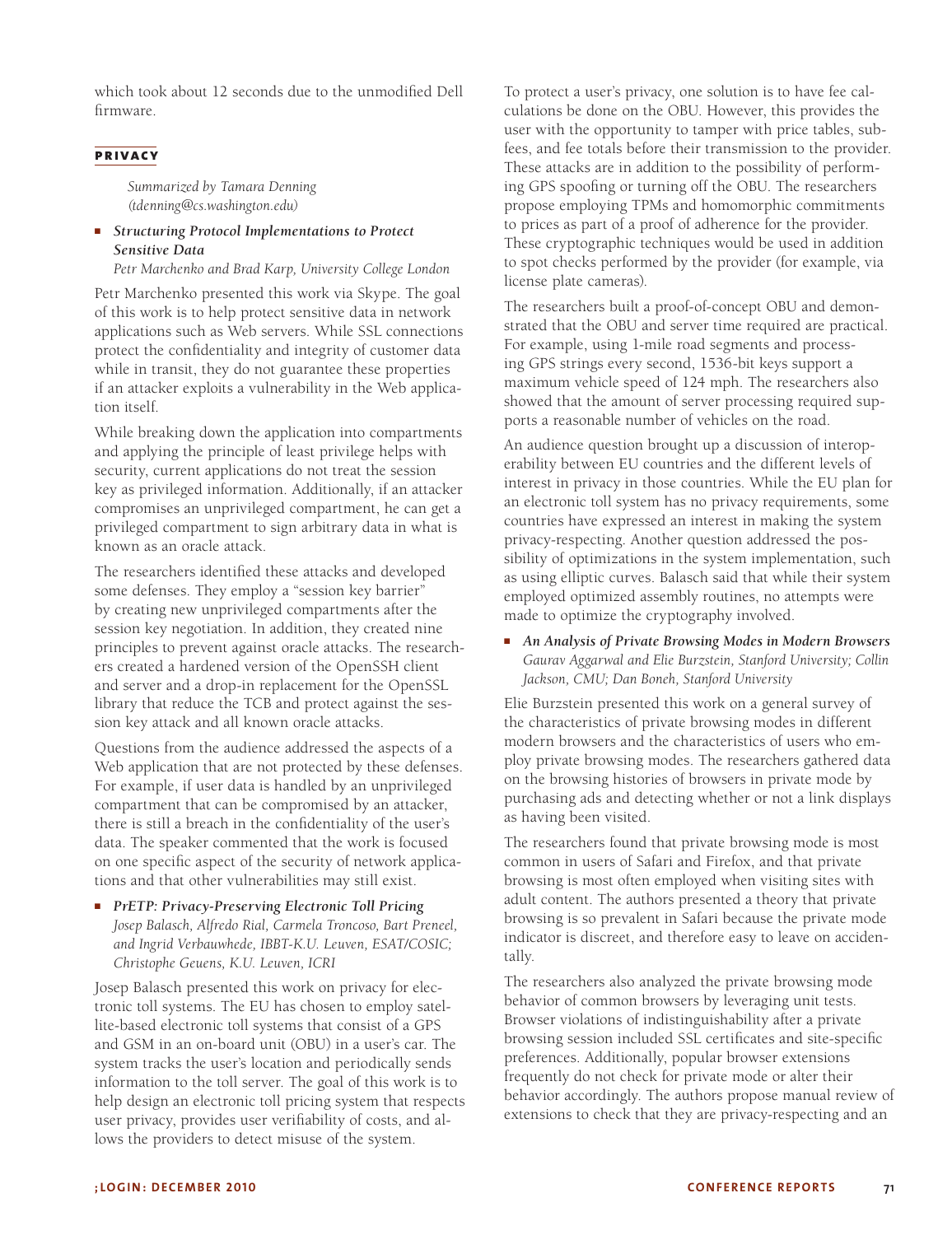which took about 12 seconds due to the unmodified Dell firmware.

## PRIVACY

*Summarized by Tamara Denning (tdenning@cs.washington.edu)*

- ***Structuring Protocol Implementations to Protect Sensitive Data***
  *Petr Marchenko and Brad Karp, University College London*

Petr Marchenko presented this work via Skype. The goal of this work is to help protect sensitive data in network applications such as Web servers. While SSL connections protect the confidentiality and integrity of customer data while in transit, they do not guarantee these properties if an attacker exploits a vulnerability in the Web application itself.

While breaking down the application into compartments and applying the principle of least privilege helps with security, current applications do not treat the session key as privileged information. Additionally, if an attacker compromises an unprivileged compartment, he can get a privileged compartment to sign arbitrary data in what is known as an oracle attack.

The researchers identified these attacks and developed some defenses. They employ a "session key barrier" by creating new unprivileged compartments after the session key negotiation. In addition, they created nine principles to prevent against oracle attacks. The researchers created a hardened version of the OpenSSH client and server and a drop-in replacement for the OpenSSL library that reduce the TCB and protect against the session key attack and all known oracle attacks.

Questions from the audience addressed the aspects of a Web application that are not protected by these defenses. For example, if user data is handled by an unprivileged compartment that can be compromised by an attacker, there is still a breach in the confidentiality of the user's data. The speaker commented that the work is focused on one specific aspect of the security of network applications and that other vulnerabilities may still exist.

- ***PrETP: Privacy-Preserving Electronic Toll Pricing***
  *Josep Balasch, Alfredo Rial, Carmela Troncoso, Bart Preneel, and Ingrid Verbauwhede, IBBT-K.U. Leuven, ESAT/COSIC; Christophe Geuens, K.U. Leuven, ICRI*

Josep Balasch presented this work on privacy for electronic toll systems. The EU has chosen to employ satellite-based electronic toll systems that consist of a GPS and GSM in an on-board unit (OBU) in a user's car. The system tracks the user's location and periodically sends information to the toll server. The goal of this work is to help design an electronic toll pricing system that respects user privacy, provides user verifiability of costs, and allows the providers to detect misuse of the system.

To protect a user's privacy, one solution is to have fee calculations be done on the OBU. However, this provides the user with the opportunity to tamper with price tables, subfees, and fee totals before their transmission to the provider. These attacks are in addition to the possibility of performing GPS spoofing or turning off the OBU. The researchers propose employing TPMs and homomorphic commitments to prices as part of a proof of adherence for the provider. These cryptographic techniques would be used in addition to spot checks performed by the provider (for example, via license plate cameras).

The researchers built a proof-of-concept OBU and demonstrated that the OBU and server time required are practical. For example, using 1-mile road segments and processing GPS strings every second, 1536-bit keys support a maximum vehicle speed of 124 mph. The researchers also showed that the amount of server processing required supports a reasonable number of vehicles on the road.

An audience question brought up a discussion of interoperability between EU countries and the different levels of interest in privacy in those countries. While the EU plan for an electronic toll system has no privacy requirements, some countries have expressed an interest in making the system privacy-respecting. Another question addressed the possibility of optimizations in the system implementation, such as using elliptic curves. Balasch said that while their system employed optimized assembly routines, no attempts were made to optimize the cryptography involved.

- ***An Analysis of Private Browsing Modes in Modern Browsers***
  *Gaurav Aggarwal and Elie Burzstein, Stanford University; Collin Jackson, CMU; Dan Boneh, Stanford University*

Elie Burzstein presented this work on a general survey of the characteristics of private browsing modes in different modern browsers and the characteristics of users who employ private browsing modes. The researchers gathered data on the browsing histories of browsers in private mode by purchasing ads and detecting whether or not a link displays as having been visited.

The researchers found that private browsing mode is most common in users of Safari and Firefox, and that private browsing is most often employed when visiting sites with adult content. The authors presented a theory that private browsing is so prevalent in Safari because the private mode indicator is discreet, and therefore easy to leave on accidentally.

The researchers also analyzed the private browsing mode behavior of common browsers by leveraging unit tests. Browser violations of indistinguishability after a private browsing session included SSL certificates and site-specific preferences. Additionally, popular browser extensions frequently do not check for private mode or alter their behavior accordingly. The authors propose manual review of extensions to check that they are privacy-respecting and an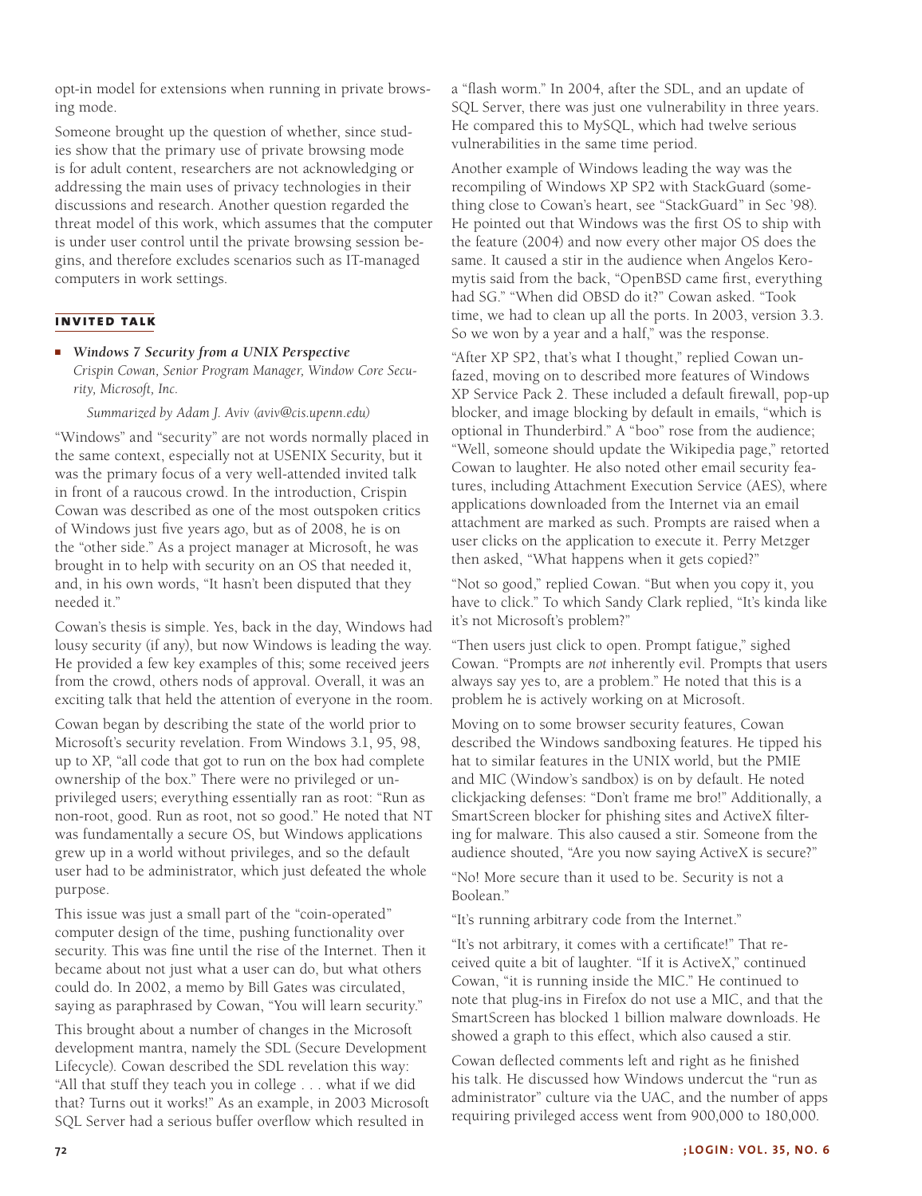opt-in model for extensions when running in private browsing mode.

Someone brought up the question of whether, since studies show that the primary use of private browsing mode is for adult content, researchers are not acknowledging or addressing the main uses of privacy technologies in their discussions and research. Another question regarded the threat model of this work, which assumes that the computer is under user control until the private browsing session begins, and therefore excludes scenarios such as IT-managed computers in work settings.

## INVITED TALK

- ***Windows 7 Security from a UNIX Perspective***
  *Crispin Cowan, Senior Program Manager, Window Core Security, Microsoft, Inc.*

  *Summarized by Adam J. Aviv (aviv@cis.upenn.edu)*

"Windows" and "security" are not words normally placed in the same context, especially not at USENIX Security, but it was the primary focus of a very well-attended invited talk in front of a raucous crowd. In the introduction, Crispin Cowan was described as one of the most outspoken critics of Windows just five years ago, but as of 2008, he is on the "other side." As a project manager at Microsoft, he was brought in to help with security on an OS that needed it, and, in his own words, "It hasn't been disputed that they needed it."

Cowan's thesis is simple. Yes, back in the day, Windows had lousy security (if any), but now Windows is leading the way. He provided a few key examples of this; some received jeers from the crowd, others nods of approval. Overall, it was an exciting talk that held the attention of everyone in the room.

Cowan began by describing the state of the world prior to Microsoft's security revelation. From Windows 3.1, 95, 98, up to XP, "all code that got to run on the box had complete ownership of the box." There were no privileged or unprivileged users; everything essentially ran as root: "Run as non-root, good. Run as root, not so good." He noted that NT was fundamentally a secure OS, but Windows applications grew up in a world without privileges, and so the default user had to be administrator, which just defeated the whole purpose.

This issue was just a small part of the "coin-operated" computer design of the time, pushing functionality over security. This was fine until the rise of the Internet. Then it became about not just what a user can do, but what others could do. In 2002, a memo by Bill Gates was circulated, saying as paraphrased by Cowan, "You will learn security."

This brought about a number of changes in the Microsoft development mantra, namely the SDL (Secure Development Lifecycle). Cowan described the SDL revelation this way: "All that stuff they teach you in college . . . what if we did that? Turns out it works!" As an example, in 2003 Microsoft SQL Server had a serious buffer overflow which resulted in a "flash worm." In 2004, after the SDL, and an update of SQL Server, there was just one vulnerability in three years. He compared this to MySQL, which had twelve serious vulnerabilities in the same time period.

Another example of Windows leading the way was the recompiling of Windows XP SP2 with StackGuard (something close to Cowan's heart, see "StackGuard" in Sec '98). He pointed out that Windows was the first OS to ship with the feature (2004) and now every other major OS does the same. It caused a stir in the audience when Angelos Keromytis said from the back, "OpenBSD came first, everything had SG." "When did OBSD do it?" Cowan asked. "Took time, we had to clean up all the ports. In 2003, version 3.3. So we won by a year and a half," was the response.

"After XP SP2, that's what I thought," replied Cowan unfazed, moving on to described more features of Windows XP Service Pack 2. These included a default firewall, pop-up blocker, and image blocking by default in emails, "which is optional in Thunderbird." A "boo" rose from the audience; "Well, someone should update the Wikipedia page," retorted Cowan to laughter. He also noted other email security features, including Attachment Execution Service (AES), where applications downloaded from the Internet via an email attachment are marked as such. Prompts are raised when a user clicks on the application to execute it. Perry Metzger then asked, "What happens when it gets copied?"

"Not so good," replied Cowan. "But when you copy it, you have to click." To which Sandy Clark replied, "It's kinda like it's not Microsoft's problem?"

"Then users just click to open. Prompt fatigue," sighed Cowan. "Prompts are *not* inherently evil. Prompts that users always say yes to, are a problem." He noted that this is a problem he is actively working on at Microsoft.

Moving on to some browser security features, Cowan described the Windows sandboxing features. He tipped his hat to similar features in the UNIX world, but the PMIE and MIC (Window's sandbox) is on by default. He noted clickjacking defenses: "Don't frame me bro!" Additionally, a SmartScreen blocker for phishing sites and ActiveX filtering for malware. This also caused a stir. Someone from the audience shouted, "Are you now saying ActiveX is secure?"

"No! More secure than it used to be. Security is not a Boolean."

"It's running arbitrary code from the Internet."

"It's not arbitrary, it comes with a certificate!" That received quite a bit of laughter. "If it is ActiveX," continued Cowan, "it is running inside the MIC." He continued to note that plug-ins in Firefox do not use a MIC, and that the SmartScreen has blocked 1 billion malware downloads. He showed a graph to this effect, which also caused a stir.

Cowan deflected comments left and right as he finished his talk. He discussed how Windows undercut the "run as administrator" culture via the UAC, and the number of apps requiring privileged access went from 900,000 to 180,000.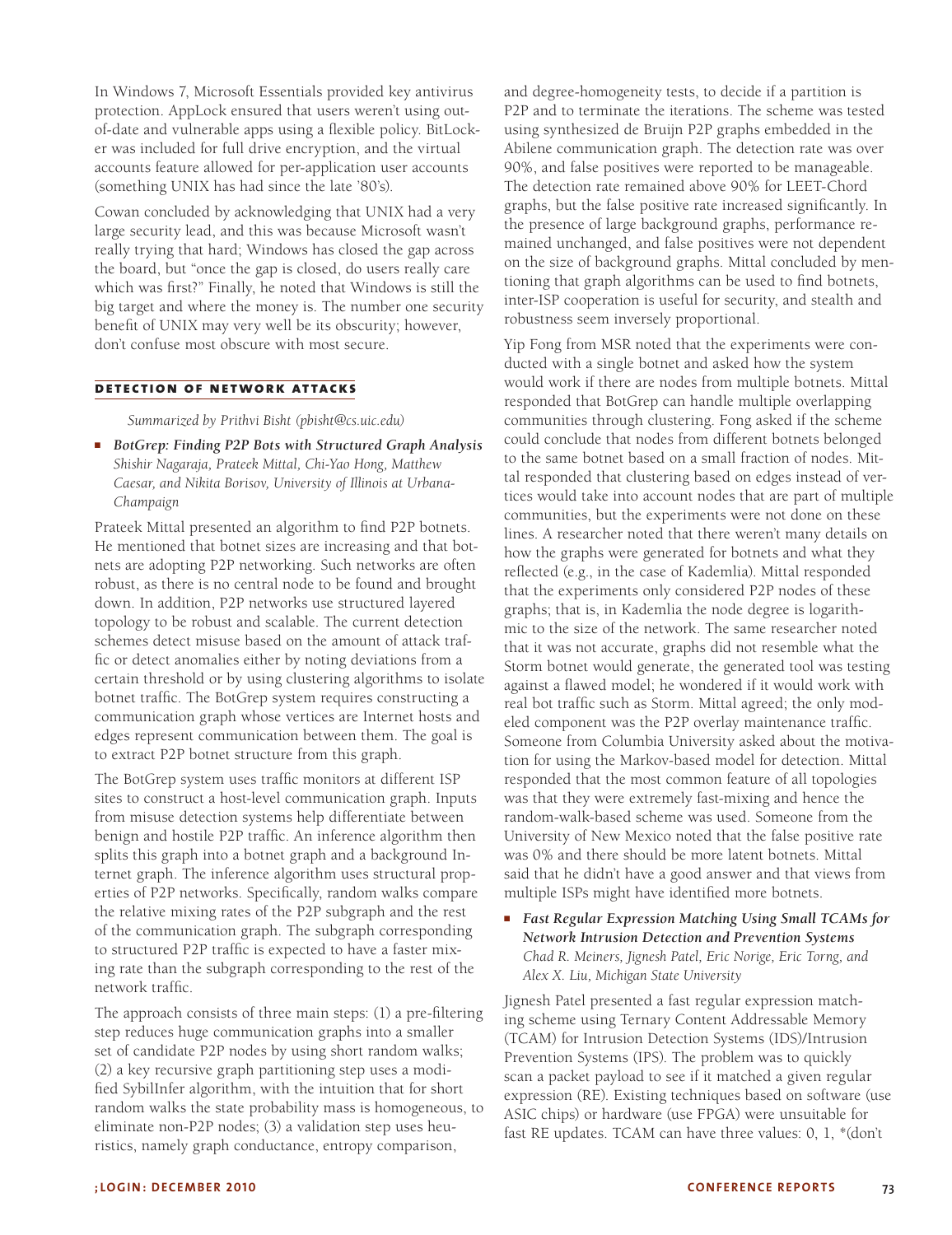In Windows 7, Microsoft Essentials provided key antivirus protection. AppLock ensured that users weren't using out-of-date and vulnerable apps using a flexible policy. BitLocker was included for full drive encryption, and the virtual accounts feature allowed for per-application user accounts (something UNIX has had since the late '80's).

Cowan concluded by acknowledging that UNIX had a very large security lead, and this was because Microsoft wasn't really trying that hard; Windows has closed the gap across the board, but "once the gap is closed, do users really care which was first?" Finally, he noted that Windows is still the big target and where the money is. The number one security benefit of UNIX may very well be its obscurity; however, don't confuse most obscure with most secure.

## DETECTION OF NETWORK ATTACKS

*Summarized by Prithvi Bisht (pbisht@cs.uic.edu)*

- ***BotGrep: Finding P2P Bots with Structured Graph Analysis***
  *Shishir Nagaraja, Prateek Mittal, Chi-Yao Hong, Matthew Caesar, and Nikita Borisov, University of Illinois at Urbana-Champaign*

Prateek Mittal presented an algorithm to find P2P botnets. He mentioned that botnet sizes are increasing and that botnets are adopting P2P networking. Such networks are often robust, as there is no central node to be found and brought down. In addition, P2P networks use structured layered topology to be robust and scalable. The current detection schemes detect misuse based on the amount of attack traffic or detect anomalies either by noting deviations from a certain threshold or by using clustering algorithms to isolate botnet traffic. The BotGrep system requires constructing a communication graph whose vertices are Internet hosts and edges represent communication between them. The goal is to extract P2P botnet structure from this graph.

The BotGrep system uses traffic monitors at different ISP sites to construct a host-level communication graph. Inputs from misuse detection systems help differentiate between benign and hostile P2P traffic. An inference algorithm then splits this graph into a botnet graph and a background Internet graph. The inference algorithm uses structural properties of P2P networks. Specifically, random walks compare the relative mixing rates of the P2P subgraph and the rest of the communication graph. The subgraph corresponding to structured P2P traffic is expected to have a faster mixing rate than the subgraph corresponding to the rest of the network traffic.

The approach consists of three main steps: (1) a pre-filtering step reduces huge communication graphs into a smaller set of candidate P2P nodes by using short random walks; (2) a key recursive graph partitioning step uses a modified SybilInfer algorithm, with the intuition that for short random walks the state probability mass is homogeneous, to eliminate non-P2P nodes; (3) a validation step uses heuristics, namely graph conductance, entropy comparison, and degree-homogeneity tests, to decide if a partition is P2P and to terminate the iterations. The scheme was tested using synthesized de Bruijn P2P graphs embedded in the Abilene communication graph. The detection rate was over 90%, and false positives were reported to be manageable. The detection rate remained above 90% for LEET-Chord graphs, but the false positive rate increased significantly. In the presence of large background graphs, performance remained unchanged, and false positives were not dependent on the size of background graphs. Mittal concluded by mentioning that graph algorithms can be used to find botnets, inter-ISP cooperation is useful for security, and stealth and robustness seem inversely proportional.

Yip Fong from MSR noted that the experiments were conducted with a single botnet and asked how the system would work if there are nodes from multiple botnets. Mittal responded that BotGrep can handle multiple overlapping communities through clustering. Fong asked if the scheme could conclude that nodes from different botnets belonged to the same botnet based on a small fraction of nodes. Mittal responded that clustering based on edges instead of vertices would take into account nodes that are part of multiple communities, but the experiments were not done on these lines. A researcher noted that there weren't many details on how the graphs were generated for botnets and what they reflected (e.g., in the case of Kademlia). Mittal responded that the experiments only considered P2P nodes of these graphs; that is, in Kademlia the node degree is logarithmic to the size of the network. The same researcher noted that it was not accurate, graphs did not resemble what the Storm botnet would generate, the generated tool was testing against a flawed model; he wondered if it would work with real bot traffic such as Storm. Mittal agreed; the only modeled component was the P2P overlay maintenance traffic. Someone from Columbia University asked about the motivation for using the Markov-based model for detection. Mittal responded that the most common feature of all topologies was that they were extremely fast-mixing and hence the random-walk-based scheme was used. Someone from the University of New Mexico noted that the false positive rate was 0% and there should be more latent botnets. Mittal said that he didn't have a good answer and that views from multiple ISPs might have identified more botnets.

- ***Fast Regular Expression Matching Using Small TCAMs for Network Intrusion Detection and Prevention Systems***
  *Chad R. Meiners, Jignesh Patel, Eric Norige, Eric Torng, and Alex X. Liu, Michigan State University*

Jignesh Patel presented a fast regular expression matching scheme using Ternary Content Addressable Memory (TCAM) for Intrusion Detection Systems (IDS)/Intrusion Prevention Systems (IPS). The problem was to quickly scan a packet payload to see if it matched a given regular expression (RE). Existing techniques based on software (use ASIC chips) or hardware (use FPGA) were unsuitable for fast RE updates. TCAM can have three values: 0, 1, *(don't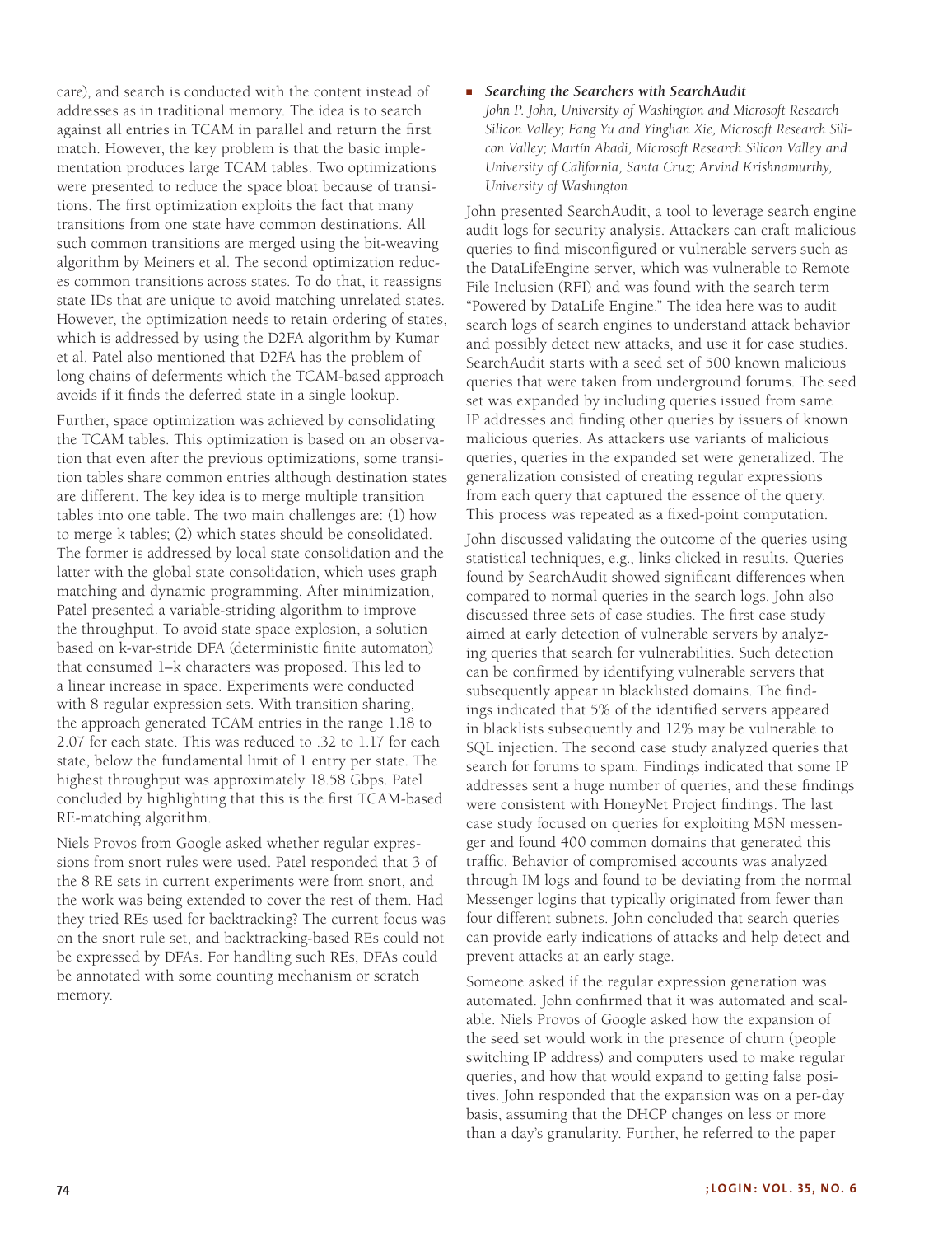care), and search is conducted with the content instead of addresses as in traditional memory. The idea is to search against all entries in TCAM in parallel and return the first match. However, the key problem is that the basic implementation produces large TCAM tables. Two optimizations were presented to reduce the space bloat because of transitions. The first optimization exploits the fact that many transitions from one state have common destinations. All such common transitions are merged using the bit-weaving algorithm by Meiners et al. The second optimization reduces common transitions across states. To do that, it reassigns state IDs that are unique to avoid matching unrelated states. However, the optimization needs to retain ordering of states, which is addressed by using the D2FA algorithm by Kumar et al. Patel also mentioned that D2FA has the problem of long chains of deferments which the TCAM-based approach avoids if it finds the deferred state in a single lookup.

Further, space optimization was achieved by consolidating the TCAM tables. This optimization is based on an observation that even after the previous optimizations, some transition tables share common entries although destination states are different. The key idea is to merge multiple transition tables into one table. The two main challenges are: (1) how to merge k tables; (2) which states should be consolidated. The former is addressed by local state consolidation and the latter with the global state consolidation, which uses graph matching and dynamic programming. After minimization, Patel presented a variable-striding algorithm to improve the throughput. To avoid state space explosion, a solution based on k-var-stride DFA (deterministic finite automaton) that consumed 1–k characters was proposed. This led to a linear increase in space. Experiments were conducted with 8 regular expression sets. With transition sharing, the approach generated TCAM entries in the range 1.18 to 2.07 for each state. This was reduced to .32 to 1.17 for each state, below the fundamental limit of 1 entry per state. The highest throughput was approximately 18.58 Gbps. Patel concluded by highlighting that this is the first TCAM-based RE-matching algorithm.

Niels Provos from Google asked whether regular expressions from snort rules were used. Patel responded that 3 of the 8 RE sets in current experiments were from snort, and the work was being extended to cover the rest of them. Had they tried REs used for backtracking? The current focus was on the snort rule set, and backtracking-based REs could not be expressed by DFAs. For handling such REs, DFAs could be annotated with some counting mechanism or scratch memory.

- ***Searching the Searchers with SearchAudit***
  *John P. John, University of Washington and Microsoft Research Silicon Valley; Fang Yu and Yinglian Xie, Microsoft Research Silicon Valley; Martín Abadi, Microsoft Research Silicon Valley and University of California, Santa Cruz; Arvind Krishnamurthy, University of Washington*

John presented SearchAudit, a tool to leverage search engine audit logs for security analysis. Attackers can craft malicious queries to find misconfigured or vulnerable servers such as the DataLifeEngine server, which was vulnerable to Remote File Inclusion (RFI) and was found with the search term "Powered by DataLife Engine." The idea here was to audit search logs of search engines to understand attack behavior and possibly detect new attacks, and use it for case studies. SearchAudit starts with a seed set of 500 known malicious queries that were taken from underground forums. The seed set was expanded by including queries issued from same IP addresses and finding other queries by issuers of known malicious queries. As attackers use variants of malicious queries, queries in the expanded set were generalized. The generalization consisted of creating regular expressions from each query that captured the essence of the query. This process was repeated as a fixed-point computation.

John discussed validating the outcome of the queries using statistical techniques, e.g., links clicked in results. Queries found by SearchAudit showed significant differences when compared to normal queries in the search logs. John also discussed three sets of case studies. The first case study aimed at early detection of vulnerable servers by analyzing queries that search for vulnerabilities. Such detection can be confirmed by identifying vulnerable servers that subsequently appear in blacklisted domains. The findings indicated that 5% of the identified servers appeared in blacklists subsequently and 12% may be vulnerable to SQL injection. The second case study analyzed queries that search for forums to spam. Findings indicated that some IP addresses sent a huge number of queries, and these findings were consistent with HoneyNet Project findings. The last case study focused on queries for exploiting MSN messenger and found 400 common domains that generated this traffic. Behavior of compromised accounts was analyzed through IM logs and found to be deviating from the normal Messenger logins that typically originated from fewer than four different subnets. John concluded that search queries can provide early indications of attacks and help detect and prevent attacks at an early stage.

Someone asked if the regular expression generation was automated. John confirmed that it was automated and scalable. Niels Provos of Google asked how the expansion of the seed set would work in the presence of churn (people switching IP address) and computers used to make regular queries, and how that would expand to getting false positives. John responded that the expansion was on a per-day basis, assuming that the DHCP changes on less or more than a day's granularity. Further, he referred to the paper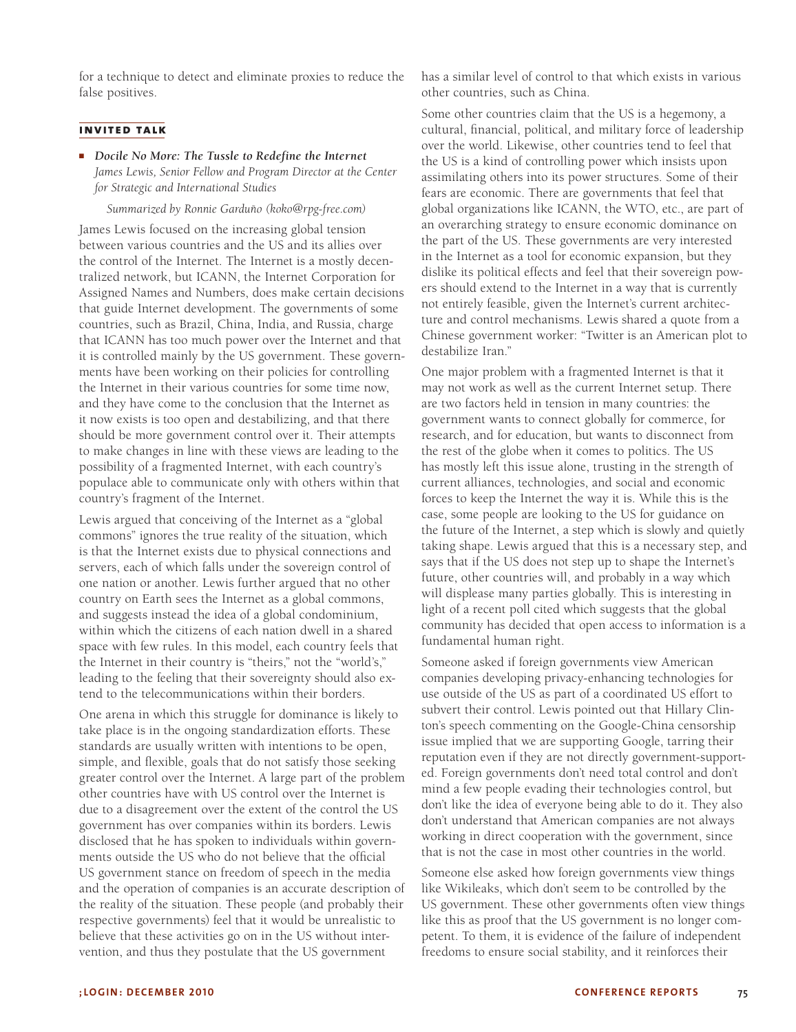for a technique to detect and eliminate proxies to reduce the false positives.

## INVITED TALK

- ***Docile No More: The Tussle to Redefine the Internet***
  *James Lewis, Senior Fellow and Program Director at the Center for Strategic and International Studies*

  *Summarized by Ronnie Garduño (koko@rpg-free.com)*

James Lewis focused on the increasing global tension between various countries and the US and its allies over the control of the Internet. The Internet is a mostly decentralized network, but ICANN, the Internet Corporation for Assigned Names and Numbers, does make certain decisions that guide Internet development. The governments of some countries, such as Brazil, China, India, and Russia, charge that ICANN has too much power over the Internet and that it is controlled mainly by the US government. These governments have been working on their policies for controlling the Internet in their various countries for some time now, and they have come to the conclusion that the Internet as it now exists is too open and destabilizing, and that there should be more government control over it. Their attempts to make changes in line with these views are leading to the possibility of a fragmented Internet, with each country's populace able to communicate only with others within that country's fragment of the Internet.

Lewis argued that conceiving of the Internet as a "global commons" ignores the true reality of the situation, which is that the Internet exists due to physical connections and servers, each of which falls under the sovereign control of one nation or another. Lewis further argued that no other country on Earth sees the Internet as a global commons, and suggests instead the idea of a global condominium, within which the citizens of each nation dwell in a shared space with few rules. In this model, each country feels that the Internet in their country is "theirs," not the "world's," leading to the feeling that their sovereignty should also extend to the telecommunications within their borders.

One arena in which this struggle for dominance is likely to take place is in the ongoing standardization efforts. These standards are usually written with intentions to be open, simple, and flexible, goals that do not satisfy those seeking greater control over the Internet. A large part of the problem other countries have with US control over the Internet is due to a disagreement over the extent of the control the US government has over companies within its borders. Lewis disclosed that he has spoken to individuals within governments outside the US who do not believe that the official US government stance on freedom of speech in the media and the operation of companies is an accurate description of the reality of the situation. These people (and probably their respective governments) feel that it would be unrealistic to believe that these activities go on in the US without intervention, and thus they postulate that the US government has a similar level of control to that which exists in various other countries, such as China.

Some other countries claim that the US is a hegemony, a cultural, financial, political, and military force of leadership over the world. Likewise, other countries tend to feel that the US is a kind of controlling power which insists upon assimilating others into its power structures. Some of their fears are economic. There are governments that feel that global organizations like ICANN, the WTO, etc., are part of an overarching strategy to ensure economic dominance on the part of the US. These governments are very interested in the Internet as a tool for economic expansion, but they dislike its political effects and feel that their sovereign powers should extend to the Internet in a way that is currently not entirely feasible, given the Internet's current architecture and control mechanisms. Lewis shared a quote from a Chinese government worker: "Twitter is an American plot to destabilize Iran."

One major problem with a fragmented Internet is that it may not work as well as the current Internet setup. There are two factors held in tension in many countries: the government wants to connect globally for commerce, for research, and for education, but wants to disconnect from the rest of the globe when it comes to politics. The US has mostly left this issue alone, trusting in the strength of current alliances, technologies, and social and economic forces to keep the Internet the way it is. While this is the case, some people are looking to the US for guidance on the future of the Internet, a step which is slowly and quietly taking shape. Lewis argued that this is a necessary step, and says that if the US does not step up to shape the Internet's future, other countries will, and probably in a way which will displease many parties globally. This is interesting in light of a recent poll cited which suggests that the global community has decided that open access to information is a fundamental human right.

Someone asked if foreign governments view American companies developing privacy-enhancing technologies for use outside of the US as part of a coordinated US effort to subvert their control. Lewis pointed out that Hillary Clinton's speech commenting on the Google-China censorship issue implied that we are supporting Google, tarring their reputation even if they are not directly government-supported. Foreign governments don't need total control and don't mind a few people evading their technologies control, but don't like the idea of everyone being able to do it. They also don't understand that American companies are not always working in direct cooperation with the government, since that is not the case in most other countries in the world.

Someone else asked how foreign governments view things like Wikileaks, which don't seem to be controlled by the US government. These other governments often view things like this as proof that the US government is no longer competent. To them, it is evidence of the failure of independent freedoms to ensure social stability, and it reinforces their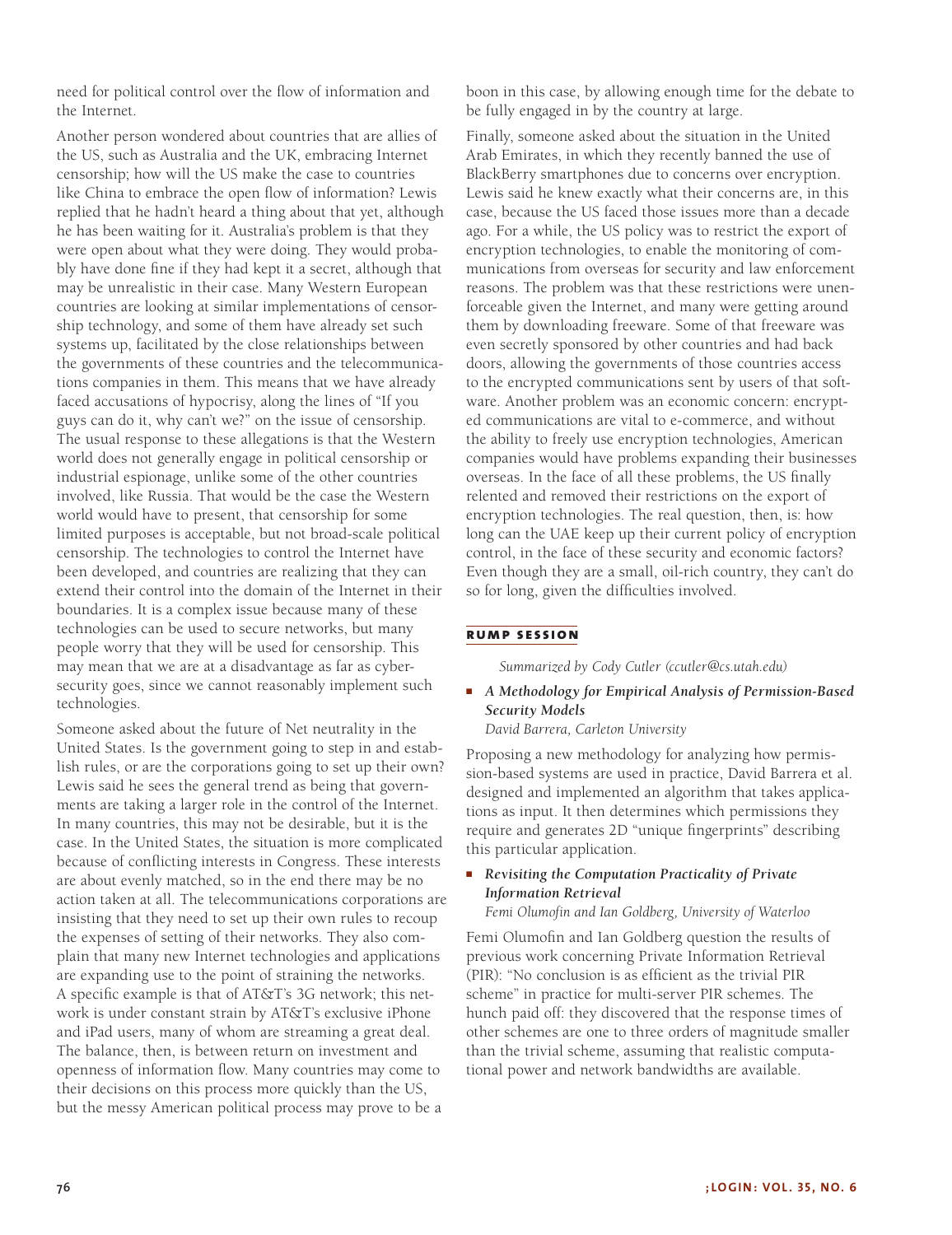need for political control over the flow of information and the Internet.

Another person wondered about countries that are allies of the US, such as Australia and the UK, embracing Internet censorship; how will the US make the case to countries like China to embrace the open flow of information? Lewis replied that he hadn't heard a thing about that yet, although he has been waiting for it. Australia's problem is that they were open about what they were doing. They would probably have done fine if they had kept it a secret, although that may be unrealistic in their case. Many Western European countries are looking at similar implementations of censorship technology, and some of them have already set such systems up, facilitated by the close relationships between the governments of these countries and the telecommunications companies in them. This means that we have already faced accusations of hypocrisy, along the lines of "If you guys can do it, why can't we?" on the issue of censorship. The usual response to these allegations is that the Western world does not generally engage in political censorship or industrial espionage, unlike some of the other countries involved, like Russia. That would be the case the Western world would have to present, that censorship for some limited purposes is acceptable, but not broad-scale political censorship. The technologies to control the Internet have been developed, and countries are realizing that they can extend their control into the domain of the Internet in their boundaries. It is a complex issue because many of these technologies can be used to secure networks, but many people worry that they will be used for censorship. This may mean that we are at a disadvantage as far as cybersecurity goes, since we cannot reasonably implement such technologies.

Someone asked about the future of Net neutrality in the United States. Is the government going to step in and establish rules, or are the corporations going to set up their own? Lewis said he sees the general trend as being that governments are taking a larger role in the control of the Internet. In many countries, this may not be desirable, but it is the case. In the United States, the situation is more complicated because of conflicting interests in Congress. These interests are about evenly matched, so in the end there may be no action taken at all. The telecommunications corporations are insisting that they need to set up their own rules to recoup the expenses of setting of their networks. They also complain that many new Internet technologies and applications are expanding use to the point of straining the networks. A specific example is that of AT&T's 3G network; this network is under constant strain by AT&T's exclusive iPhone and iPad users, many of whom are streaming a great deal. The balance, then, is between return on investment and openness of information flow. Many countries may come to their decisions on this process more quickly than the US, but the messy American political process may prove to be a boon in this case, by allowing enough time for the debate to be fully engaged in by the country at large.

Finally, someone asked about the situation in the United Arab Emirates, in which they recently banned the use of BlackBerry smartphones due to concerns over encryption. Lewis said he knew exactly what their concerns are, in this case, because the US faced those issues more than a decade ago. For a while, the US policy was to restrict the export of encryption technologies, to enable the monitoring of communications from overseas for security and law enforcement reasons. The problem was that these restrictions were unenforceable given the Internet, and many were getting around them by downloading freeware. Some of that freeware was even secretly sponsored by other countries and had back doors, allowing the governments of those countries access to the encrypted communications sent by users of that software. Another problem was an economic concern: encrypted communications are vital to e-commerce, and without the ability to freely use encryption technologies, American companies would have problems expanding their businesses overseas. In the face of all these problems, the US finally relented and removed their restrictions on the export of encryption technologies. The real question, then, is: how long can the UAE keep up their current policy of encryption control, in the face of these security and economic factors? Even though they are a small, oil-rich country, they can't do so for long, given the difficulties involved.

## RUMP SESSION

*Summarized by Cody Cutler (ccutler@cs.utah.edu)*

- ***A Methodology for Empirical Analysis of Permission-Based Security Models***
  *David Barrera, Carleton University*

Proposing a new methodology for analyzing how permission-based systems are used in practice, David Barrera et al. designed and implemented an algorithm that takes applications as input. It then determines which permissions they require and generates 2D "unique fingerprints" describing this particular application.

- ***Revisiting the Computation Practicality of Private Information Retrieval***
  *Femi Olumofin and Ian Goldberg, University of Waterloo*

Femi Olumofin and Ian Goldberg question the results of previous work concerning Private Information Retrieval (PIR): "No conclusion is as efficient as the trivial PIR scheme" in practice for multi-server PIR schemes. The hunch paid off: they discovered that the response times of other schemes are one to three orders of magnitude smaller than the trivial scheme, assuming that realistic computational power and network bandwidths are available.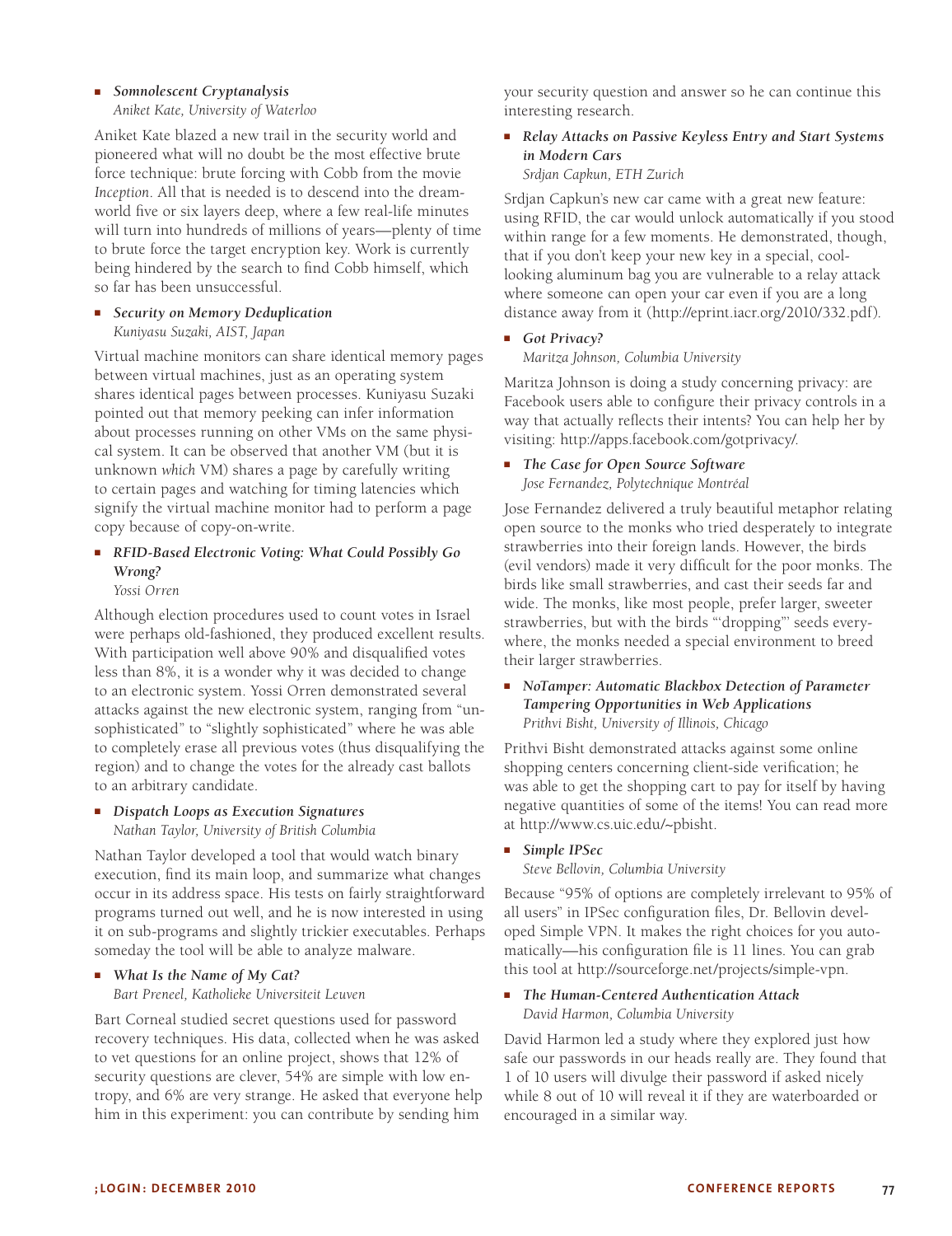- ***Somnolescent Cryptanalysis***
  *Aniket Kate, University of Waterloo*

Aniket Kate blazed a new trail in the security world and pioneered what will no doubt be the most effective brute force technique: brute forcing with Cobb from the movie *Inception*. All that is needed is to descend into the dreamworld five or six layers deep, where a few real-life minutes will turn into hundreds of millions of years—plenty of time to brute force the target encryption key. Work is currently being hindered by the search to find Cobb himself, which so far has been unsuccessful.

- ***Security on Memory Deduplication***
  *Kuniyasu Suzaki, AIST, Japan*

Virtual machine monitors can share identical memory pages between virtual machines, just as an operating system shares identical pages between processes. Kuniyasu Suzaki pointed out that memory peeking can infer information about processes running on other VMs on the same physical system. It can be observed that another VM (but it is unknown *which* VM) shares a page by carefully writing to certain pages and watching for timing latencies which signify the virtual machine monitor had to perform a page copy because of copy-on-write.

- ***RFID-Based Electronic Voting: What Could Possibly Go Wrong?***
  *Yossi Orren*

Although election procedures used to count votes in Israel were perhaps old-fashioned, they produced excellent results. With participation well above 90% and disqualified votes less than 8%, it is a wonder why it was decided to change to an electronic system. Yossi Orren demonstrated several attacks against the new electronic system, ranging from "unsophisticated" to "slightly sophisticated" where he was able to completely erase all previous votes (thus disqualifying the region) and to change the votes for the already cast ballots to an arbitrary candidate.

- ***Dispatch Loops as Execution Signatures***
  *Nathan Taylor, University of British Columbia*

Nathan Taylor developed a tool that would watch binary execution, find its main loop, and summarize what changes occur in its address space. His tests on fairly straightforward programs turned out well, and he is now interested in using it on sub-programs and slightly trickier executables. Perhaps someday the tool will be able to analyze malware.

- ***What Is the Name of My Cat?***
  *Bart Preneel, Katholieke Universiteit Leuven*

Bart Corneal studied secret questions used for password recovery techniques. His data, collected when he was asked to vet questions for an online project, shows that 12% of security questions are clever, 54% are simple with low entropy, and 6% are very strange. He asked that everyone help him in this experiment: you can contribute by sending him your security question and answer so he can continue this interesting research.

- ***Relay Attacks on Passive Keyless Entry and Start Systems in Modern Cars***
  *Srdjan Capkun, ETH Zurich*

Srdjan Capkun's new car came with a great new feature: using RFID, the car would unlock automatically if you stood within range for a few moments. He demonstrated, though, that if you don't keep your new key in a special, cool-looking aluminum bag you are vulnerable to a relay attack where someone can open your car even if you are a long distance away from it (http://eprint.iacr.org/2010/332.pdf).

- ***Got Privacy?***
  *Maritza Johnson, Columbia University*

Maritza Johnson is doing a study concerning privacy: are Facebook users able to configure their privacy controls in a way that actually reflects their intents? You can help her by visiting: http://apps.facebook.com/gotprivacy/.

- ***The Case for Open Source Software***
  *Jose Fernandez, Polytechnique Montréal*

Jose Fernandez delivered a truly beautiful metaphor relating open source to the monks who tried desperately to integrate strawberries into their foreign lands. However, the birds (evil vendors) made it very difficult for the poor monks. The birds like small strawberries, and cast their seeds far and wide. The monks, like most people, prefer larger, sweeter strawberries, but with the birds "'dropping"' seeds everywhere, the monks needed a special environment to breed their larger strawberries.

- ***NoTamper: Automatic Blackbox Detection of Parameter Tampering Opportunities in Web Applications***
  *Prithvi Bisht, University of Illinois, Chicago*

Prithvi Bisht demonstrated attacks against some online shopping centers concerning client-side verification; he was able to get the shopping cart to pay for itself by having negative quantities of some of the items! You can read more at http://www.cs.uic.edu/~pbisht.

- ***Simple IPSec***
  *Steve Bellovin, Columbia University*

Because "95% of options are completely irrelevant to 95% of all users" in IPSec configuration files, Dr. Bellovin developed Simple VPN. It makes the right choices for you automatically—his configuration file is 11 lines. You can grab this tool at http://sourceforge.net/projects/simple-vpn.

- ***The Human-Centered Authentication Attack***
  *David Harmon, Columbia University*

David Harmon led a study where they explored just how safe our passwords in our heads really are. They found that 1 of 10 users will divulge their password if asked nicely while 8 out of 10 will reveal it if they are waterboarded or encouraged in a similar way.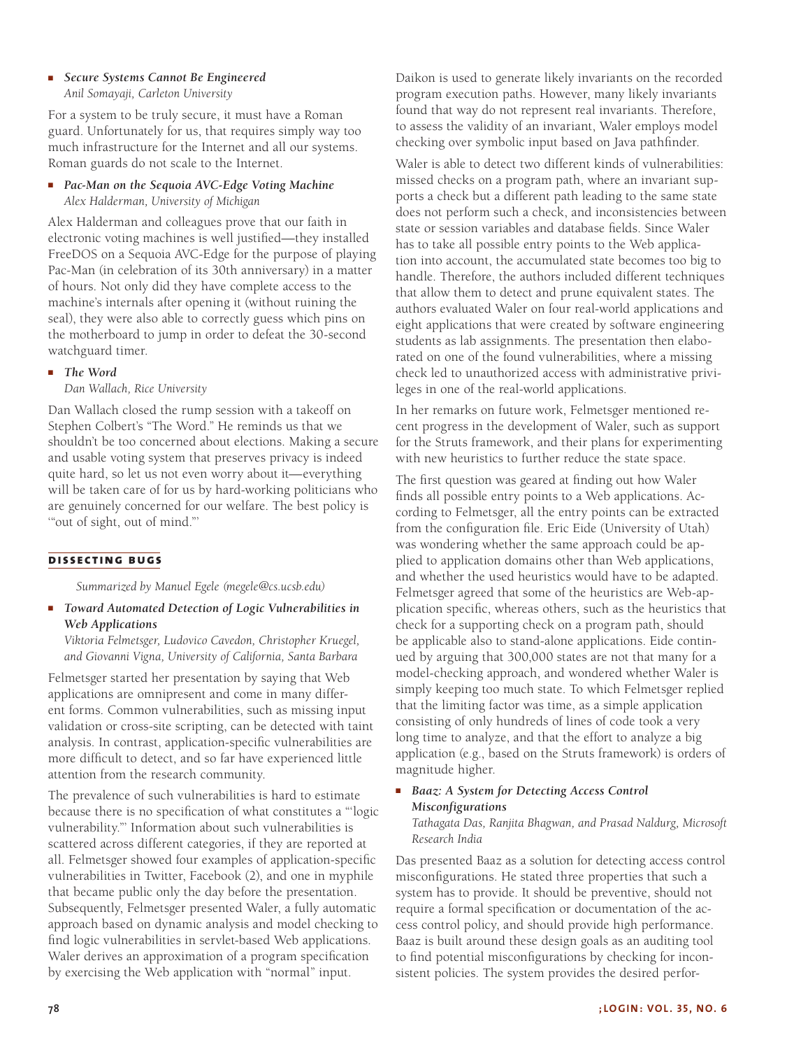- ***Secure Systems Cannot Be Engineered***
  *Anil Somayaji, Carleton University*

For a system to be truly secure, it must have a Roman guard. Unfortunately for us, that requires simply way too much infrastructure for the Internet and all our systems. Roman guards do not scale to the Internet.

- ***Pac-Man on the Sequoia AVC-Edge Voting Machine***
  *Alex Halderman, University of Michigan*

Alex Halderman and colleagues prove that our faith in electronic voting machines is well justified—they installed FreeDOS on a Sequoia AVC-Edge for the purpose of playing Pac-Man (in celebration of its 30th anniversary) in a matter of hours. Not only did they have complete access to the machine's internals after opening it (without ruining the seal), they were also able to correctly guess which pins on the motherboard to jump in order to defeat the 30-second watchguard timer.

- ***The Word***
  *Dan Wallach, Rice University*

Dan Wallach closed the rump session with a takeoff on Stephen Colbert's "The Word." He reminds us that we shouldn't be too concerned about elections. Making a secure and usable voting system that preserves privacy is indeed quite hard, so let us not even worry about it—everything will be taken care of for us by hard-working politicians who are genuinely concerned for our welfare. The best policy is "'out of sight, out of mind.'"

## DISSECTING BUGS

*Summarized by Manuel Egele (megele@cs.ucsb.edu)*

- ***Toward Automated Detection of Logic Vulnerabilities in Web Applications***
  *Viktoria Felmetsger, Ludovico Cavedon, Christopher Kruegel, and Giovanni Vigna, University of California, Santa Barbara*

Felmetsger started her presentation by saying that Web applications are omnipresent and come in many different forms. Common vulnerabilities, such as missing input validation or cross-site scripting, can be detected with taint analysis. In contrast, application-specific vulnerabilities are more difficult to detect, and so far have experienced little attention from the research community.

The prevalence of such vulnerabilities is hard to estimate because there is no specification of what constitutes a "'logic vulnerability.'" Information about such vulnerabilities is scattered across different categories, if they are reported at all. Felmetsger showed four examples of application-specific vulnerabilities in Twitter, Facebook (2), and one in myphile that became public only the day before the presentation. Subsequently, Felmetsger presented Waler, a fully automatic approach based on dynamic analysis and model checking to find logic vulnerabilities in servlet-based Web applications. Waler derives an approximation of a program specification by exercising the Web application with "normal" input. Daikon is used to generate likely invariants on the recorded program execution paths. However, many likely invariants found that way do not represent real invariants. Therefore, to assess the validity of an invariant, Waler employs model checking over symbolic input based on Java pathfinder.

Waler is able to detect two different kinds of vulnerabilities: missed checks on a program path, where an invariant supports a check but a different path leading to the same state does not perform such a check, and inconsistencies between state or session variables and database fields. Since Waler has to take all possible entry points to the Web application into account, the accumulated state becomes too big to handle. Therefore, the authors included different techniques that allow them to detect and prune equivalent states. The authors evaluated Waler on four real-world applications and eight applications that were created by software engineering students as lab assignments. The presentation then elaborated on one of the found vulnerabilities, where a missing check led to unauthorized access with administrative privileges in one of the real-world applications.

In her remarks on future work, Felmetsger mentioned recent progress in the development of Waler, such as support for the Struts framework, and their plans for experimenting with new heuristics to further reduce the state space.

The first question was geared at finding out how Waler finds all possible entry points to a Web applications. According to Felmetsger, all the entry points can be extracted from the configuration file. Eric Eide (University of Utah) was wondering whether the same approach could be applied to application domains other than Web applications, and whether the used heuristics would have to be adapted. Felmetsger agreed that some of the heuristics are Web-application specific, whereas others, such as the heuristics that check for a supporting check on a program path, should be applicable also to stand-alone applications. Eide continued by arguing that 300,000 states are not that many for a model-checking approach, and wondered whether Waler is simply keeping too much state. To which Felmetsger replied that the limiting factor was time, as a simple application consisting of only hundreds of lines of code took a very long time to analyze, and that the effort to analyze a big application (e.g., based on the Struts framework) is orders of magnitude higher.

- ***Baaz: A System for Detecting Access Control Misconfigurations***
  *Tathagata Das, Ranjita Bhagwan, and Prasad Naldurg, Microsoft Research India*

Das presented Baaz as a solution for detecting access control misconfigurations. He stated three properties that such a system has to provide. It should be preventive, should not require a formal specification or documentation of the access control policy, and should provide high performance. Baaz is built around these design goals as an auditing tool to find potential misconfigurations by checking for inconsistent policies. The system provides the desired perfor-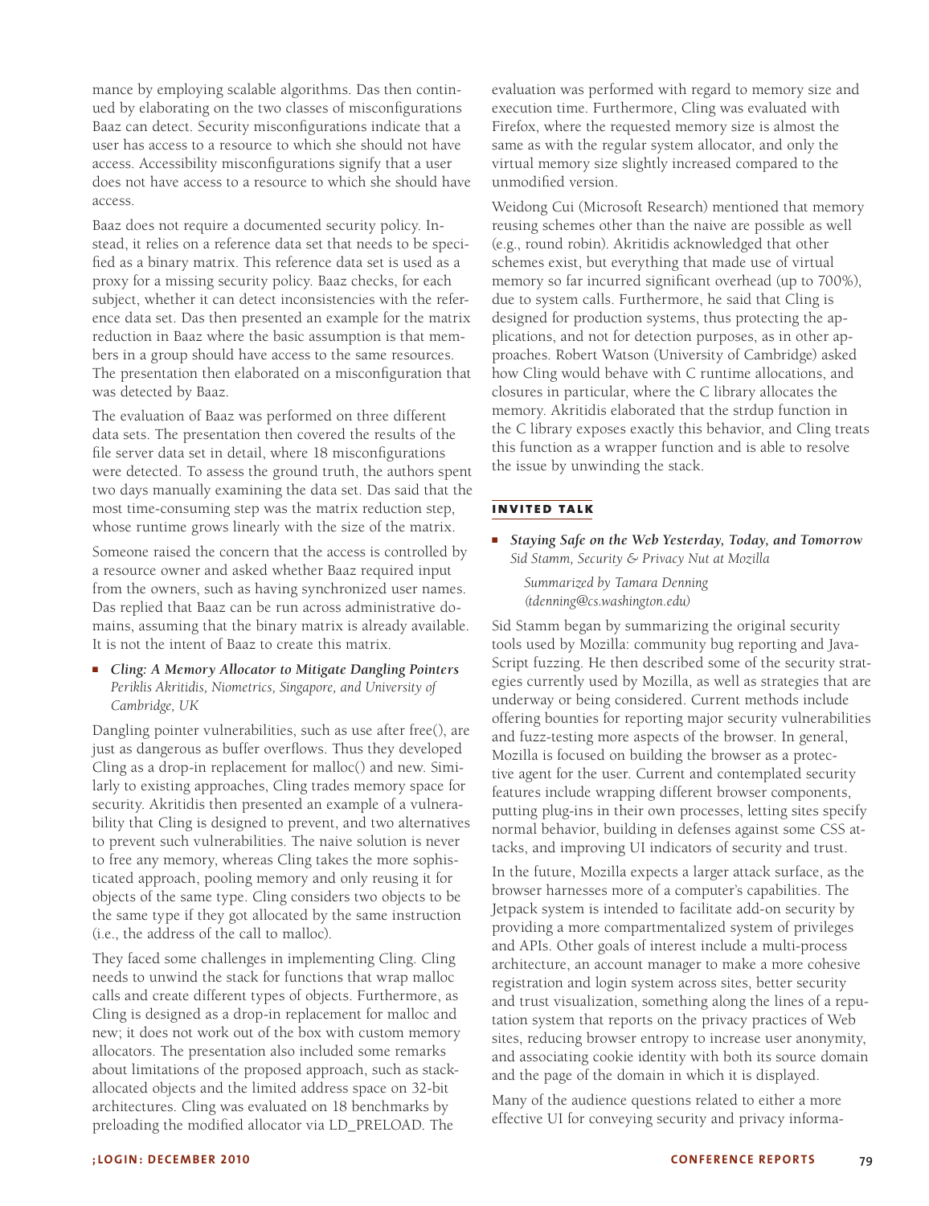mance by employing scalable algorithms. Das then continued by elaborating on the two classes of misconfigurations Baaz can detect. Security misconfigurations indicate that a user has access to a resource to which she should not have access. Accessibility misconfigurations signify that a user does not have access to a resource to which she should have access.

Baaz does not require a documented security policy. Instead, it relies on a reference data set that needs to be specified as a binary matrix. This reference data set is used as a proxy for a missing security policy. Baaz checks, for each subject, whether it can detect inconsistencies with the reference data set. Das then presented an example for the matrix reduction in Baaz where the basic assumption is that members in a group should have access to the same resources. The presentation then elaborated on a misconfiguration that was detected by Baaz.

The evaluation of Baaz was performed on three different data sets. The presentation then covered the results of the file server data set in detail, where 18 misconfigurations were detected. To assess the ground truth, the authors spent two days manually examining the data set. Das said that the most time-consuming step was the matrix reduction step, whose runtime grows linearly with the size of the matrix.

Someone raised the concern that the access is controlled by a resource owner and asked whether Baaz required input from the owners, such as having synchronized user names. Das replied that Baaz can be run across administrative domains, assuming that the binary matrix is already available. It is not the intent of Baaz to create this matrix.

- ***Cling: A Memory Allocator to Mitigate Dangling Pointers***
  *Periklis Akritidis, Niometrics, Singapore, and University of Cambridge, UK*

Dangling pointer vulnerabilities, such as use after free(), are just as dangerous as buffer overflows. Thus they developed Cling as a drop-in replacement for malloc() and new. Similarly to existing approaches, Cling trades memory space for security. Akritidis then presented an example of a vulnerability that Cling is designed to prevent, and two alternatives to prevent such vulnerabilities. The naive solution is never to free any memory, whereas Cling takes the more sophisticated approach, pooling memory and only reusing it for objects of the same type. Cling considers two objects to be the same type if they got allocated by the same instruction (i.e., the address of the call to malloc).

They faced some challenges in implementing Cling. Cling needs to unwind the stack for functions that wrap malloc calls and create different types of objects. Furthermore, as Cling is designed as a drop-in replacement for malloc and new; it does not work out of the box with custom memory allocators. The presentation also included some remarks about limitations of the proposed approach, such as stack-allocated objects and the limited address space on 32-bit architectures. Cling was evaluated on 18 benchmarks by preloading the modified allocator via LD_PRELOAD. The evaluation was performed with regard to memory size and execution time. Furthermore, Cling was evaluated with Firefox, where the requested memory size is almost the same as with the regular system allocator, and only the virtual memory size slightly increased compared to the unmodified version.

Weidong Cui (Microsoft Research) mentioned that memory reusing schemes other than the naive are possible as well (e.g., round robin). Akritidis acknowledged that other schemes exist, but everything that made use of virtual memory so far incurred significant overhead (up to 700%), due to system calls. Furthermore, he said that Cling is designed for production systems, thus protecting the applications, and not for detection purposes, as in other approaches. Robert Watson (University of Cambridge) asked how Cling would behave with C runtime allocations, and closures in particular, where the C library allocates the memory. Akritidis elaborated that the strdup function in the C library exposes exactly this behavior, and Cling treats this function as a wrapper function and is able to resolve the issue by unwinding the stack.

## INVITED TALK

- ***Staying Safe on the Web Yesterday, Today, and Tomorrow***
  *Sid Stamm, Security & Privacy Nut at Mozilla*

  *Summarized by Tamara Denning (tdenning@cs.washington.edu)*

Sid Stamm began by summarizing the original security tools used by Mozilla: community bug reporting and JavaScript fuzzing. He then described some of the security strategies currently used by Mozilla, as well as strategies that are underway or being considered. Current methods include offering bounties for reporting major security vulnerabilities and fuzz-testing more aspects of the browser. In general, Mozilla is focused on building the browser as a protective agent for the user. Current and contemplated security features include wrapping different browser components, putting plug-ins in their own processes, letting sites specify normal behavior, building in defenses against some CSS attacks, and improving UI indicators of security and trust.

In the future, Mozilla expects a larger attack surface, as the browser harnesses more of a computer's capabilities. The Jetpack system is intended to facilitate add-on security by providing a more compartmentalized system of privileges and APIs. Other goals of interest include a multi-process architecture, an account manager to make a more cohesive registration and login system across sites, better security and trust visualization, something along the lines of a reputation system that reports on the privacy practices of Web sites, reducing browser entropy to increase user anonymity, and associating cookie identity with both its source domain and the page of the domain in which it is displayed.

Many of the audience questions related to either a more effective UI for conveying security and privacy informa-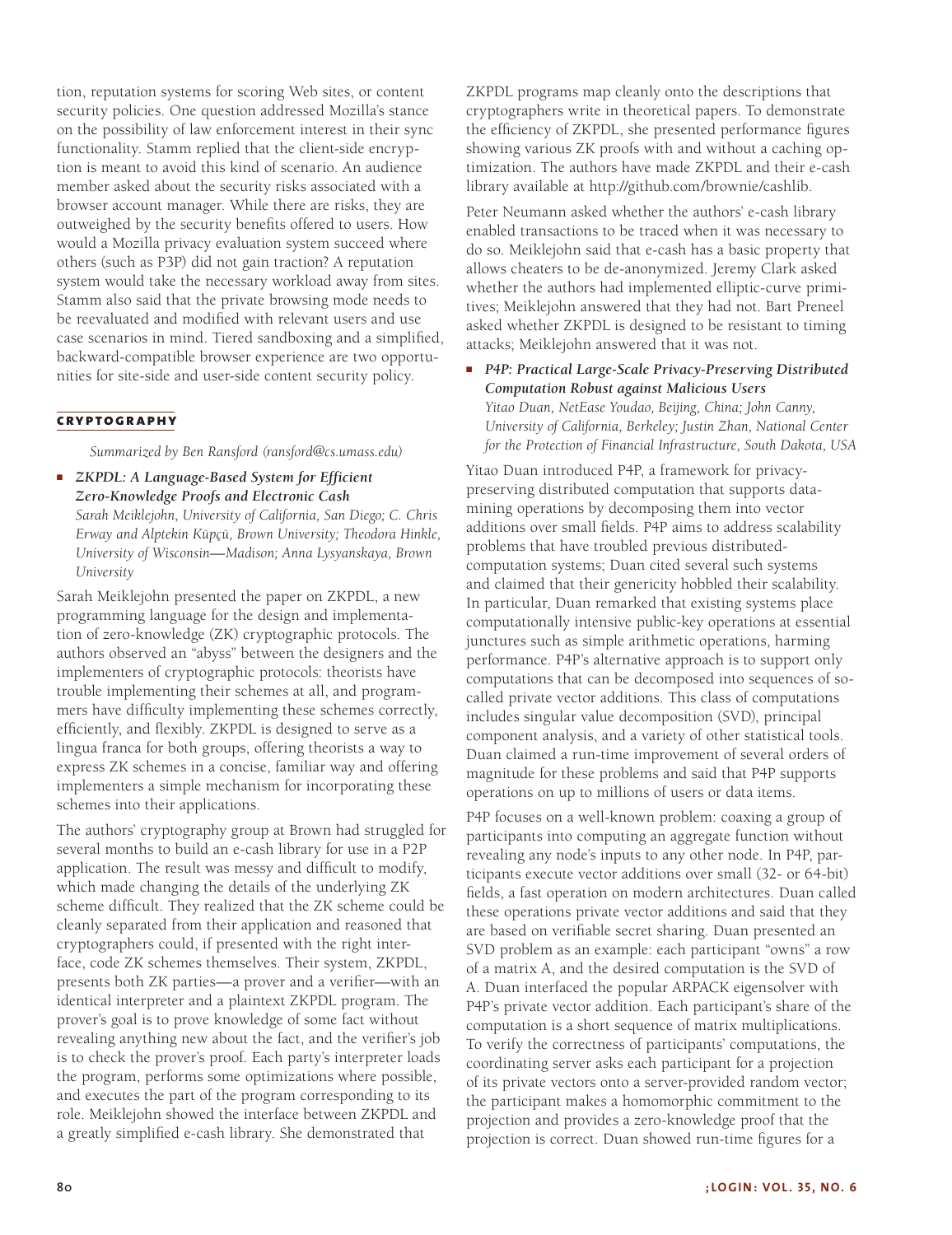tion, reputation systems for scoring Web sites, or content security policies. One question addressed Mozilla's stance on the possibility of law enforcement interest in their sync functionality. Stamm replied that the client-side encryption is meant to avoid this kind of scenario. An audience member asked about the security risks associated with a browser account manager. While there are risks, they are outweighed by the security benefits offered to users. How would a Mozilla privacy evaluation system succeed where others (such as P3P) did not gain traction? A reputation system would take the necessary workload away from sites. Stamm also said that the private browsing mode needs to be reevaluated and modified with relevant users and use case scenarios in mind. Tiered sandboxing and a simplified, backward-compatible browser experience are two opportunities for site-side and user-side content security policy.

## CRYPTOGRAPHY

*Summarized by Ben Ransford (ransford@cs.umass.edu)*

- ***ZKPDL: A Language-Based System for Efficient Zero-Knowledge Proofs and Electronic Cash***
  *Sarah Meiklejohn, University of California, San Diego; C. Chris Erway and Alptekin Küpçü, Brown University; Theodora Hinkle, University of Wisconsin—Madison; Anna Lysyanskaya, Brown University*

Sarah Meiklejohn presented the paper on ZKPDL, a new programming language for the design and implementation of zero-knowledge (ZK) cryptographic protocols. The authors observed an "abyss" between the designers and the implementers of cryptographic protocols: theorists have trouble implementing their schemes at all, and programmers have difficulty implementing these schemes correctly, efficiently, and flexibly. ZKPDL is designed to serve as a lingua franca for both groups, offering theorists a way to express ZK schemes in a concise, familiar way and offering implementers a simple mechanism for incorporating these schemes into their applications.

The authors' cryptography group at Brown had struggled for several months to build an e-cash library for use in a P2P application. The result was messy and difficult to modify, which made changing the details of the underlying ZK scheme difficult. They realized that the ZK scheme could be cleanly separated from their application and reasoned that cryptographers could, if presented with the right interface, code ZK schemes themselves. Their system, ZKPDL, presents both ZK parties—a prover and a verifier—with an identical interpreter and a plaintext ZKPDL program. The prover's goal is to prove knowledge of some fact without revealing anything new about the fact, and the verifier's job is to check the prover's proof. Each party's interpreter loads the program, performs some optimizations where possible, and executes the part of the program corresponding to its role. Meiklejohn showed the interface between ZKPDL and a greatly simplified e-cash library. She demonstrated that ZKPDL programs map cleanly onto the descriptions that cryptographers write in theoretical papers. To demonstrate the efficiency of ZKPDL, she presented performance figures showing various ZK proofs with and without a caching optimization. The authors have made ZKPDL and their e-cash library available at http://github.com/brownie/cashlib.

Peter Neumann asked whether the authors' e-cash library enabled transactions to be traced when it was necessary to do so. Meiklejohn said that e-cash has a basic property that allows cheaters to be de-anonymized. Jeremy Clark asked whether the authors had implemented elliptic-curve primitives; Meiklejohn answered that they had not. Bart Preneel asked whether ZKPDL is designed to be resistant to timing attacks; Meiklejohn answered that it was not.

- ***P4P: Practical Large-Scale Privacy-Preserving Distributed Computation Robust against Malicious Users***
  *Yitao Duan, NetEase Youdao, Beijing, China; John Canny, University of California, Berkeley; Justin Zhan, National Center for the Protection of Financial Infrastructure, South Dakota, USA*

Yitao Duan introduced P4P, a framework for privacy-preserving distributed computation that supports data-mining operations by decomposing them into vector additions over small fields. P4P aims to address scalability problems that have troubled previous distributed-computation systems; Duan cited several such systems and claimed that their genericity hobbled their scalability. In particular, Duan remarked that existing systems place computationally intensive public-key operations at essential junctures such as simple arithmetic operations, harming performance. P4P's alternative approach is to support only computations that can be decomposed into sequences of so-called private vector additions. This class of computations includes singular value decomposition (SVD), principal component analysis, and a variety of other statistical tools. Duan claimed a run-time improvement of several orders of magnitude for these problems and said that P4P supports operations on up to millions of users or data items.

P4P focuses on a well-known problem: coaxing a group of participants into computing an aggregate function without revealing any node's inputs to any other node. In P4P, participants execute vector additions over small (32- or 64-bit) fields, a fast operation on modern architectures. Duan called these operations private vector additions and said that they are based on verifiable secret sharing. Duan presented an SVD problem as an example: each participant "owns" a row of a matrix A, and the desired computation is the SVD of A. Duan interfaced the popular ARPACK eigensolver with P4P's private vector addition. Each participant's share of the computation is a short sequence of matrix multiplications. To verify the correctness of participants' computations, the coordinating server asks each participant for a projection of its private vectors onto a server-provided random vector; the participant makes a homomorphic commitment to the projection and provides a zero-knowledge proof that the projection is correct. Duan showed run-time figures for a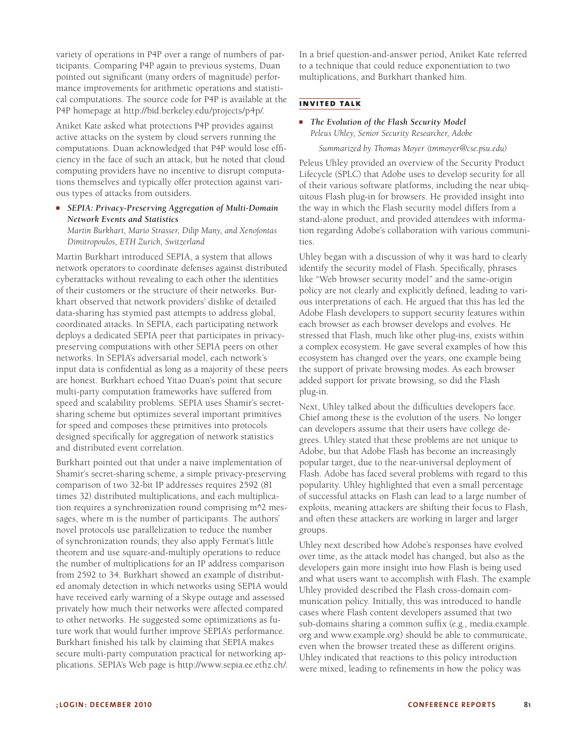variety of operations in P4P over a range of numbers of participants. Comparing P4P again to previous systems, Duan pointed out significant (many orders of magnitude) performance improvements for arithmetic operations and statistical computations. The source code for P4P is available at the P4P homepage at http://bid.berkeley.edu/projects/p4p/.

Aniket Kate asked what protections P4P provides against active attacks on the system by cloud servers running the computations. Duan acknowledged that P4P would lose efficiency in the face of such an attack, but he noted that cloud computing providers have no incentive to disrupt computations themselves and typically offer protection against various types of attacks from outsiders.

- ***SEPIA: Privacy-Preserving Aggregation of Multi-Domain Network Events and Statistics***
  *Martin Burkhart, Mario Strasser, Dilip Many, and Xenofontas Dimitropoulos, ETH Zurich, Switzerland*

Martin Burkhart introduced SEPIA, a system that allows network operators to coordinate defenses against distributed cyberattacks without revealing to each other the identities of their customers or the structure of their networks. Burkhart observed that network providers' dislike of detailed data-sharing has stymied past attempts to address global, coordinated attacks. In SEPIA, each participating network deploys a dedicated SEPIA peer that participates in privacy-preserving computations with other SEPIA peers on other networks. In SEPIA's adversarial model, each network's input data is confidential as long as a majority of these peers are honest. Burkhart echoed Yitao Duan's point that secure multi-party computation frameworks have suffered from speed and scalability problems. SEPIA uses Shamir's secret-sharing scheme but optimizes several important primitives for speed and composes these primitives into protocols designed specifically for aggregation of network statistics and distributed event correlation.

Burkhart pointed out that under a naive implementation of Shamir's secret-sharing scheme, a simple privacy-preserving comparison of two 32-bit IP addresses requires 2592 (81 times 32) distributed multiplications, and each multiplication requires a synchronization round comprising m^2 messages, where m is the number of participants. The authors' novel protocols use parallelization to reduce the number of synchronization rounds; they also apply Fermat's little theorem and use square-and-multiply operations to reduce the number of multiplications for an IP address comparison from 2592 to 34. Burkhart showed an example of distributed anomaly detection in which networks using SEPIA would have received early warning of a Skype outage and assessed privately how much their networks were affected compared to other networks. He suggested some optimizations as future work that would further improve SEPIA's performance. Burkhart finished his talk by claiming that SEPIA makes secure multi-party computation practical for networking applications. SEPIA's Web page is http://www.sepia.ee.ethz.ch/.

In a brief question-and-answer period, Aniket Kate referred to a technique that could reduce exponentiation to two multiplications, and Burkhart thanked him.

## INVITED TALK

- ***The Evolution of the Flash Security Model***
  *Peleus Uhley, Senior Security Researcher, Adobe*

  *Summarized by Thomas Moyer (tmmoyer@cse.psu.edu)*

Peleus Uhley provided an overview of the Security Product Lifecycle (SPLC) that Adobe uses to develop security for all of their various software platforms, including the near ubiquitous Flash plug-in for browsers. He provided insight into the way in which the Flash security model differs from a stand-alone product, and provided attendees with information regarding Adobe's collaboration with various communities.

Uhley began with a discussion of why it was hard to clearly identify the security model of Flash. Specifically, phrases like "Web browser security model" and the same-origin policy are not clearly and explicitly defined, leading to various interpretations of each. He argued that this has led the Adobe Flash developers to support security features within each browser as each browser develops and evolves. He stressed that Flash, much like other plug-ins, exists within a complex ecosystem. He gave several examples of how this ecosystem has changed over the years, one example being the support of private browsing modes. As each browser added support for private browsing, so did the Flash plug-in.

Next, Uhley talked about the difficulties developers face. Chief among these is the evolution of the users. No longer can developers assume that their users have college degrees. Uhley stated that these problems are not unique to Adobe, but that Adobe Flash has become an increasingly popular target, due to the near-universal deployment of Flash. Adobe has faced several problems with regard to this popularity. Uhley highlighted that even a small percentage of successful attacks on Flash can lead to a large number of exploits, meaning attackers are shifting their focus to Flash, and often these attackers are working in larger and larger groups.

Uhley next described how Adobe's responses have evolved over time, as the attack model has changed, but also as the developers gain more insight into how Flash is being used and what users want to accomplish with Flash. The example Uhley provided described the Flash cross-domain communication policy. Initially, this was introduced to handle cases where Flash content developers assumed that two sub-domains sharing a common suffix (e.g., media.example.org and www.example.org) should be able to communicate, even when the browser treated these as different origins. Uhley indicated that reactions to this policy introduction were mixed, leading to refinements in how the policy was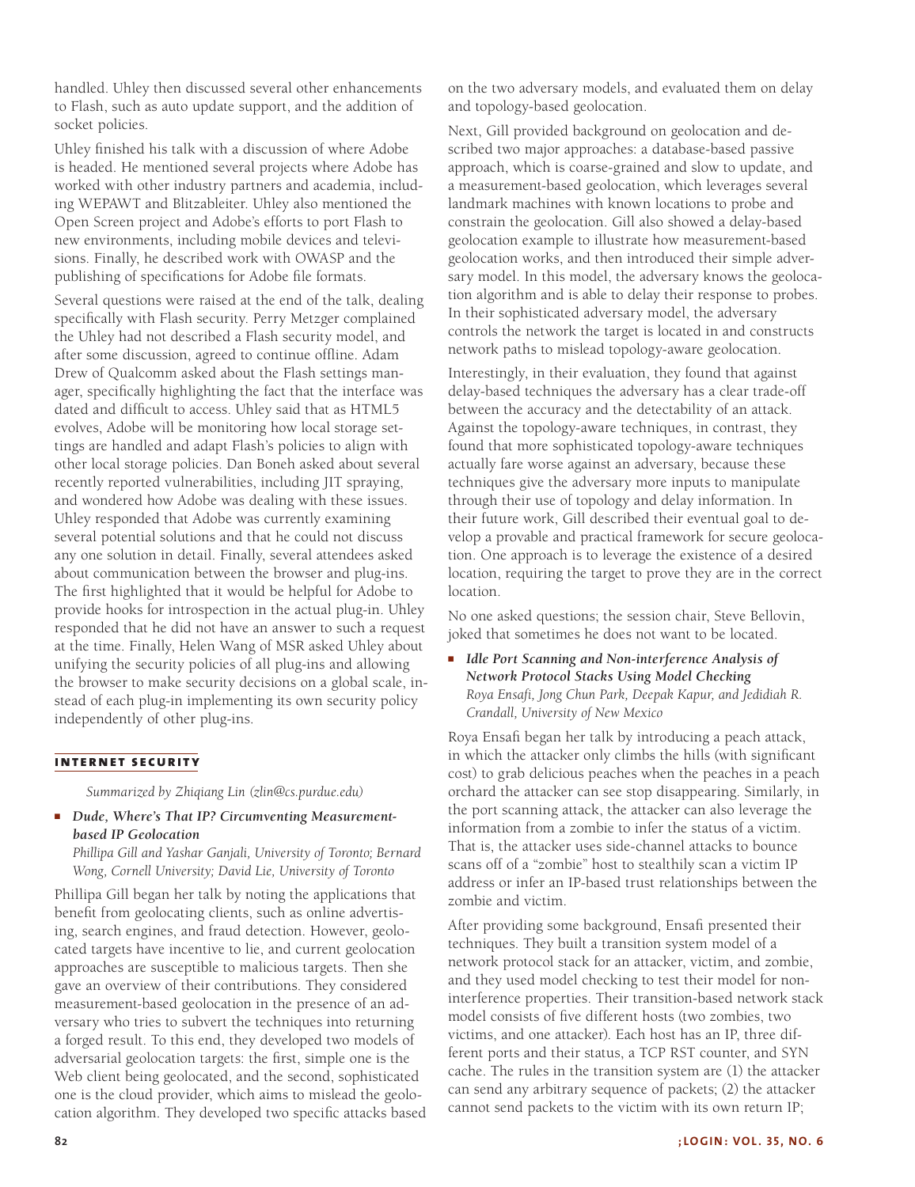handled. Uhley then discussed several other enhancements to Flash, such as auto update support, and the addition of socket policies.

Uhley finished his talk with a discussion of where Adobe is headed. He mentioned several projects where Adobe has worked with other industry partners and academia, including WEPAWT and Blitzableiter. Uhley also mentioned the Open Screen project and Adobe's efforts to port Flash to new environments, including mobile devices and televisions. Finally, he described work with OWASP and the publishing of specifications for Adobe file formats.

Several questions were raised at the end of the talk, dealing specifically with Flash security. Perry Metzger complained the Uhley had not described a Flash security model, and after some discussion, agreed to continue offline. Adam Drew of Qualcomm asked about the Flash settings manager, specifically highlighting the fact that the interface was dated and difficult to access. Uhley said that as HTML5 evolves, Adobe will be monitoring how local storage settings are handled and adapt Flash's policies to align with other local storage policies. Dan Boneh asked about several recently reported vulnerabilities, including JIT spraying, and wondered how Adobe was dealing with these issues. Uhley responded that Adobe was currently examining several potential solutions and that he could not discuss any one solution in detail. Finally, several attendees asked about communication between the browser and plug-ins. The first highlighted that it would be helpful for Adobe to provide hooks for introspection in the actual plug-in. Uhley responded that he did not have an answer to such a request at the time. Finally, Helen Wang of MSR asked Uhley about unifying the security policies of all plug-ins and allowing the browser to make security decisions on a global scale, instead of each plug-in implementing its own security policy independently of other plug-ins.

## INTERNET SECURITY

*Summarized by Zhiqiang Lin (zlin@cs.purdue.edu)*

- ***Dude, Where's That IP? Circumventing Measurement-based IP Geolocation***
  *Phillipa Gill and Yashar Ganjali, University of Toronto; Bernard Wong, Cornell University; David Lie, University of Toronto*

Phillipa Gill began her talk by noting the applications that benefit from geolocating clients, such as online advertising, search engines, and fraud detection. However, geolocated targets have incentive to lie, and current geolocation approaches are susceptible to malicious targets. Then she gave an overview of their contributions. They considered measurement-based geolocation in the presence of an adversary who tries to subvert the techniques into returning a forged result. To this end, they developed two models of adversarial geolocation targets: the first, simple one is the Web client being geolocated, and the second, sophisticated one is the cloud provider, which aims to mislead the geolocation algorithm. They developed two specific attacks based on the two adversary models, and evaluated them on delay and topology-based geolocation.

Next, Gill provided background on geolocation and described two major approaches: a database-based passive approach, which is coarse-grained and slow to update, and a measurement-based geolocation, which leverages several landmark machines with known locations to probe and constrain the geolocation. Gill also showed a delay-based geolocation example to illustrate how measurement-based geolocation works, and then introduced their simple adversary model. In this model, the adversary knows the geolocation algorithm and is able to delay their response to probes. In their sophisticated adversary model, the adversary controls the network the target is located in and constructs network paths to mislead topology-aware geolocation.

Interestingly, in their evaluation, they found that against delay-based techniques the adversary has a clear trade-off between the accuracy and the detectability of an attack. Against the topology-aware techniques, in contrast, they found that more sophisticated topology-aware techniques actually fare worse against an adversary, because these techniques give the adversary more inputs to manipulate through their use of topology and delay information. In their future work, Gill described their eventual goal to develop a provable and practical framework for secure geolocation. One approach is to leverage the existence of a desired location, requiring the target to prove they are in the correct location.

No one asked questions; the session chair, Steve Bellovin, joked that sometimes he does not want to be located.

- ***Idle Port Scanning and Non-interference Analysis of Network Protocol Stacks Using Model Checking***
  *Roya Ensafi, Jong Chun Park, Deepak Kapur, and Jedidiah R. Crandall, University of New Mexico*

Roya Ensafi began her talk by introducing a peach attack, in which the attacker only climbs the hills (with significant cost) to grab delicious peaches when the peaches in a peach orchard the attacker can see stop disappearing. Similarly, in the port scanning attack, the attacker can also leverage the information from a zombie to infer the status of a victim. That is, the attacker uses side-channel attacks to bounce scans off of a "zombie" host to stealthily scan a victim IP address or infer an IP-based trust relationships between the zombie and victim.

After providing some background, Ensafi presented their techniques. They built a transition system model of a network protocol stack for an attacker, victim, and zombie, and they used model checking to test their model for non-interference properties. Their transition-based network stack model consists of five different hosts (two zombies, two victims, and one attacker). Each host has an IP, three different ports and their status, a TCP RST counter, and SYN cache. The rules in the transition system are (1) the attacker can send any arbitrary sequence of packets; (2) the attacker cannot send packets to the victim with its own return IP;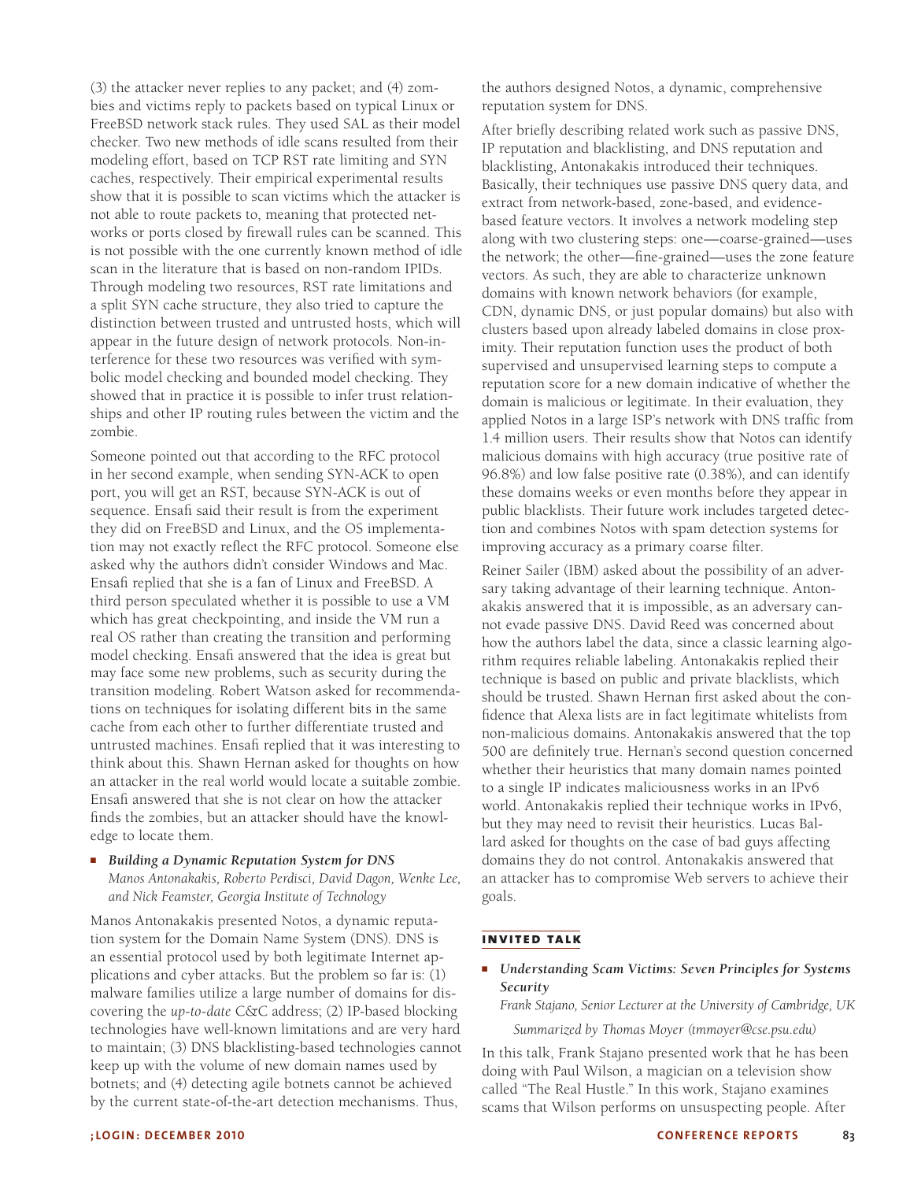(3) the attacker never replies to any packet; and (4) zombies and victims reply to packets based on typical Linux or FreeBSD network stack rules. They used SAL as their model checker. Two new methods of idle scans resulted from their modeling effort, based on TCP RST rate limiting and SYN caches, respectively. Their empirical experimental results show that it is possible to scan victims which the attacker is not able to route packets to, meaning that protected networks or ports closed by firewall rules can be scanned. This is not possible with the one currently known method of idle scan in the literature that is based on non-random IPIDs. Through modeling two resources, RST rate limitations and a split SYN cache structure, they also tried to capture the distinction between trusted and untrusted hosts, which will appear in the future design of network protocols. Non-interference for these two resources was verified with symbolic model checking and bounded model checking. They showed that in practice it is possible to infer trust relationships and other IP routing rules between the victim and the zombie.

Someone pointed out that according to the RFC protocol in her second example, when sending SYN-ACK to open port, you will get an RST, because SYN-ACK is out of sequence. Ensafi said their result is from the experiment they did on FreeBSD and Linux, and the OS implementation may not exactly reflect the RFC protocol. Someone else asked why the authors didn't consider Windows and Mac. Ensafi replied that she is a fan of Linux and FreeBSD. A third person speculated whether it is possible to use a VM which has great checkpointing, and inside the VM run a real OS rather than creating the transition and performing model checking. Ensafi answered that the idea is great but may face some new problems, such as security during the transition modeling. Robert Watson asked for recommendations on techniques for isolating different bits in the same cache from each other to further differentiate trusted and untrusted machines. Ensafi replied that it was interesting to think about this. Shawn Hernan asked for thoughts on how an attacker in the real world would locate a suitable zombie. Ensafi answered that she is not clear on how the attacker finds the zombies, but an attacker should have the knowledge to locate them.

- ***Building a Dynamic Reputation System for DNS***
  *Manos Antonakakis, Roberto Perdisci, David Dagon, Wenke Lee, and Nick Feamster, Georgia Institute of Technology*

Manos Antonakakis presented Notos, a dynamic reputation system for the Domain Name System (DNS). DNS is an essential protocol used by both legitimate Internet applications and cyber attacks. But the problem so far is: (1) malware families utilize a large number of domains for discovering the *up-to-date* C&C address; (2) IP-based blocking technologies have well-known limitations and are very hard to maintain; (3) DNS blacklisting-based technologies cannot keep up with the volume of new domain names used by botnets; and (4) detecting agile botnets cannot be achieved by the current state-of-the-art detection mechanisms. Thus, the authors designed Notos, a dynamic, comprehensive reputation system for DNS.

After briefly describing related work such as passive DNS, IP reputation and blacklisting, and DNS reputation and blacklisting, Antonakakis introduced their techniques. Basically, their techniques use passive DNS query data, and extract from network-based, zone-based, and evidence-based feature vectors. It involves a network modeling step along with two clustering steps: one—coarse-grained—uses the network; the other—fine-grained—uses the zone feature vectors. As such, they are able to characterize unknown domains with known network behaviors (for example, CDN, dynamic DNS, or just popular domains) but also with clusters based upon already labeled domains in close proximity. Their reputation function uses the product of both supervised and unsupervised learning steps to compute a reputation score for a new domain indicative of whether the domain is malicious or legitimate. In their evaluation, they applied Notos in a large ISP's network with DNS traffic from 1.4 million users. Their results show that Notos can identify malicious domains with high accuracy (true positive rate of 96.8%) and low false positive rate (0.38%), and can identify these domains weeks or even months before they appear in public blacklists. Their future work includes targeted detection and combines Notos with spam detection systems for improving accuracy as a primary coarse filter.

Reiner Sailer (IBM) asked about the possibility of an adversary taking advantage of their learning technique. Antonakakis answered that it is impossible, as an adversary cannot evade passive DNS. David Reed was concerned about how the authors label the data, since a classic learning algorithm requires reliable labeling. Antonakakis replied their technique is based on public and private blacklists, which should be trusted. Shawn Hernan first asked about the confidence that Alexa lists are in fact legitimate whitelists from non-malicious domains. Antonakakis answered that the top 500 are definitely true. Hernan's second question concerned whether their heuristics that many domain names pointed to a single IP indicates maliciousness works in an IPv6 world. Antonakakis replied their technique works in IPv6, but they may need to revisit their heuristics. Lucas Ballard asked for thoughts on the case of bad guys affecting domains they do not control. Antonakakis answered that an attacker has to compromise Web servers to achieve their goals.

## INVITED TALK

- ***Understanding Scam Victims: Seven Principles for Systems Security***
  *Frank Stajano, Senior Lecturer at the University of Cambridge, UK*

  *Summarized by Thomas Moyer (tmmoyer@cse.psu.edu)*

In this talk, Frank Stajano presented work that he has been doing with Paul Wilson, a magician on a television show called "The Real Hustle." In this work, Stajano examines scams that Wilson performs on unsuspecting people. After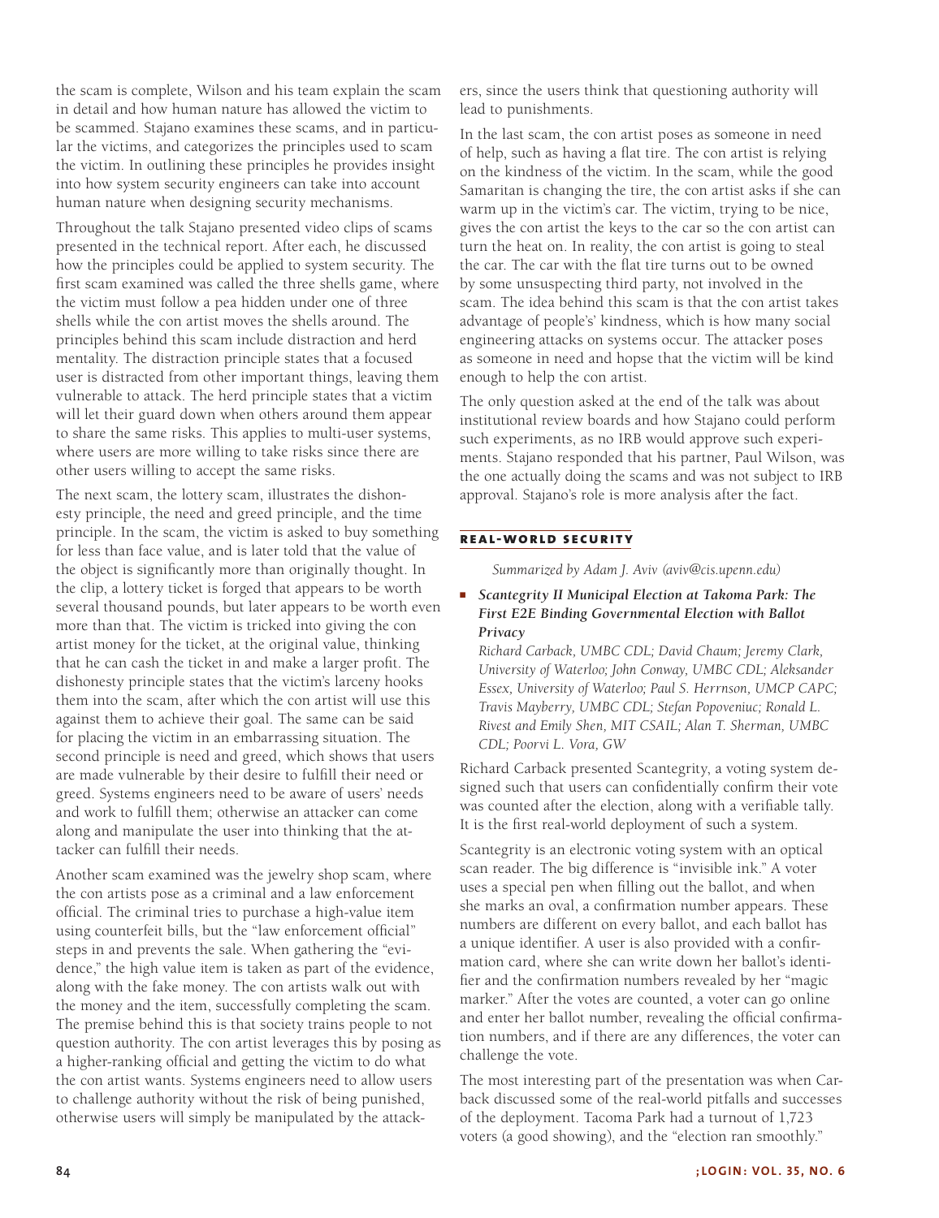the scam is complete, Wilson and his team explain the scam in detail and how human nature has allowed the victim to be scammed. Stajano examines these scams, and in particular the victims, and categorizes the principles used to scam the victim. In outlining these principles he provides insight into how system security engineers can take into account human nature when designing security mechanisms.

Throughout the talk Stajano presented video clips of scams presented in the technical report. After each, he discussed how the principles could be applied to system security. The first scam examined was called the three shells game, where the victim must follow a pea hidden under one of three shells while the con artist moves the shells around. The principles behind this scam include distraction and herd mentality. The distraction principle states that a focused user is distracted from other important things, leaving them vulnerable to attack. The herd principle states that a victim will let their guard down when others around them appear to share the same risks. This applies to multi-user systems, where users are more willing to take risks since there are other users willing to accept the same risks.

The next scam, the lottery scam, illustrates the dishonesty principle, the need and greed principle, and the time principle. In the scam, the victim is asked to buy something for less than face value, and is later told that the value of the object is significantly more than originally thought. In the clip, a lottery ticket is forged that appears to be worth several thousand pounds, but later appears to be worth even more than that. The victim is tricked into giving the con artist money for the ticket, at the original value, thinking that he can cash the ticket in and make a larger profit. The dishonesty principle states that the victim's larceny hooks them into the scam, after which the con artist will use this against them to achieve their goal. The same can be said for placing the victim in an embarrassing situation. The second principle is need and greed, which shows that users are made vulnerable by their desire to fulfill their need or greed. Systems engineers need to be aware of users' needs and work to fulfill them; otherwise an attacker can come along and manipulate the user into thinking that the attacker can fulfill their needs.

Another scam examined was the jewelry shop scam, where the con artists pose as a criminal and a law enforcement official. The criminal tries to purchase a high-value item using counterfeit bills, but the "law enforcement official" steps in and prevents the sale. When gathering the "evidence," the high value item is taken as part of the evidence, along with the fake money. The con artists walk out with the money and the item, successfully completing the scam. The premise behind this is that society trains people to not question authority. The con artist leverages this by posing as a higher-ranking official and getting the victim to do what the con artist wants. Systems engineers need to allow users to challenge authority without the risk of being punished, otherwise users will simply be manipulated by the attackers, since the users think that questioning authority will lead to punishments.

In the last scam, the con artist poses as someone in need of help, such as having a flat tire. The con artist is relying on the kindness of the victim. In the scam, while the good Samaritan is changing the tire, the con artist asks if she can warm up in the victim's car. The victim, trying to be nice, gives the con artist the keys to the car so the con artist can turn the heat on. In reality, the con artist is going to steal the car. The car with the flat tire turns out to be owned by some unsuspecting third party, not involved in the scam. The idea behind this scam is that the con artist takes advantage of people's' kindness, which is how many social engineering attacks on systems occur. The attacker poses as someone in need and hopse that the victim will be kind enough to help the con artist.

The only question asked at the end of the talk was about institutional review boards and how Stajano could perform such experiments, as no IRB would approve such experiments. Stajano responded that his partner, Paul Wilson, was the one actually doing the scams and was not subject to IRB approval. Stajano's role is more analysis after the fact.

## REAL-WORLD SECURITY

*Summarized by Adam J. Aviv (aviv@cis.upenn.edu)*

- ***Scantegrity II Municipal Election at Takoma Park: The First E2E Binding Governmental Election with Ballot Privacy***

  *Richard Carback, UMBC CDL; David Chaum; Jeremy Clark, University of Waterloo; John Conway, UMBC CDL; Aleksander Essex, University of Waterloo; Paul S. Herrnson, UMCP CAPC; Travis Mayberry, UMBC CDL; Stefan Popoveniuc; Ronald L. Rivest and Emily Shen, MIT CSAIL; Alan T. Sherman, UMBC CDL; Poorvi L. Vora, GW*

Richard Carback presented Scantegrity, a voting system designed such that users can confidentially confirm their vote was counted after the election, along with a verifiable tally. It is the first real-world deployment of such a system.

Scantegrity is an electronic voting system with an optical scan reader. The big difference is "invisible ink." A voter uses a special pen when filling out the ballot, and when she marks an oval, a confirmation number appears. These numbers are different on every ballot, and each ballot has a unique identifier. A user is also provided with a confirmation card, where she can write down her ballot's identifier and the confirmation numbers revealed by her "magic marker." After the votes are counted, a voter can go online and enter her ballot number, revealing the official confirmation numbers, and if there are any differences, the voter can challenge the vote.

The most interesting part of the presentation was when Carback discussed some of the real-world pitfalls and successes of the deployment. Tacoma Park had a turnout of 1,723 voters (a good showing), and the "election ran smoothly."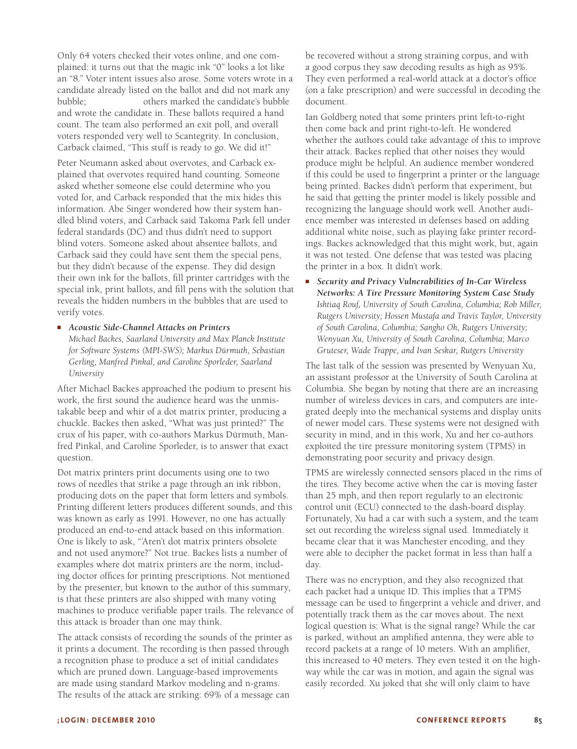Only 64 voters checked their votes online, and one complained: it turns out that the magic ink "0" looks a lot like an "8." Voter intent issues also arose. Some voters wrote in a candidate already listed on the ballot and did not mark any bubble; others marked the candidate's bubble and wrote the candidate in. These ballots required a hand count. The team also performed an exit poll, and overall voters responded very well to Scantegrity. In conclusion, Carback claimed, "This stuff is ready to go. We did it!"

Peter Neumann asked about overvotes, and Carback explained that overvotes required hand counting. Someone asked whether someone else could determine who you voted for, and Carback responded that the mix hides this information. Abe Singer wondered how their system handled blind voters, and Carback said Takoma Park fell under federal standards (DC) and thus didn't need to support blind voters. Someone asked about absentee ballots, and Carback said they could have sent them the special pens, but they didn't because of the expense. They did design their own ink for the ballots, fill printer cartridges with the special ink, print ballots, and fill pens with the solution that reveals the hidden numbers in the bubbles that are used to verify votes.

- ***Acoustic Side-Channel Attacks on Printers***
  *Michael Backes, Saarland University and Max Planck Institute for Software Systems (MPI-SWS); Markus Dürmuth, Sebastian Gerling, Manfred Pinkal, and Caroline Sporleder, Saarland University*

After Michael Backes approached the podium to present his work, the first sound the audience heard was the unmistakable beep and whir of a dot matrix printer, producing a chuckle. Backes then asked, "What was just printed?" The crux of his paper, with co-authors Markus Dürmuth, Manfred Pinkal, and Caroline Sporleder, is to answer that exact question.

Dot matrix printers print documents using one to two rows of needles that strike a page through an ink ribbon, producing dots on the paper that form letters and symbols. Printing different letters produces different sounds, and this was known as early as 1991. However, no one has actually produced an end-to-end attack based on this information. One is likely to ask, "Aren't dot matrix printers obsolete and not used anymore?" Not true. Backes lists a number of examples where dot matrix printers are the norm, including doctor offices for printing prescriptions. Not mentioned by the presenter, but known to the author of this summary, is that these printers are also shipped with many voting machines to produce verifiable paper trails. The relevance of this attack is broader than one may think.

The attack consists of recording the sounds of the printer as it prints a document. The recording is then passed through a recognition phase to produce a set of initial candidates which are pruned down. Language-based improvements are made using standard Markov modeling and n-grams. The results of the attack are striking: 69% of a message can be recovered without a strong straining corpus, and with a good corpus they saw decoding results as high as 95%. They even performed a real-world attack at a doctor's office (on a fake prescription) and were successful in decoding the document.

Ian Goldberg noted that some printers print left-to-right then come back and print right-to-left. He wondered whether the authors could take advantage of this to improve their attack. Backes replied that other noises they would produce might be helpful. An audience member wondered if this could be used to fingerprint a printer or the language being printed. Backes didn't perform that experiment, but he said that getting the printer model is likely possible and recognizing the language should work well. Another audience member was interested in defenses based on adding additional white noise, such as playing fake printer recordings. Backes acknowledged that this might work, but, again it was not tested. One defense that was tested was placing the printer in a box. It didn't work.

- ***Security and Privacy Vulnerabilities of In-Car Wireless Networks: A Tire Pressure Monitoring System Case Study***
  *Ishtiaq Rouf, University of South Carolina, Columbia; Rob Miller, Rutgers University; Hossen Mustafa and Travis Taylor, University of South Carolina, Columbia; Sangho Oh, Rutgers University; Wenyuan Xu, University of South Carolina, Columbia; Marco Gruteser, Wade Trappe, and Ivan Seskar, Rutgers University*

The last talk of the session was presented by Wenyuan Xu, an assistant professor at the University of South Carolina at Columbia. She began by noting that there are an increasing number of wireless devices in cars, and computers are integrated deeply into the mechanical systems and display units of newer model cars. These systems were not designed with security in mind, and in this work, Xu and her co-authors exploited the tire pressure monitoring system (TPMS) in demonstrating poor security and privacy design.

TPMS are wirelessly connected sensors placed in the rims of the tires. They become active when the car is moving faster than 25 mph, and then report regularly to an electronic control unit (ECU) connected to the dash-board display. Fortunately, Xu had a car with such a system, and the team set out recording the wireless signal used. Immediately it became clear that it was Manchester encoding, and they were able to decipher the packet format in less than half a day.

There was no encryption, and they also recognized that each packet had a unique ID. This implies that a TPMS message can be used to fingerprint a vehicle and driver, and potentially track them as the car moves about. The next logical question is: What is the signal range? While the car is parked, without an amplified antenna, they were able to record packets at a range of 10 meters. With an amplifier, this increased to 40 meters. They even tested it on the highway while the car was in motion, and again the signal was easily recorded. Xu joked that she will only claim to have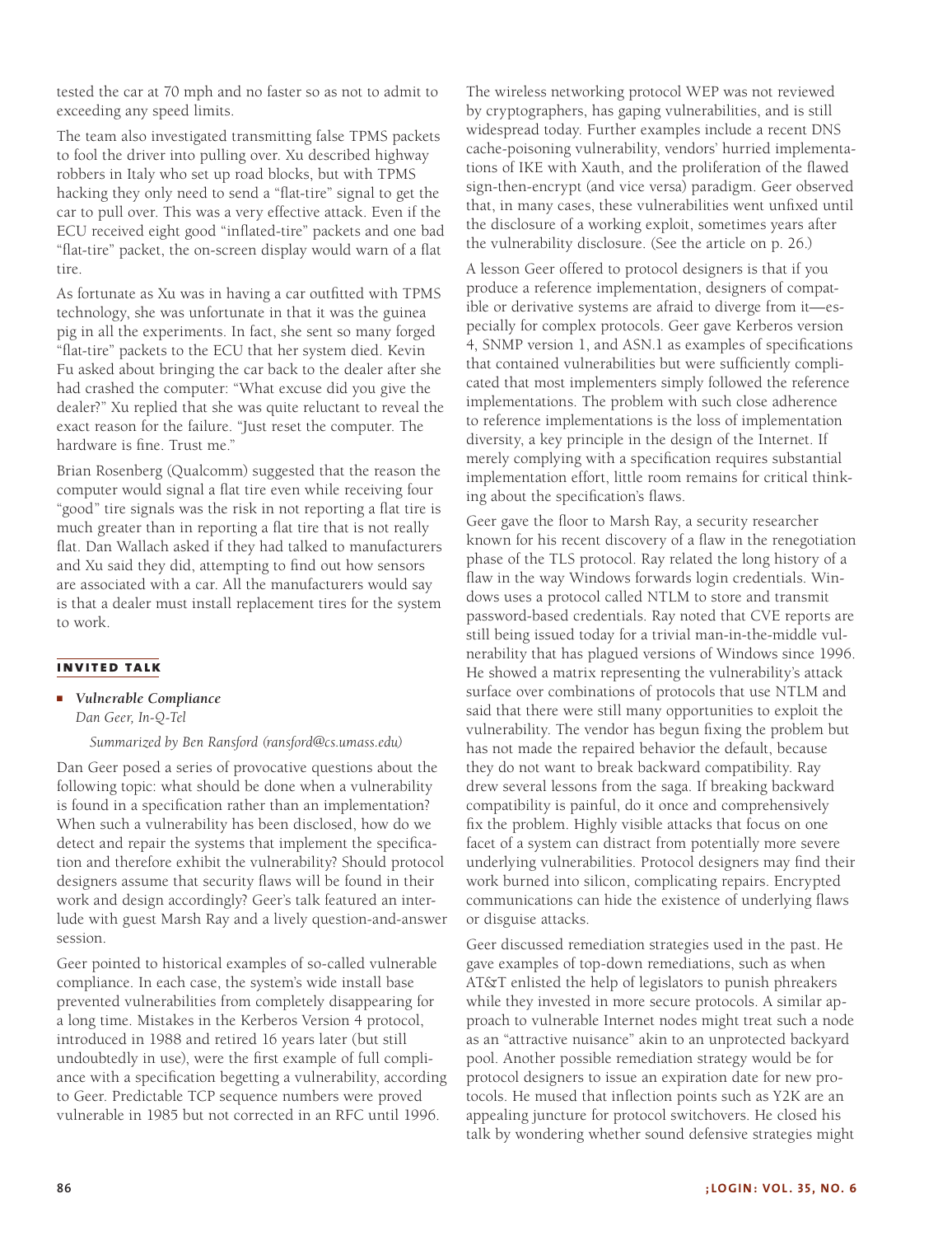tested the car at 70 mph and no faster so as not to admit to exceeding any speed limits.

The team also investigated transmitting false TPMS packets to fool the driver into pulling over. Xu described highway robbers in Italy who set up road blocks, but with TPMS hacking they only need to send a "flat-tire" signal to get the car to pull over. This was a very effective attack. Even if the ECU received eight good "inflated-tire" packets and one bad "flat-tire" packet, the on-screen display would warn of a flat tire.

As fortunate as Xu was in having a car outfitted with TPMS technology, she was unfortunate in that it was the guinea pig in all the experiments. In fact, she sent so many forged "flat-tire" packets to the ECU that her system died. Kevin Fu asked about bringing the car back to the dealer after she had crashed the computer: "What excuse did you give the dealer?" Xu replied that she was quite reluctant to reveal the exact reason for the failure. "Just reset the computer. The hardware is fine. Trust me."

Brian Rosenberg (Qualcomm) suggested that the reason the computer would signal a flat tire even while receiving four "good" tire signals was the risk in not reporting a flat tire is much greater than in reporting a flat tire that is not really flat. Dan Wallach asked if they had talked to manufacturers and Xu said they did, attempting to find out how sensors are associated with a car. All the manufacturers would say is that a dealer must install replacement tires for the system to work.

## INVITED TALK

- ***Vulnerable Compliance***
  *Dan Geer, In-Q-Tel*

  *Summarized by Ben Ransford (ransford@cs.umass.edu)*

Dan Geer posed a series of provocative questions about the following topic: what should be done when a vulnerability is found in a specification rather than an implementation? When such a vulnerability has been disclosed, how do we detect and repair the systems that implement the specification and therefore exhibit the vulnerability? Should protocol designers assume that security flaws will be found in their work and design accordingly? Geer's talk featured an interlude with guest Marsh Ray and a lively question-and-answer session.

Geer pointed to historical examples of so-called vulnerable compliance. In each case, the system's wide install base prevented vulnerabilities from completely disappearing for a long time. Mistakes in the Kerberos Version 4 protocol, introduced in 1988 and retired 16 years later (but still undoubtedly in use), were the first example of full compliance with a specification begetting a vulnerability, according to Geer. Predictable TCP sequence numbers were proved vulnerable in 1985 but not corrected in an RFC until 1996. The wireless networking protocol WEP was not reviewed by cryptographers, has gaping vulnerabilities, and is still widespread today. Further examples include a recent DNS cache-poisoning vulnerability, vendors' hurried implementations of IKE with Xauth, and the proliferation of the flawed sign-then-encrypt (and vice versa) paradigm. Geer observed that, in many cases, these vulnerabilities went unfixed until the disclosure of a working exploit, sometimes years after the vulnerability disclosure. (See the article on p. 26.)

A lesson Geer offered to protocol designers is that if you produce a reference implementation, designers of compatible or derivative systems are afraid to diverge from it—especially for complex protocols. Geer gave Kerberos version 4, SNMP version 1, and ASN.1 as examples of specifications that contained vulnerabilities but were sufficiently complicated that most implementers simply followed the reference implementations. The problem with such close adherence to reference implementations is the loss of implementation diversity, a key principle in the design of the Internet. If merely complying with a specification requires substantial implementation effort, little room remains for critical thinking about the specification's flaws.

Geer gave the floor to Marsh Ray, a security researcher known for his recent discovery of a flaw in the renegotiation phase of the TLS protocol. Ray related the long history of a flaw in the way Windows forwards login credentials. Windows uses a protocol called NTLM to store and transmit password-based credentials. Ray noted that CVE reports are still being issued today for a trivial man-in-the-middle vulnerability that has plagued versions of Windows since 1996. He showed a matrix representing the vulnerability's attack surface over combinations of protocols that use NTLM and said that there were still many opportunities to exploit the vulnerability. The vendor has begun fixing the problem but has not made the repaired behavior the default, because they do not want to break backward compatibility. Ray drew several lessons from the saga. If breaking backward compatibility is painful, do it once and comprehensively fix the problem. Highly visible attacks that focus on one facet of a system can distract from potentially more severe underlying vulnerabilities. Protocol designers may find their work burned into silicon, complicating repairs. Encrypted communications can hide the existence of underlying flaws or disguise attacks.

Geer discussed remediation strategies used in the past. He gave examples of top-down remediations, such as when AT&T enlisted the help of legislators to punish phreakers while they invested in more secure protocols. A similar approach to vulnerable Internet nodes might treat such a node as an "attractive nuisance" akin to an unprotected backyard pool. Another possible remediation strategy would be for protocol designers to issue an expiration date for new protocols. He mused that inflection points such as Y2K are an appealing juncture for protocol switchovers. He closed his talk by wondering whether sound defensive strategies might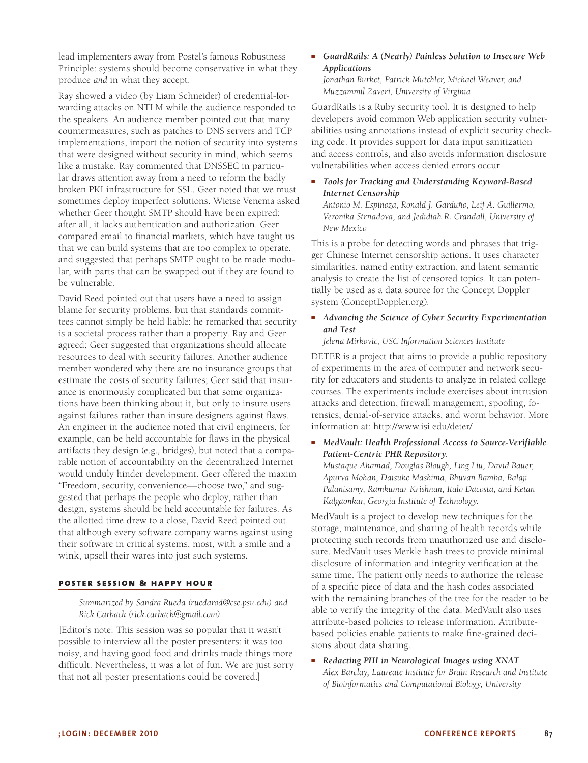lead implementers away from Postel's famous Robustness Principle: systems should become conservative in what they produce *and* in what they accept.

Ray showed a video (by Liam Schneider) of credential-forwarding attacks on NTLM while the audience responded to the speakers. An audience member pointed out that many countermeasures, such as patches to DNS servers and TCP implementations, import the notion of security into systems that were designed without security in mind, which seems like a mistake. Ray commented that DNSSEC in particular draws attention away from a need to reform the badly broken PKI infrastructure for SSL. Geer noted that we must sometimes deploy imperfect solutions. Wietse Venema asked whether Geer thought SMTP should have been expired; after all, it lacks authentication and authorization. Geer compared email to financial markets, which have taught us that we can build systems that are too complex to operate, and suggested that perhaps SMTP ought to be made modular, with parts that can be swapped out if they are found to be vulnerable.

David Reed pointed out that users have a need to assign blame for security problems, but that standards committees cannot simply be held liable; he remarked that security is a societal process rather than a property. Ray and Geer agreed; Geer suggested that organizations should allocate resources to deal with security failures. Another audience member wondered why there are no insurance groups that estimate the costs of security failures; Geer said that insurance is enormously complicated but that some organizations have been thinking about it, but only to insure users against failures rather than insure designers against flaws. An engineer in the audience noted that civil engineers, for example, can be held accountable for flaws in the physical artifacts they design (e.g., bridges), but noted that a comparable notion of accountability on the decentralized Internet would unduly hinder development. Geer offered the maxim "Freedom, security, convenience—choose two," and suggested that perhaps the people who deploy, rather than design, systems should be held accountable for failures. As the allotted time drew to a close, David Reed pointed out that although every software company warns against using their software in critical systems, most, with a smile and a wink, upsell their wares into just such systems.

## POSTER SESSION & HAPPY HOUR

*Summarized by Sandra Rueda (ruedarod@cse.psu.edu) and Rick Carback (rick.carback@gmail.com)*

[Editor's note: This session was so popular that it wasn't possible to interview all the poster presenters: it was too noisy, and having good food and drinks made things more difficult. Nevertheless, it was a lot of fun. We are just sorry that not all poster presentations could be covered.]

- ***GuardRails: A (Nearly) Painless Solution to Insecure Web Applications***
  *Jonathan Burket, Patrick Mutchler, Michael Weaver, and Muzzammil Zaveri, University of Virginia*

GuardRails is a Ruby security tool. It is designed to help developers avoid common Web application security vulnerabilities using annotations instead of explicit security checking code. It provides support for data input sanitization and access controls, and also avoids information disclosure vulnerabilities when access denied errors occur.

- ***Tools for Tracking and Understanding Keyword-Based Internet Censorship***
  *Antonio M. Espinoza, Ronald J. Garduño, Leif A. Guillermo, Veronika Strnadova, and Jedidiah R. Crandall, University of New Mexico*

This is a probe for detecting words and phrases that trigger Chinese Internet censorship actions. It uses character similarities, named entity extraction, and latent semantic analysis to create the list of censored topics. It can potentially be used as a data source for the Concept Doppler system (ConceptDoppler.org).

- ***Advancing the Science of Cyber Security Experimentation and Test***
  *Jelena Mirkovic, USC Information Sciences Institute*

DETER is a project that aims to provide a public repository of experiments in the area of computer and network security for educators and students to analyze in related college courses. The experiments include exercises about intrusion attacks and detection, firewall management, spoofing, forensics, denial-of-service attacks, and worm behavior. More information at: http://www.isi.edu/deter/.

- ***MedVault: Health Professional Access to Source-Verifiable Patient-Centric PHR Repository.***
  *Mustaque Ahamad, Douglas Blough, Ling Liu, David Bauer, Apurva Mohan, Daisuke Mashima, Bhuvan Bamba, Balaji Palanisamy, Ramkumar Krishnan, Italo Dacosta, and Ketan Kalgaonkar, Georgia Institute of Technology.*

MedVault is a project to develop new techniques for the storage, maintenance, and sharing of health records while protecting such records from unauthorized use and disclosure. MedVault uses Merkle hash trees to provide minimal disclosure of information and integrity verification at the same time. The patient only needs to authorize the release of a specific piece of data and the hash codes associated with the remaining branches of the tree for the reader to be able to verify the integrity of the data. MedVault also uses attribute-based policies to release information. Attribute-based policies enable patients to make fine-grained decisions about data sharing.

- ***Redacting PHI in Neurological Images using XNAT***
  *Alex Barclay, Laureate Institute for Brain Research and Institute of Bioinformatics and Computational Biology, University*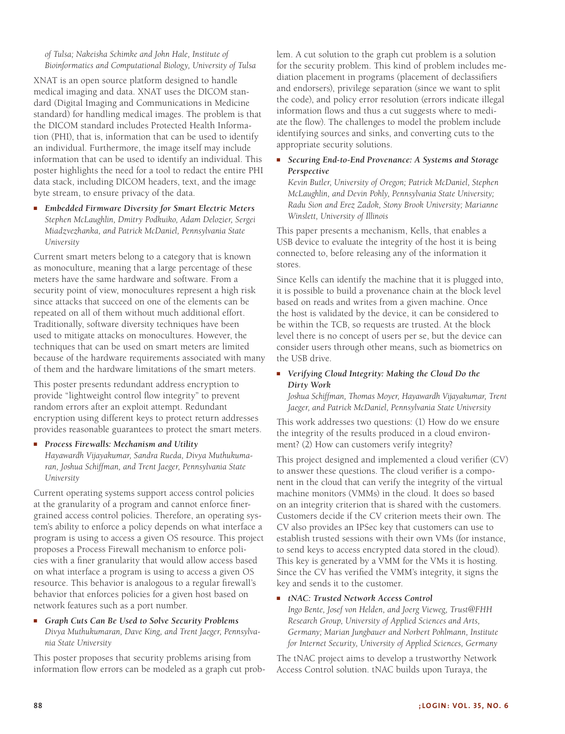*of Tulsa; Nakeisha Schimke and John Hale, Institute of Bioinformatics and Computational Biology, University of Tulsa*

XNAT is an open source platform designed to handle medical imaging and data. XNAT uses the DICOM standard (Digital Imaging and Communications in Medicine standard) for handling medical images. The problem is that the DICOM standard includes Protected Health Information (PHI), that is, information that can be used to identify an individual. Furthermore, the image itself may include information that can be used to identify an individual. This poster highlights the need for a tool to redact the entire PHI data stack, including DICOM headers, text, and the image byte stream, to ensure privacy of the data.

- ***Embedded Firmware Diversity for Smart Electric Meters***
  *Stephen McLaughlin, Dmitry Podkuiko, Adam Delozier, Sergei Miadzvezhanka, and Patrick McDaniel, Pennsylvania State University*

Current smart meters belong to a category that is known as monoculture, meaning that a large percentage of these meters have the same hardware and software. From a security point of view, monocultures represent a high risk since attacks that succeed on one of the elements can be repeated on all of them without much additional effort. Traditionally, software diversity techniques have been used to mitigate attacks on monocultures. However, the techniques that can be used on smart meters are limited because of the hardware requirements associated with many of them and the hardware limitations of the smart meters.

This poster presents redundant address encryption to provide "lightweight control flow integrity" to prevent random errors after an exploit attempt. Redundant encryption using different keys to protect return addresses provides reasonable guarantees to protect the smart meters.

- ***Process Firewalls: Mechanism and Utility***
  *Hayawardh Vijayakumar, Sandra Rueda, Divya Muthukumaran, Joshua Schiffman, and Trent Jaeger, Pennsylvania State University*

Current operating systems support access control policies at the granularity of a program and cannot enforce finer-grained access control policies. Therefore, an operating system's ability to enforce a policy depends on what interface a program is using to access a given OS resource. This project proposes a Process Firewall mechanism to enforce policies with a finer granularity that would allow access based on what interface a program is using to access a given OS resource. This behavior is analogous to a regular firewall's behavior that enforces policies for a given host based on network features such as a port number.

- ***Graph Cuts Can Be Used to Solve Security Problems***
  *Divya Muthukumaran, Dave King, and Trent Jaeger, Pennsylvania State University*

This poster proposes that security problems arising from information flow errors can be modeled as a graph cut problem. A cut solution to the graph cut problem is a solution for the security problem. This kind of problem includes mediation placement in programs (placement of declassifiers and endorsers), privilege separation (since we want to split the code), and policy error resolution (errors indicate illegal information flows and thus a cut suggests where to mediate the flow). The challenges to model the problem include identifying sources and sinks, and converting cuts to the appropriate security solutions.

- ***Securing End-to-End Provenance: A Systems and Storage Perspective***
  *Kevin Butler, University of Oregon; Patrick McDaniel, Stephen McLaughlin, and Devin Pohly, Pennsylvania State University; Radu Sion and Erez Zadok, Stony Brook University; Marianne Winslett, University of Illinois*

This paper presents a mechanism, Kells, that enables a USB device to evaluate the integrity of the host it is being connected to, before releasing any of the information it stores.

Since Kells can identify the machine that it is plugged into, it is possible to build a provenance chain at the block level based on reads and writes from a given machine. Once the host is validated by the device, it can be considered to be within the TCB, so requests are trusted. At the block level there is no concept of users per se, but the device can consider users through other means, such as biometrics on the USB drive.

- ***Verifying Cloud Integrity: Making the Cloud Do the Dirty Work***
  *Joshua Schiffman, Thomas Moyer, Hayawardh Vijayakumar, Trent Jaeger, and Patrick McDaniel, Pennsylvania State University*

This work addresses two questions: (1) How do we ensure the integrity of the results produced in a cloud environment? (2) How can customers verify integrity?

This project designed and implemented a cloud verifier (CV) to answer these questions. The cloud verifier is a component in the cloud that can verify the integrity of the virtual machine monitors (VMMs) in the cloud. It does so based on an integrity criterion that is shared with the customers. Customers decide if the CV criterion meets their own. The CV also provides an IPSec key that customers can use to establish trusted sessions with their own VMs (for instance, to send keys to access encrypted data stored in the cloud). This key is generated by a VMM for the VMs it is hosting. Since the CV has verified the VMM's integrity, it signs the key and sends it to the customer.

- ***tNAC: Trusted Network Access Control***
  *Ingo Bente, Josef von Helden, and Joerg Vieweg, Trust@FHH Research Group, University of Applied Sciences and Arts, Germany; Marian Jungbauer and Norbert Pohlmann, Institute for Internet Security, University of Applied Sciences, Germany*

The tNAC project aims to develop a trustworthy Network Access Control solution. tNAC builds upon Turaya, the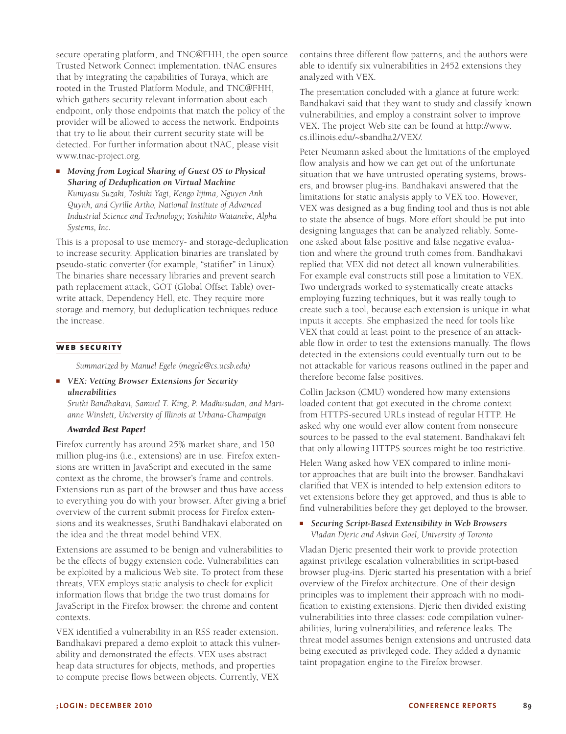secure operating platform, and TNC@FHH, the open source Trusted Network Connect implementation. tNAC ensures that by integrating the capabilities of Turaya, which are rooted in the Trusted Platform Module, and TNC@FHH, which gathers security relevant information about each endpoint, only those endpoints that match the policy of the provider will be allowed to access the network. Endpoints that try to lie about their current security state will be detected. For further information about tNAC, please visit www.tnac-project.org.

- ***Moving from Logical Sharing of Guest OS to Physical Sharing of Deduplication on Virtual Machine***
  *Kuniyasu Suzaki, Toshiki Yagi, Kengo Iijima, Nguyen Anh Quynh, and Cyrille Artho, National Institute of Advanced Industrial Science and Technology; Yoshihito Watanebe, Alpha Systems, Inc.*

This is a proposal to use memory- and storage-deduplication to increase security. Application binaries are translated by pseudo-static converter (for example, "statifier" in Linux). The binaries share necessary libraries and prevent search path replacement attack, GOT (Global Offset Table) overwrite attack, Dependency Hell, etc. They require more storage and memory, but deduplication techniques reduce the increase.

## WEB SECURITY

*Summarized by Manuel Egele (megele@cs.ucsb.edu)*

- ***VEX: Vetting Browser Extensions for Security ulnerabilities***
  *Sruthi Bandhakavi, Samuel T. King, P. Madhusudan, and Marianne Winslett, University of Illinois at Urbana-Champaign*

  ***Awarded Best Paper!***

Firefox currently has around 25% market share, and 150 million plug-ins (i.e., extensions) are in use. Firefox extensions are written in JavaScript and executed in the same context as the chrome, the browser's frame and controls. Extensions run as part of the browser and thus have access to everything you do with your browser. After giving a brief overview of the current submit process for Firefox extensions and its weaknesses, Sruthi Bandhakavi elaborated on the idea and the threat model behind VEX.

Extensions are assumed to be benign and vulnerabilities to be the effects of buggy extension code. Vulnerabilities can be exploited by a malicious Web site. To protect from these threats, VEX employs static analysis to check for explicit information flows that bridge the two trust domains for JavaScript in the Firefox browser: the chrome and content contexts.

VEX identified a vulnerability in an RSS reader extension. Bandhakavi prepared a demo exploit to attack this vulnerability and demonstrated the effects. VEX uses abstract heap data structures for objects, methods, and properties to compute precise flows between objects. Currently, VEX contains three different flow patterns, and the authors were able to identify six vulnerabilities in 2452 extensions they analyzed with VEX.

The presentation concluded with a glance at future work: Bandhakavi said that they want to study and classify known vulnerabilities, and employ a constraint solver to improve VEX. The project Web site can be found at http://www.cs.illinois.edu/~sbandha2/VEX/.

Peter Neumann asked about the limitations of the employed flow analysis and how we can get out of the unfortunate situation that we have untrusted operating systems, browsers, and browser plug-ins. Bandhakavi answered that the limitations for static analysis apply to VEX too. However, VEX was designed as a bug finding tool and thus is not able to state the absence of bugs. More effort should be put into designing languages that can be analyzed reliably. Someone asked about false positive and false negative evaluation and where the ground truth comes from. Bandhakavi replied that VEX did not detect all known vulnerabilities. For example eval constructs still pose a limitation to VEX. Two undergrads worked to systematically create attacks employing fuzzing techniques, but it was really tough to create such a tool, because each extension is unique in what inputs it accepts. She emphasized the need for tools like VEX that could at least point to the presence of an attackable flow in order to test the extensions manually. The flows detected in the extensions could eventually turn out to be not attackable for various reasons outlined in the paper and therefore become false positives.

Collin Jackson (CMU) wondered how many extensions loaded content that got executed in the chrome context from HTTPS-secured URLs instead of regular HTTP. He asked why one would ever allow content from nonsecure sources to be passed to the eval statement. Bandhakavi felt that only allowing HTTPS sources might be too restrictive.

Helen Wang asked how VEX compared to inline monitor approaches that are built into the browser. Bandhakavi clarified that VEX is intended to help extension editors to vet extensions before they get approved, and thus is able to find vulnerabilities before they get deployed to the browser.

- ***Securing Script-Based Extensibility in Web Browsers***
  *Vladan Djeric and Ashvin Goel, University of Toronto*

Vladan Djeric presented their work to provide protection against privilege escalation vulnerabilities in script-based browser plug-ins. Djeric started his presentation with a brief overview of the Firefox architecture. One of their design principles was to implement their approach with no modification to existing extensions. Djeric then divided existing vulnerabilities into three classes: code compilation vulnerabilities, luring vulnerabilities, and reference leaks. The threat model assumes benign extensions and untrusted data being executed as privileged code. They added a dynamic taint propagation engine to the Firefox browser.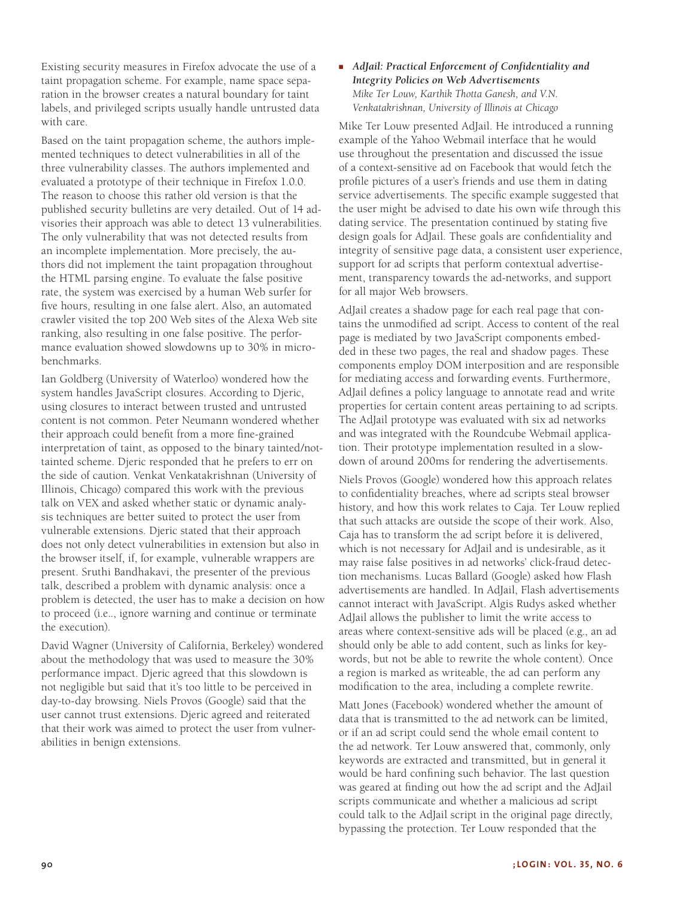Existing security measures in Firefox advocate the use of a taint propagation scheme. For example, name space separation in the browser creates a natural boundary for taint labels, and privileged scripts usually handle untrusted data with care.

Based on the taint propagation scheme, the authors implemented techniques to detect vulnerabilities in all of the three vulnerability classes. The authors implemented and evaluated a prototype of their technique in Firefox 1.0.0. The reason to choose this rather old version is that the published security bulletins are very detailed. Out of 14 advisories their approach was able to detect 13 vulnerabilities. The only vulnerability that was not detected results from an incomplete implementation. More precisely, the authors did not implement the taint propagation throughout the HTML parsing engine. To evaluate the false positive rate, the system was exercised by a human Web surfer for five hours, resulting in one false alert. Also, an automated crawler visited the top 200 Web sites of the Alexa Web site ranking, also resulting in one false positive. The performance evaluation showed slowdowns up to 30% in microbenchmarks.

Ian Goldberg (University of Waterloo) wondered how the system handles JavaScript closures. According to Djeric, using closures to interact between trusted and untrusted content is not common. Peter Neumann wondered whether their approach could benefit from a more fine-grained interpretation of taint, as opposed to the binary tainted/not-tainted scheme. Djeric responded that he prefers to err on the side of caution. Venkat Venkatakrishnan (University of Illinois, Chicago) compared this work with the previous talk on VEX and asked whether static or dynamic analysis techniques are better suited to protect the user from vulnerable extensions. Djeric stated that their approach does not only detect vulnerabilities in extension but also in the browser itself, if, for example, vulnerable wrappers are present. Sruthi Bandhakavi, the presenter of the previous talk, described a problem with dynamic analysis: once a problem is detected, the user has to make a decision on how to proceed (i.e.., ignore warning and continue or terminate the execution).

David Wagner (University of California, Berkeley) wondered about the methodology that was used to measure the 30% performance impact. Djeric agreed that this slowdown is not negligible but said that it's too little to be perceived in day-to-day browsing. Niels Provos (Google) said that the user cannot trust extensions. Djeric agreed and reiterated that their work was aimed to protect the user from vulnerabilities in benign extensions.

- ***AdJail: Practical Enforcement of Confidentiality and Integrity Policies on Web Advertisements***
  *Mike Ter Louw, Karthik Thotta Ganesh, and V.N. Venkatakrishnan, University of Illinois at Chicago*

Mike Ter Louw presented AdJail. He introduced a running example of the Yahoo Webmail interface that he would use throughout the presentation and discussed the issue of a context-sensitive ad on Facebook that would fetch the profile pictures of a user's friends and use them in dating service advertisements. The specific example suggested that the user might be advised to date his own wife through this dating service. The presentation continued by stating five design goals for AdJail. These goals are confidentiality and integrity of sensitive page data, a consistent user experience, support for ad scripts that perform contextual advertisement, transparency towards the ad-networks, and support for all major Web browsers.

AdJail creates a shadow page for each real page that contains the unmodified ad script. Access to content of the real page is mediated by two JavaScript components embedded in these two pages, the real and shadow pages. These components employ DOM interposition and are responsible for mediating access and forwarding events. Furthermore, AdJail defines a policy language to annotate read and write properties for certain content areas pertaining to ad scripts. The AdJail prototype was evaluated with six ad networks and was integrated with the Roundcube Webmail application. Their prototype implementation resulted in a slowdown of around 200ms for rendering the advertisements.

Niels Provos (Google) wondered how this approach relates to confidentiality breaches, where ad scripts steal browser history, and how this work relates to Caja. Ter Louw replied that such attacks are outside the scope of their work. Also, Caja has to transform the ad script before it is delivered, which is not necessary for AdJail and is undesirable, as it may raise false positives in ad networks' click-fraud detection mechanisms. Lucas Ballard (Google) asked how Flash advertisements are handled. In AdJail, Flash advertisements cannot interact with JavaScript. Algis Rudys asked whether AdJail allows the publisher to limit the write access to areas where context-sensitive ads will be placed (e.g., an ad should only be able to add content, such as links for keywords, but not be able to rewrite the whole content). Once a region is marked as writeable, the ad can perform any modification to the area, including a complete rewrite.

Matt Jones (Facebook) wondered whether the amount of data that is transmitted to the ad network can be limited, or if an ad script could send the whole email content to the ad network. Ter Louw answered that, commonly, only keywords are extracted and transmitted, but in general it would be hard confining such behavior. The last question was geared at finding out how the ad script and the AdJail scripts communicate and whether a malicious ad script could talk to the AdJail script in the original page directly, bypassing the protection. Ter Louw responded that the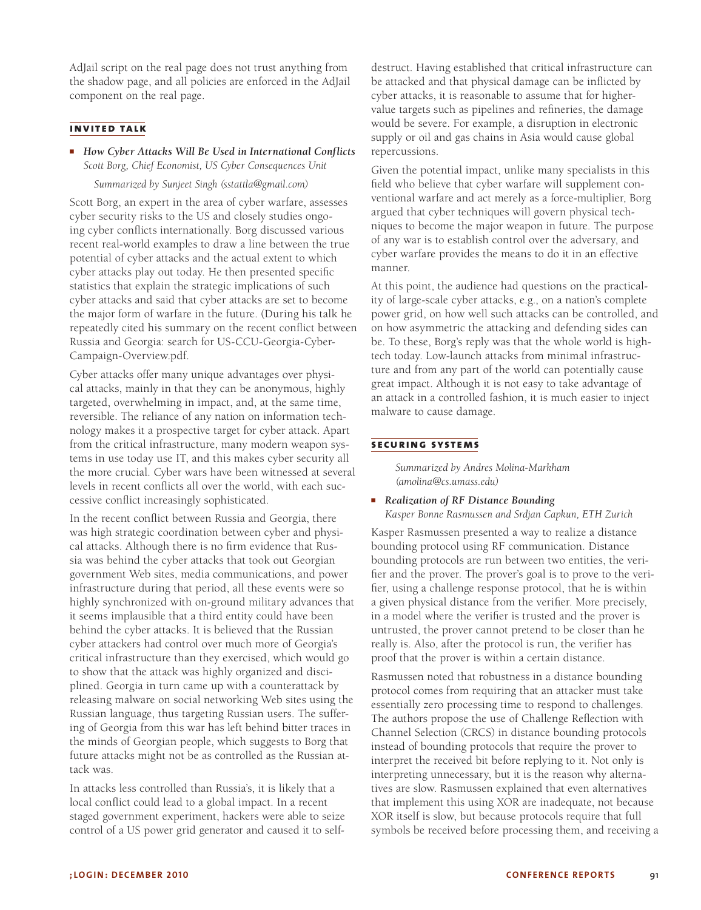AdJail script on the real page does not trust anything from the shadow page, and all policies are enforced in the AdJail component on the real page.

## INVITED TALK

- ***How Cyber Attacks Will Be Used in International Conflicts***
  *Scott Borg, Chief Economist, US Cyber Consequences Unit*

  *Summarized by Sunjeet Singh (sstattla@gmail.com)*

Scott Borg, an expert in the area of cyber warfare, assesses cyber security risks to the US and closely studies ongoing cyber conflicts internationally. Borg discussed various recent real-world examples to draw a line between the true potential of cyber attacks and the actual extent to which cyber attacks play out today. He then presented specific statistics that explain the strategic implications of such cyber attacks and said that cyber attacks are set to become the major form of warfare in the future. (During his talk he repeatedly cited his summary on the recent conflict between Russia and Georgia: search for US-CCU-Georgia-Cyber-Campaign-Overview.pdf.

Cyber attacks offer many unique advantages over physical attacks, mainly in that they can be anonymous, highly targeted, overwhelming in impact, and, at the same time, reversible. The reliance of any nation on information technology makes it a prospective target for cyber attack. Apart from the critical infrastructure, many modern weapon systems in use today use IT, and this makes cyber security all the more crucial. Cyber wars have been witnessed at several levels in recent conflicts all over the world, with each successive conflict increasingly sophisticated.

In the recent conflict between Russia and Georgia, there was high strategic coordination between cyber and physical attacks. Although there is no firm evidence that Russia was behind the cyber attacks that took out Georgian government Web sites, media communications, and power infrastructure during that period, all these events were so highly synchronized with on-ground military advances that it seems implausible that a third entity could have been behind the cyber attacks. It is believed that the Russian cyber attackers had control over much more of Georgia's critical infrastructure than they exercised, which would go to show that the attack was highly organized and disciplined. Georgia in turn came up with a counterattack by releasing malware on social networking Web sites using the Russian language, thus targeting Russian users. The suffering of Georgia from this war has left behind bitter traces in the minds of Georgian people, which suggests to Borg that future attacks might not be as controlled as the Russian attack was.

In attacks less controlled than Russia's, it is likely that a local conflict could lead to a global impact. In a recent staged government experiment, hackers were able to seize control of a US power grid generator and caused it to self-destruct. Having established that critical infrastructure can be attacked and that physical damage can be inflicted by cyber attacks, it is reasonable to assume that for higher-value targets such as pipelines and refineries, the damage would be severe. For example, a disruption in electronic supply or oil and gas chains in Asia would cause global repercussions.

Given the potential impact, unlike many specialists in this field who believe that cyber warfare will supplement conventional warfare and act merely as a force-multiplier, Borg argued that cyber techniques will govern physical techniques to become the major weapon in future. The purpose of any war is to establish control over the adversary, and cyber warfare provides the means to do it in an effective manner.

At this point, the audience had questions on the practicality of large-scale cyber attacks, e.g., on a nation's complete power grid, on how well such attacks can be controlled, and on how asymmetric the attacking and defending sides can be. To these, Borg's reply was that the whole world is high-tech today. Low-launch attacks from minimal infrastructure and from any part of the world can potentially cause great impact. Although it is not easy to take advantage of an attack in a controlled fashion, it is much easier to inject malware to cause damage.

## SECURING SYSTEMS

*Summarized by Andres Molina-Markham (amolina@cs.umass.edu)*

- ***Realization of RF Distance Bounding***
  *Kasper Bonne Rasmussen and Srdjan Capkun, ETH Zurich*

Kasper Rasmussen presented a way to realize a distance bounding protocol using RF communication. Distance bounding protocols are run between two entities, the verifier and the prover. The prover's goal is to prove to the verifier, using a challenge response protocol, that he is within a given physical distance from the verifier. More precisely, in a model where the verifier is trusted and the prover is untrusted, the prover cannot pretend to be closer than he really is. Also, after the protocol is run, the verifier has proof that the prover is within a certain distance.

Rasmussen noted that robustness in a distance bounding protocol comes from requiring that an attacker must take essentially zero processing time to respond to challenges. The authors propose the use of Challenge Reflection with Channel Selection (CRCS) in distance bounding protocols instead of bounding protocols that require the prover to interpret the received bit before replying to it. Not only is interpreting unnecessary, but it is the reason why alternatives are slow. Rasmussen explained that even alternatives that implement this using XOR are inadequate, not because XOR itself is slow, but because protocols require that full symbols be received before processing them, and receiving a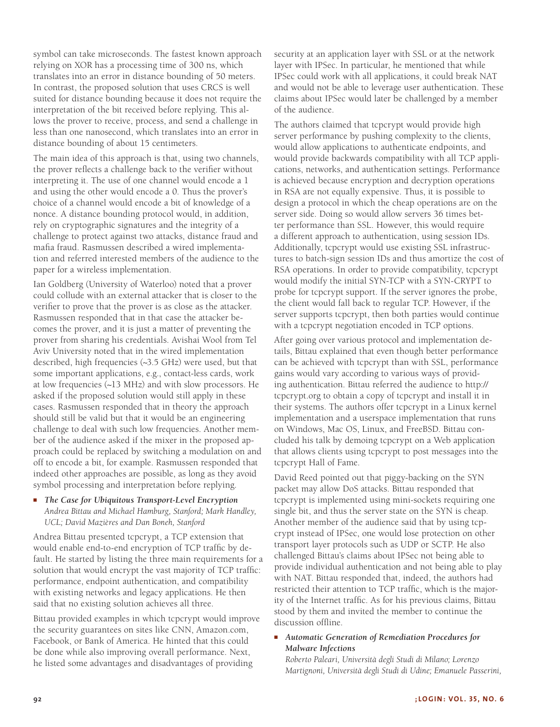symbol can take microseconds. The fastest known approach relying on XOR has a processing time of 300 ns, which translates into an error in distance bounding of 50 meters. In contrast, the proposed solution that uses CRCS is well suited for distance bounding because it does not require the interpretation of the bit received before replying. This allows the prover to receive, process, and send a challenge in less than one nanosecond, which translates into an error in distance bounding of about 15 centimeters.

The main idea of this approach is that, using two channels, the prover reflects a challenge back to the verifier without interpreting it. The use of one channel would encode a 1 and using the other would encode a 0. Thus the prover's choice of a channel would encode a bit of knowledge of a nonce. A distance bounding protocol would, in addition, rely on cryptographic signatures and the integrity of a challenge to protect against two attacks, distance fraud and mafia fraud. Rasmussen described a wired implementation and referred interested members of the audience to the paper for a wireless implementation.

Ian Goldberg (University of Waterloo) noted that a prover could collude with an external attacker that is closer to the verifier to prove that the prover is as close as the attacker. Rasmussen responded that in that case the attacker becomes the prover, and it is just a matter of preventing the prover from sharing his credentials. Avishai Wool from Tel Aviv University noted that in the wired implementation described, high frequencies (~3.5 GHz) were used, but that some important applications, e.g., contact-less cards, work at low frequencies (~13 MHz) and with slow processors. He asked if the proposed solution would still apply in these cases. Rasmussen responded that in theory the approach should still be valid but that it would be an engineering challenge to deal with such low frequencies. Another member of the audience asked if the mixer in the proposed approach could be replaced by switching a modulation on and off to encode a bit, for example. Rasmussen responded that indeed other approaches are possible, as long as they avoid symbol processing and interpretation before replying.

- ***The Case for Ubiquitous Transport-Level Encryption***
  *Andrea Bittau and Michael Hamburg, Stanford; Mark Handley, UCL; David Mazières and Dan Boneh, Stanford*

Andrea Bittau presented tcpcrypt, a TCP extension that would enable end-to-end encryption of TCP traffic by default. He started by listing the three main requirements for a solution that would encrypt the vast majority of TCP traffic: performance, endpoint authentication, and compatibility with existing networks and legacy applications. He then said that no existing solution achieves all three.

Bittau provided examples in which tcpcrypt would improve the security guarantees on sites like CNN, Amazon.com, Facebook, or Bank of America. He hinted that this could be done while also improving overall performance. Next, he listed some advantages and disadvantages of providing security at an application layer with SSL or at the network layer with IPSec. In particular, he mentioned that while IPSec could work with all applications, it could break NAT and would not be able to leverage user authentication. These claims about IPSec would later be challenged by a member of the audience.

The authors claimed that tcpcrypt would provide high server performance by pushing complexity to the clients, would allow applications to authenticate endpoints, and would provide backwards compatibility with all TCP applications, networks, and authentication settings. Performance is achieved because encryption and decryption operations in RSA are not equally expensive. Thus, it is possible to design a protocol in which the cheap operations are on the server side. Doing so would allow servers 36 times better performance than SSL. However, this would require a different approach to authentication, using session IDs. Additionally, tcpcrypt would use existing SSL infrastructures to batch-sign session IDs and thus amortize the cost of RSA operations. In order to provide compatibility, tcpcrypt would modify the initial SYN-TCP with a SYN-CRYPT to probe for tcpcrypt support. If the server ignores the probe, the client would fall back to regular TCP. However, if the server supports tcpcrypt, then both parties would continue with a tcpcrypt negotiation encoded in TCP options.

After going over various protocol and implementation details, Bittau explained that even though better performance can be achieved with tcpcrypt than with SSL, performance gains would vary according to various ways of providing authentication. Bittau referred the audience to http://tcpcrypt.org to obtain a copy of tcpcrypt and install it in their systems. The authors offer tcpcrypt in a Linux kernel implementation and a userspace implementation that runs on Windows, Mac OS, Linux, and FreeBSD. Bittau concluded his talk by demoing tcpcrypt on a Web application that allows clients using tcpcrypt to post messages into the tcpcrypt Hall of Fame.

David Reed pointed out that piggy-backing on the SYN packet may allow DoS attacks. Bittau responded that tcpcrypt is implemented using mini-sockets requiring one single bit, and thus the server state on the SYN is cheap. Another member of the audience said that by using tcpcrypt instead of IPSec, one would lose protection on other transport layer protocols such as UDP or SCTP. He also challenged Bittau's claims about IPSec not being able to provide individual authentication and not being able to play with NAT. Bittau responded that, indeed, the authors had restricted their attention to TCP traffic, which is the majority of the Internet traffic. As for his previous claims, Bittau stood by them and invited the member to continue the discussion offline.

- ***Automatic Generation of Remediation Procedures for Malware Infections***
  *Roberto Paleari, Università degli Studi di Milano; Lorenzo Martignoni, Università degli Studi di Udine; Emanuele Passerini,*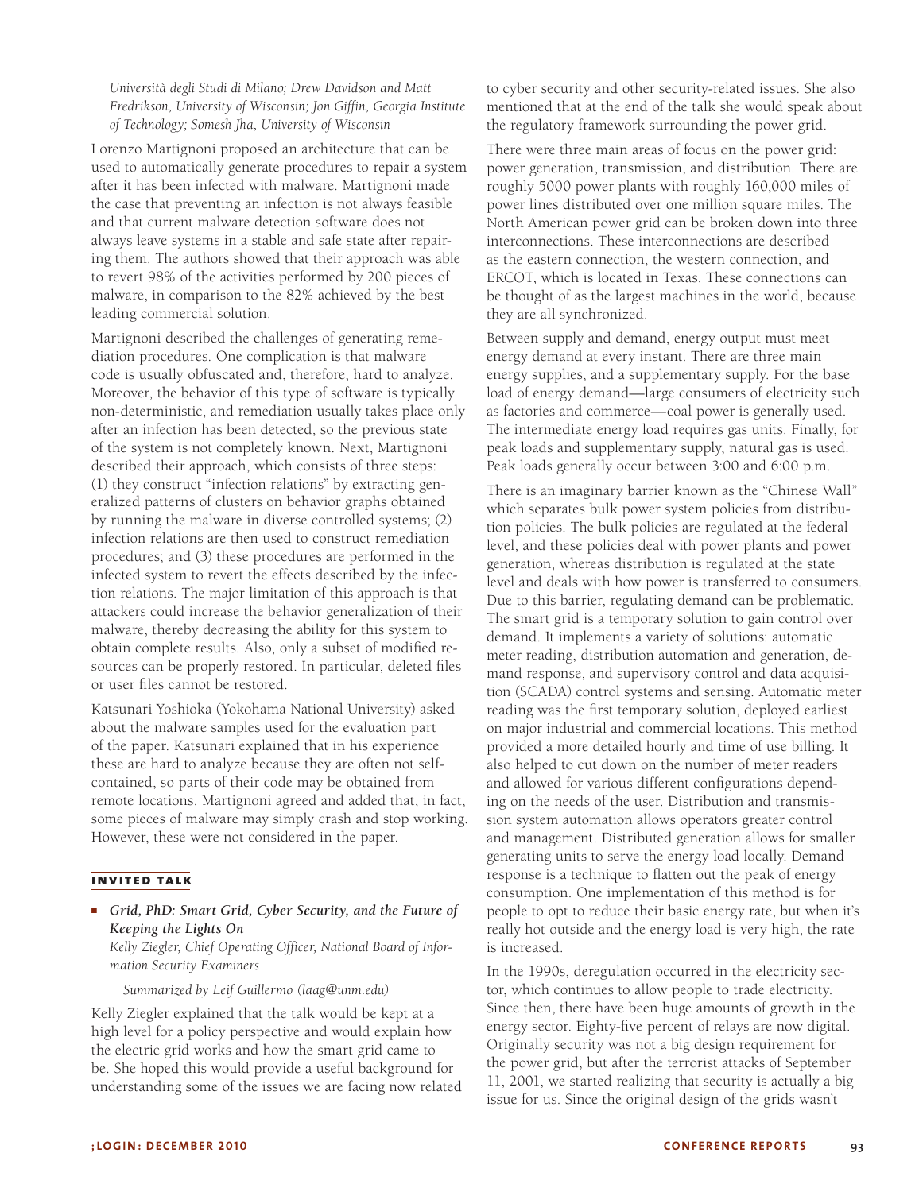*Università degli Studi di Milano; Drew Davidson and Matt Fredrikson, University of Wisconsin; Jon Giffin, Georgia Institute of Technology; Somesh Jha, University of Wisconsin*

Lorenzo Martignoni proposed an architecture that can be used to automatically generate procedures to repair a system after it has been infected with malware. Martignoni made the case that preventing an infection is not always feasible and that current malware detection software does not always leave systems in a stable and safe state after repairing them. The authors showed that their approach was able to revert 98% of the activities performed by 200 pieces of malware, in comparison to the 82% achieved by the best leading commercial solution.

Martignoni described the challenges of generating remediation procedures. One complication is that malware code is usually obfuscated and, therefore, hard to analyze. Moreover, the behavior of this type of software is typically non-deterministic, and remediation usually takes place only after an infection has been detected, so the previous state of the system is not completely known. Next, Martignoni described their approach, which consists of three steps: (1) they construct "infection relations" by extracting generalized patterns of clusters on behavior graphs obtained by running the malware in diverse controlled systems; (2) infection relations are then used to construct remediation procedures; and (3) these procedures are performed in the infected system to revert the effects described by the infection relations. The major limitation of this approach is that attackers could increase the behavior generalization of their malware, thereby decreasing the ability for this system to obtain complete results. Also, only a subset of modified resources can be properly restored. In particular, deleted files or user files cannot be restored.

Katsunari Yoshioka (Yokohama National University) asked about the malware samples used for the evaluation part of the paper. Katsunari explained that in his experience these are hard to analyze because they are often not self-contained, so parts of their code may be obtained from remote locations. Martignoni agreed and added that, in fact, some pieces of malware may simply crash and stop working. However, these were not considered in the paper.

## INVITED TALK

- ***Grid, PhD: Smart Grid, Cyber Security, and the Future of Keeping the Lights On***
  *Kelly Ziegler, Chief Operating Officer, National Board of Information Security Examiners*

  *Summarized by Leif Guillermo (laag@unm.edu)*

Kelly Ziegler explained that the talk would be kept at a high level for a policy perspective and would explain how the electric grid works and how the smart grid came to be. She hoped this would provide a useful background for understanding some of the issues we are facing now related to cyber security and other security-related issues. She also mentioned that at the end of the talk she would speak about the regulatory framework surrounding the power grid.

There were three main areas of focus on the power grid: power generation, transmission, and distribution. There are roughly 5000 power plants with roughly 160,000 miles of power lines distributed over one million square miles. The North American power grid can be broken down into three interconnections. These interconnections are described as the eastern connection, the western connection, and ERCOT, which is located in Texas. These connections can be thought of as the largest machines in the world, because they are all synchronized.

Between supply and demand, energy output must meet energy demand at every instant. There are three main energy supplies, and a supplementary supply. For the base load of energy demand—large consumers of electricity such as factories and commerce—coal power is generally used. The intermediate energy load requires gas units. Finally, for peak loads and supplementary supply, natural gas is used. Peak loads generally occur between 3:00 and 6:00 p.m.

There is an imaginary barrier known as the "Chinese Wall" which separates bulk power system policies from distribution policies. The bulk policies are regulated at the federal level, and these policies deal with power plants and power generation, whereas distribution is regulated at the state level and deals with how power is transferred to consumers. Due to this barrier, regulating demand can be problematic. The smart grid is a temporary solution to gain control over demand. It implements a variety of solutions: automatic meter reading, distribution automation and generation, demand response, and supervisory control and data acquisition (SCADA) control systems and sensing. Automatic meter reading was the first temporary solution, deployed earliest on major industrial and commercial locations. This method provided a more detailed hourly and time of use billing. It also helped to cut down on the number of meter readers and allowed for various different configurations depending on the needs of the user. Distribution and transmission system automation allows operators greater control and management. Distributed generation allows for smaller generating units to serve the energy load locally. Demand response is a technique to flatten out the peak of energy consumption. One implementation of this method is for people to opt to reduce their basic energy rate, but when it's really hot outside and the energy load is very high, the rate is increased.

In the 1990s, deregulation occurred in the electricity sector, which continues to allow people to trade electricity. Since then, there have been huge amounts of growth in the energy sector. Eighty-five percent of relays are now digital. Originally security was not a big design requirement for the power grid, but after the terrorist attacks of September 11, 2001, we started realizing that security is actually a big issue for us. Since the original design of the grids wasn't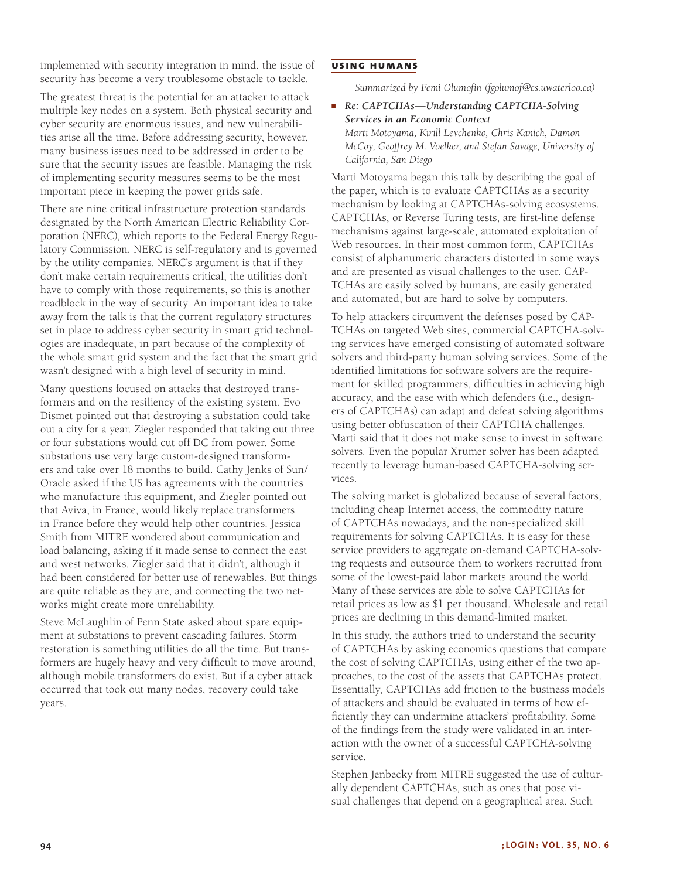implemented with security integration in mind, the issue of security has become a very troublesome obstacle to tackle.

The greatest threat is the potential for an attacker to attack multiple key nodes on a system. Both physical security and cyber security are enormous issues, and new vulnerabilities arise all the time. Before addressing security, however, many business issues need to be addressed in order to be sure that the security issues are feasible. Managing the risk of implementing security measures seems to be the most important piece in keeping the power grids safe.

There are nine critical infrastructure protection standards designated by the North American Electric Reliability Corporation (NERC), which reports to the Federal Energy Regulatory Commission. NERC is self-regulatory and is governed by the utility companies. NERC's argument is that if they don't make certain requirements critical, the utilities don't have to comply with those requirements, so this is another roadblock in the way of security. An important idea to take away from the talk is that the current regulatory structures set in place to address cyber security in smart grid technologies are inadequate, in part because of the complexity of the whole smart grid system and the fact that the smart grid wasn't designed with a high level of security in mind.

Many questions focused on attacks that destroyed transformers and on the resiliency of the existing system. Evo Dismet pointed out that destroying a substation could take out a city for a year. Ziegler responded that taking out three or four substations would cut off DC from power. Some substations use very large custom-designed transformers and take over 18 months to build. Cathy Jenks of Sun/Oracle asked if the US has agreements with the countries who manufacture this equipment, and Ziegler pointed out that Aviva, in France, would likely replace transformers in France before they would help other countries. Jessica Smith from MITRE wondered about communication and load balancing, asking if it made sense to connect the east and west networks. Ziegler said that it didn't, although it had been considered for better use of renewables. But things are quite reliable as they are, and connecting the two networks might create more unreliability.

Steve McLaughlin of Penn State asked about spare equipment at substations to prevent cascading failures. Storm restoration is something utilities do all the time. But transformers are hugely heavy and very difficult to move around, although mobile transformers do exist. But if a cyber attack occurred that took out many nodes, recovery could take years.

## USING HUMANS

*Summarized by Femi Olumofin (fgolumof@cs.uwaterloo.ca)*

- ***Re: CAPTCHAs—Understanding CAPTCHA-Solving Services in an Economic Context***
  *Marti Motoyama, Kirill Levchenko, Chris Kanich, Damon McCoy, Geoffrey M. Voelker, and Stefan Savage, University of California, San Diego*

Marti Motoyama began this talk by describing the goal of the paper, which is to evaluate CAPTCHAs as a security mechanism by looking at CAPTCHAs-solving ecosystems. CAPTCHAs, or Reverse Turing tests, are first-line defense mechanisms against large-scale, automated exploitation of Web resources. In their most common form, CAPTCHAs consist of alphanumeric characters distorted in some ways and are presented as visual challenges to the user. CAPTCHAs are easily solved by humans, are easily generated and automated, but are hard to solve by computers.

To help attackers circumvent the defenses posed by CAPTCHAs on targeted Web sites, commercial CAPTCHA-solving services have emerged consisting of automated software solvers and third-party human solving services. Some of the identified limitations for software solvers are the requirement for skilled programmers, difficulties in achieving high accuracy, and the ease with which defenders (i.e., designers of CAPTCHAs) can adapt and defeat solving algorithms using better obfuscation of their CAPTCHA challenges. Marti said that it does not make sense to invest in software solvers. Even the popular Xrumer solver has been adapted recently to leverage human-based CAPTCHA-solving services.

The solving market is globalized because of several factors, including cheap Internet access, the commodity nature of CAPTCHAs nowadays, and the non-specialized skill requirements for solving CAPTCHAs. It is easy for these service providers to aggregate on-demand CAPTCHA-solving requests and outsource them to workers recruited from some of the lowest-paid labor markets around the world. Many of these services are able to solve CAPTCHAs for retail prices as low as \$1 per thousand. Wholesale and retail prices are declining in this demand-limited market.

In this study, the authors tried to understand the security of CAPTCHAs by asking economics questions that compare the cost of solving CAPTCHAs, using either of the two approaches, to the cost of the assets that CAPTCHAs protect. Essentially, CAPTCHAs add friction to the business models of attackers and should be evaluated in terms of how efficiently they can undermine attackers' profitability. Some of the findings from the study were validated in an interaction with the owner of a successful CAPTCHA-solving service.

Stephen Jenbecky from MITRE suggested the use of culturally dependent CAPTCHAs, such as ones that pose visual challenges that depend on a geographical area. Such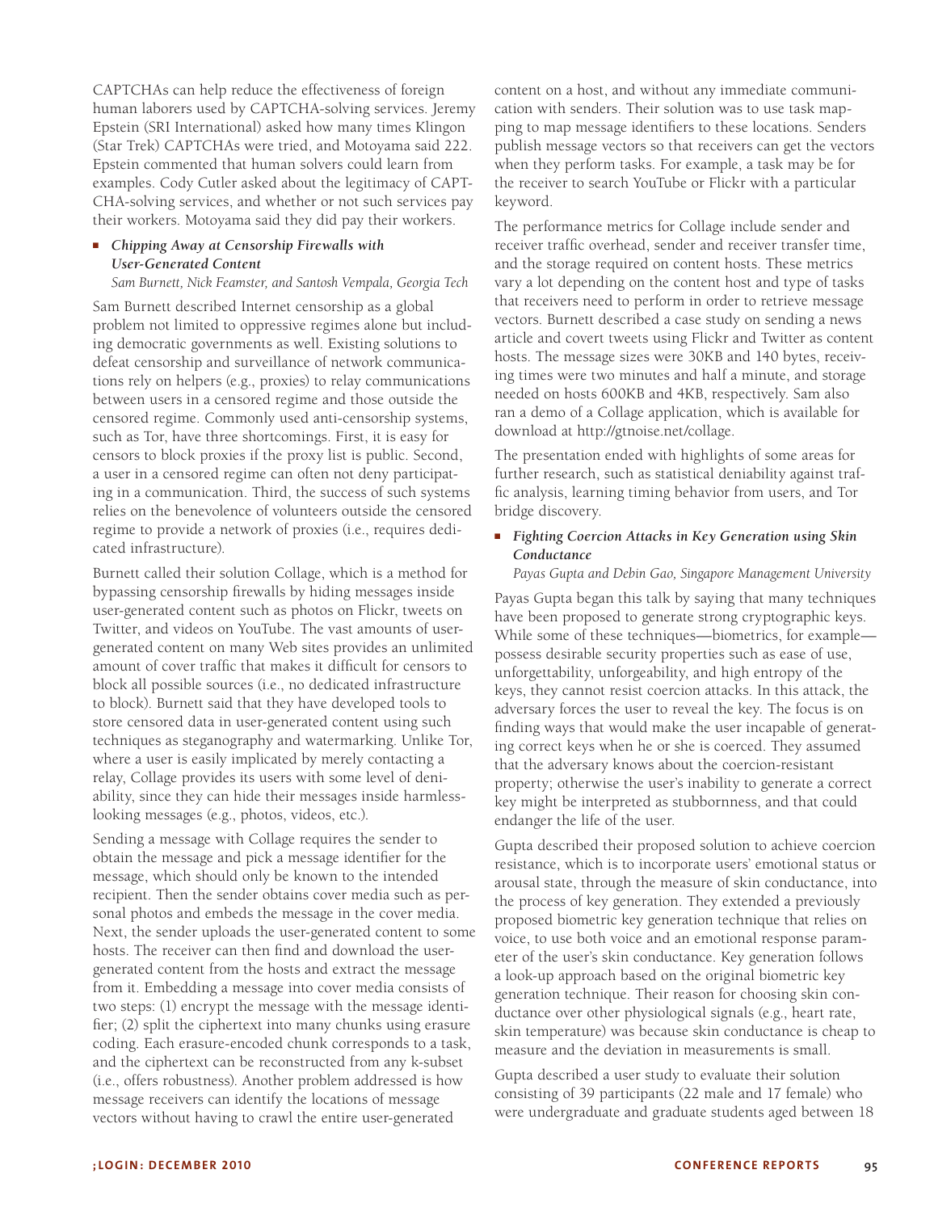CAPTCHAs can help reduce the effectiveness of foreign human laborers used by CAPTCHA-solving services. Jeremy Epstein (SRI International) asked how many times Klingon (Star Trek) CAPTCHAs were tried, and Motoyama said 222. Epstein commented that human solvers could learn from examples. Cody Cutler asked about the legitimacy of CAPTCHA-solving services, and whether or not such services pay their workers. Motoyama said they did pay their workers.

- ***Chipping Away at Censorship Firewalls with User-Generated Content***
  *Sam Burnett, Nick Feamster, and Santosh Vempala, Georgia Tech*

Sam Burnett described Internet censorship as a global problem not limited to oppressive regimes alone but including democratic governments as well. Existing solutions to defeat censorship and surveillance of network communications rely on helpers (e.g., proxies) to relay communications between users in a censored regime and those outside the censored regime. Commonly used anti-censorship systems, such as Tor, have three shortcomings. First, it is easy for censors to block proxies if the proxy list is public. Second, a user in a censored regime can often not deny participating in a communication. Third, the success of such systems relies on the benevolence of volunteers outside the censored regime to provide a network of proxies (i.e., requires dedicated infrastructure).

Burnett called their solution Collage, which is a method for bypassing censorship firewalls by hiding messages inside user-generated content such as photos on Flickr, tweets on Twitter, and videos on YouTube. The vast amounts of user-generated content on many Web sites provides an unlimited amount of cover traffic that makes it difficult for censors to block all possible sources (i.e., no dedicated infrastructure to block). Burnett said that they have developed tools to store censored data in user-generated content using such techniques as steganography and watermarking. Unlike Tor, where a user is easily implicated by merely contacting a relay, Collage provides its users with some level of deniability, since they can hide their messages inside harmless-looking messages (e.g., photos, videos, etc.).

Sending a message with Collage requires the sender to obtain the message and pick a message identifier for the message, which should only be known to the intended recipient. Then the sender obtains cover media such as personal photos and embeds the message in the cover media. Next, the sender uploads the user-generated content to some hosts. The receiver can then find and download the user-generated content from the hosts and extract the message from it. Embedding a message into cover media consists of two steps: (1) encrypt the message with the message identifier; (2) split the ciphertext into many chunks using erasure coding. Each erasure-encoded chunk corresponds to a task, and the ciphertext can be reconstructed from any k-subset (i.e., offers robustness). Another problem addressed is how message receivers can identify the locations of message vectors without having to crawl the entire user-generated content on a host, and without any immediate communication with senders. Their solution was to use task mapping to map message identifiers to these locations. Senders publish message vectors so that receivers can get the vectors when they perform tasks. For example, a task may be for the receiver to search YouTube or Flickr with a particular keyword.

The performance metrics for Collage include sender and receiver traffic overhead, sender and receiver transfer time, and the storage required on content hosts. These metrics vary a lot depending on the content host and type of tasks that receivers need to perform in order to retrieve message vectors. Burnett described a case study on sending a news article and covert tweets using Flickr and Twitter as content hosts. The message sizes were 30KB and 140 bytes, receiving times were two minutes and half a minute, and storage needed on hosts 600KB and 4KB, respectively. Sam also ran a demo of a Collage application, which is available for download at http://gtnoise.net/collage.

The presentation ended with highlights of some areas for further research, such as statistical deniability against traffic analysis, learning timing behavior from users, and Tor bridge discovery.

- ***Fighting Coercion Attacks in Key Generation using Skin Conductance***
  *Payas Gupta and Debin Gao, Singapore Management University*

Payas Gupta began this talk by saying that many techniques have been proposed to generate strong cryptographic keys. While some of these techniques—biometrics, for example—possess desirable security properties such as ease of use, unforgettability, unforgeability, and high entropy of the keys, they cannot resist coercion attacks. In this attack, the adversary forces the user to reveal the key. The focus is on finding ways that would make the user incapable of generating correct keys when he or she is coerced. They assumed that the adversary knows about the coercion-resistant property; otherwise the user's inability to generate a correct key might be interpreted as stubbornness, and that could endanger the life of the user.

Gupta described their proposed solution to achieve coercion resistance, which is to incorporate users' emotional status or arousal state, through the measure of skin conductance, into the process of key generation. They extended a previously proposed biometric key generation technique that relies on voice, to use both voice and an emotional response parameter of the user's skin conductance. Key generation follows a look-up approach based on the original biometric key generation technique. Their reason for choosing skin conductance over other physiological signals (e.g., heart rate, skin temperature) was because skin conductance is cheap to measure and the deviation in measurements is small.

Gupta described a user study to evaluate their solution consisting of 39 participants (22 male and 17 female) who were undergraduate and graduate students aged between 18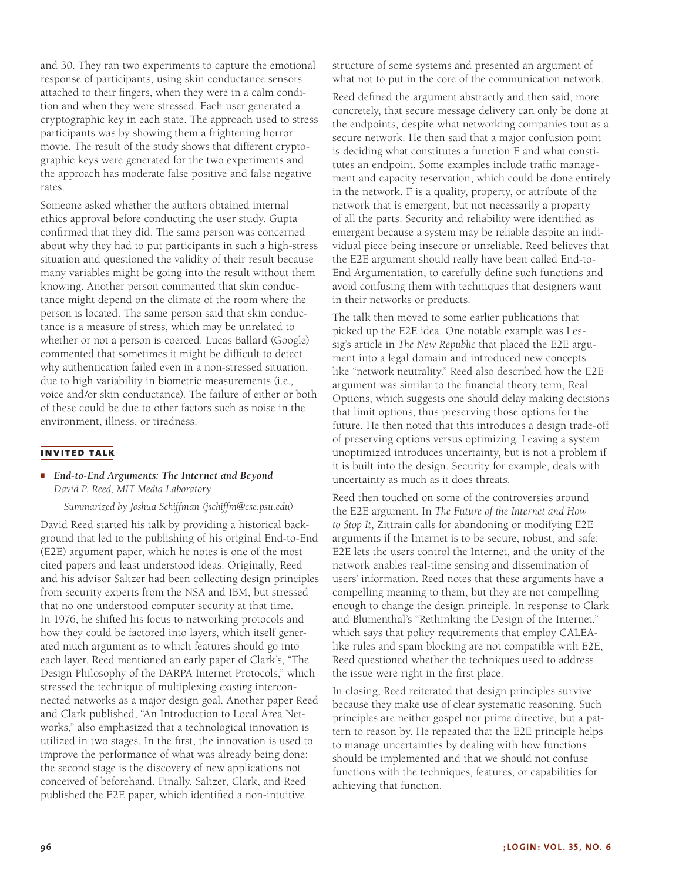and 30. They ran two experiments to capture the emotional response of participants, using skin conductance sensors attached to their fingers, when they were in a calm condition and when they were stressed. Each user generated a cryptographic key in each state. The approach used to stress participants was by showing them a frightening horror movie. The result of the study shows that different cryptographic keys were generated for the two experiments and the approach has moderate false positive and false negative rates.

Someone asked whether the authors obtained internal ethics approval before conducting the user study. Gupta confirmed that they did. The same person was concerned about why they had to put participants in such a high-stress situation and questioned the validity of their result because many variables might be going into the result without them knowing. Another person commented that skin conductance might depend on the climate of the room where the person is located. The same person said that skin conductance is a measure of stress, which may be unrelated to whether or not a person is coerced. Lucas Ballard (Google) commented that sometimes it might be difficult to detect why authentication failed even in a non-stressed situation, due to high variability in biometric measurements (i.e., voice and/or skin conductance). The failure of either or both of these could be due to other factors such as noise in the environment, illness, or tiredness.

## INVITED TALK

- ***End-to-End Arguments: The Internet and Beyond***
  *David P. Reed, MIT Media Laboratory*

  *Summarized by Joshua Schiffman (jschiffm@cse.psu.edu)*

David Reed started his talk by providing a historical background that led to the publishing of his original End-to-End (E2E) argument paper, which he notes is one of the most cited papers and least understood ideas. Originally, Reed and his advisor Saltzer had been collecting design principles from security experts from the NSA and IBM, but stressed that no one understood computer security at that time. In 1976, he shifted his focus to networking protocols and how they could be factored into layers, which itself generated much argument as to which features should go into each layer. Reed mentioned an early paper of Clark's, "The Design Philosophy of the DARPA Internet Protocols," which stressed the technique of multiplexing *existing* interconnected networks as a major design goal. Another paper Reed and Clark published, "An Introduction to Local Area Networks," also emphasized that a technological innovation is utilized in two stages. In the first, the innovation is used to improve the performance of what was already being done; the second stage is the discovery of new applications not conceived of beforehand. Finally, Saltzer, Clark, and Reed published the E2E paper, which identified a non-intuitive structure of some systems and presented an argument of what not to put in the core of the communication network.

Reed defined the argument abstractly and then said, more concretely, that secure message delivery can only be done at the endpoints, despite what networking companies tout as a secure network. He then said that a major confusion point is deciding what constitutes a function F and what constitutes an endpoint. Some examples include traffic management and capacity reservation, which could be done entirely in the network. F is a quality, property, or attribute of the network that is emergent, but not necessarily a property of all the parts. Security and reliability were identified as emergent because a system may be reliable despite an individual piece being insecure or unreliable. Reed believes that the E2E argument should really have been called End-to-End Argumentation, to carefully define such functions and avoid confusing them with techniques that designers want in their networks or products.

The talk then moved to some earlier publications that picked up the E2E idea. One notable example was Lessig's article in *The New Republic* that placed the E2E argument into a legal domain and introduced new concepts like "network neutrality." Reed also described how the E2E argument was similar to the financial theory term, Real Options, which suggests one should delay making decisions that limit options, thus preserving those options for the future. He then noted that this introduces a design trade-off of preserving options versus optimizing. Leaving a system unoptimized introduces uncertainty, but is not a problem if it is built into the design. Security for example, deals with uncertainty as much as it does threats.

Reed then touched on some of the controversies around the E2E argument. In *The Future of the Internet and How to Stop It*, Zittrain calls for abandoning or modifying E2E arguments if the Internet is to be secure, robust, and safe; E2E lets the users control the Internet, and the unity of the network enables real-time sensing and dissemination of users' information. Reed notes that these arguments have a compelling meaning to them, but they are not compelling enough to change the design principle. In response to Clark and Blumenthal's "Rethinking the Design of the Internet," which says that policy requirements that employ CALEA-like rules and spam blocking are not compatible with E2E, Reed questioned whether the techniques used to address the issue were right in the first place.

In closing, Reed reiterated that design principles survive because they make use of clear systematic reasoning. Such principles are neither gospel nor prime directive, but a pattern to reason by. He repeated that the E2E principle helps to manage uncertainties by dealing with how functions should be implemented and that we should not confuse functions with the techniques, features, or capabilities for achieving that function.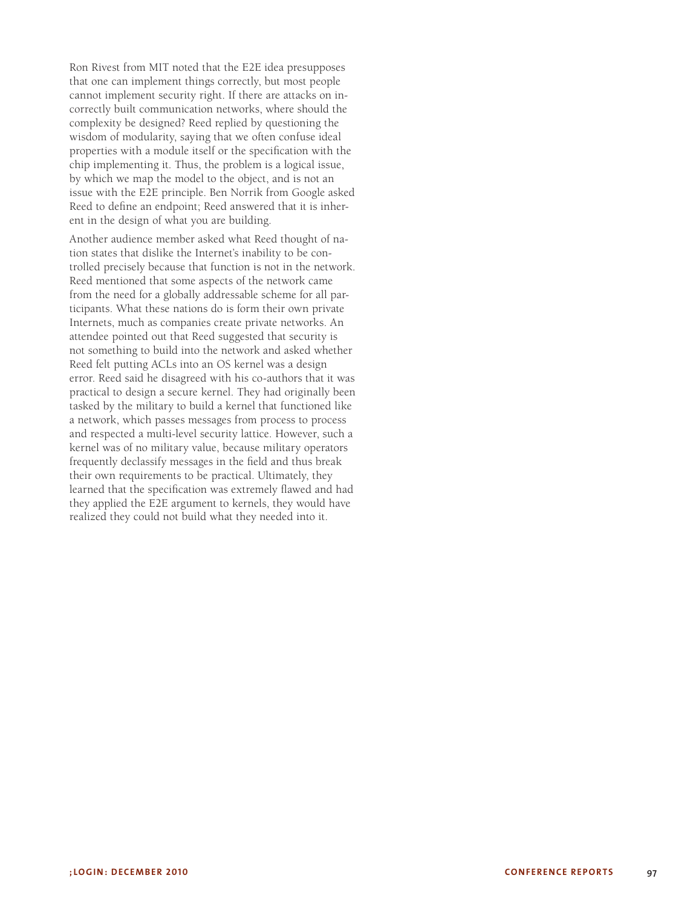Ron Rivest from MIT noted that the E2E idea presupposes that one can implement things correctly, but most people cannot implement security right. If there are attacks on incorrectly built communication networks, where should the complexity be designed? Reed replied by questioning the wisdom of modularity, saying that we often confuse ideal properties with a module itself or the specification with the chip implementing it. Thus, the problem is a logical issue, by which we map the model to the object, and is not an issue with the E2E principle. Ben Norrik from Google asked Reed to define an endpoint; Reed answered that it is inherent in the design of what you are building.

Another audience member asked what Reed thought of nation states that dislike the Internet's inability to be controlled precisely because that function is not in the network. Reed mentioned that some aspects of the network came from the need for a globally addressable scheme for all participants. What these nations do is form their own private Internets, much as companies create private networks. An attendee pointed out that Reed suggested that security is not something to build into the network and asked whether Reed felt putting ACLs into an OS kernel was a design error. Reed said he disagreed with his co-authors that it was practical to design a secure kernel. They had originally been tasked by the military to build a kernel that functioned like a network, which passes messages from process to process and respected a multi-level security lattice. However, such a kernel was of no military value, because military operators frequently declassify messages in the field and thus break their own requirements to be practical. Ultimately, they learned that the specification was extremely flawed and had they applied the E2E argument to kernels, they would have realized they could not build what they needed into it.